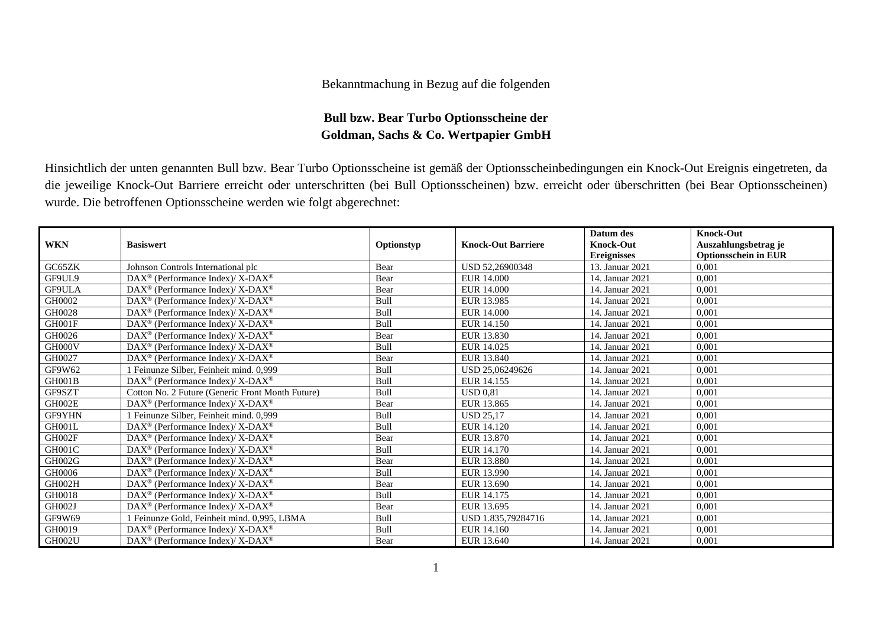Bekanntmachung in Bezug auf die folgenden

**Bull bzw. Bear Turbo Optionsscheine der Goldman, Sachs & Co. Wertpapier GmbH**

Hinsichtlich der unten genannten Bull bzw. Bear Turbo Optionsscheine ist gemäß der Optionsscheinbedingungen ein Knock-Out Ereignis eingetreten, da die jeweilige Knock-Out Barriere erreicht oder unterschritten (bei Bull Optionsscheinen) bzw. erreicht oder überschritten (bei Bear Optionsscheinen) wurde. Die betroffenen Optionsscheine werden wie folgt abgerechnet:

| WKN | Basiswert | Optionstyp | Knock-Out Barriere | Datum des Knock-Out Ereignisses | Knock-Out Auszahlungsbetrag je Optionsschein in EUR |
|---|---|---|---|---|---|
| GC65ZK | Johnson Controls International plc | Bear | USD 52,26900348 | 13. Januar 2021 | 0,001 |
| GF9UL9 | DAX® (Performance Index)/ X-DAX® | Bear | EUR 14.000 | 14. Januar 2021 | 0,001 |
| GF9ULA | DAX® (Performance Index)/ X-DAX® | Bear | EUR 14.000 | 14. Januar 2021 | 0,001 |
| GH0002 | DAX® (Performance Index)/ X-DAX® | Bull | EUR 13.985 | 14. Januar 2021 | 0,001 |
| GH0028 | DAX® (Performance Index)/ X-DAX® | Bull | EUR 14.000 | 14. Januar 2021 | 0,001 |
| GH001F | DAX® (Performance Index)/ X-DAX® | Bull | EUR 14.150 | 14. Januar 2021 | 0,001 |
| GH0026 | DAX® (Performance Index)/ X-DAX® | Bear | EUR 13.830 | 14. Januar 2021 | 0,001 |
| GH000V | DAX® (Performance Index)/ X-DAX® | Bull | EUR 14.025 | 14. Januar 2021 | 0,001 |
| GH0027 | DAX® (Performance Index)/ X-DAX® | Bear | EUR 13.840 | 14. Januar 2021 | 0,001 |
| GF9W62 | 1 Feinunze Silber, Feinheit mind. 0,999 | Bull | USD 25,06249626 | 14. Januar 2021 | 0,001 |
| GH001B | DAX® (Performance Index)/ X-DAX® | Bull | EUR 14.155 | 14. Januar 2021 | 0,001 |
| GF9SZT | Cotton No. 2 Future (Generic Front Month Future) | Bull | USD 0,81 | 14. Januar 2021 | 0,001 |
| GH002E | DAX® (Performance Index)/ X-DAX® | Bear | EUR 13.865 | 14. Januar 2021 | 0,001 |
| GF9YHN | 1 Feinunze Silber, Feinheit mind. 0,999 | Bull | USD 25,17 | 14. Januar 2021 | 0,001 |
| GH001L | DAX® (Performance Index)/ X-DAX® | Bull | EUR 14.120 | 14. Januar 2021 | 0,001 |
| GH002F | DAX® (Performance Index)/ X-DAX® | Bear | EUR 13.870 | 14. Januar 2021 | 0,001 |
| GH001C | DAX® (Performance Index)/ X-DAX® | Bull | EUR 14.170 | 14. Januar 2021 | 0,001 |
| GH002G | DAX® (Performance Index)/ X-DAX® | Bear | EUR 13.880 | 14. Januar 2021 | 0,001 |
| GH0006 | DAX® (Performance Index)/ X-DAX® | Bull | EUR 13.990 | 14. Januar 2021 | 0,001 |
| GH002H | DAX® (Performance Index)/ X-DAX® | Bear | EUR 13.690 | 14. Januar 2021 | 0,001 |
| GH0018 | DAX® (Performance Index)/ X-DAX® | Bull | EUR 14.175 | 14. Januar 2021 | 0,001 |
| GH002J | DAX® (Performance Index)/ X-DAX® | Bear | EUR 13.695 | 14. Januar 2021 | 0,001 |
| GF9W69 | 1 Feinunze Gold, Feinheit mind. 0,995, LBMA | Bull | USD 1.835,79284716 | 14. Januar 2021 | 0,001 |
| GH0019 | DAX® (Performance Index)/ X-DAX® | Bull | EUR 14.160 | 14. Januar 2021 | 0,001 |
| GH002U | DAX® (Performance Index)/ X-DAX® | Bear | EUR 13.640 | 14. Januar 2021 | 0,001 |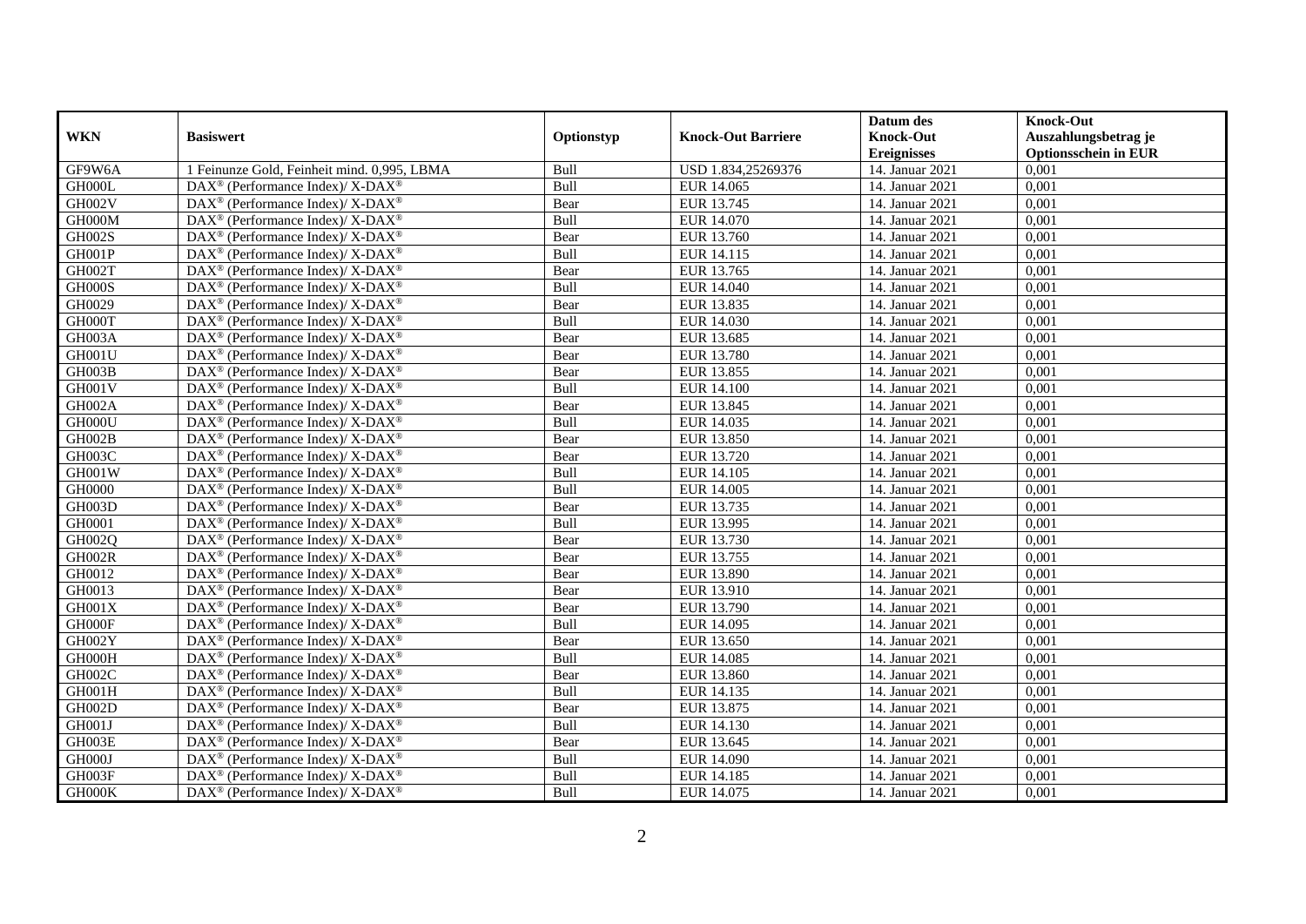| WKN | Basiswert | Optionstyp | Knock-Out Barriere | Datum des Knock-Out Ereignisses | Knock-Out Auszahlungsbetrag je Optionsschein in EUR |
|---|---|---|---|---|---|
| GF9W6A | 1 Feinunze Gold, Feinheit mind. 0,995, LBMA | Bull | USD 1.834,25269376 | 14. Januar 2021 | 0,001 |
| GH000L | DAX® (Performance Index)/ X-DAX® | Bull | EUR 14.065 | 14. Januar 2021 | 0,001 |
| GH002V | DAX® (Performance Index)/ X-DAX® | Bear | EUR 13.745 | 14. Januar 2021 | 0,001 |
| GH000M | DAX® (Performance Index)/ X-DAX® | Bull | EUR 14.070 | 14. Januar 2021 | 0,001 |
| GH002S | DAX® (Performance Index)/ X-DAX® | Bear | EUR 13.760 | 14. Januar 2021 | 0,001 |
| GH001P | DAX® (Performance Index)/ X-DAX® | Bull | EUR 14.115 | 14. Januar 2021 | 0,001 |
| GH002T | DAX® (Performance Index)/ X-DAX® | Bear | EUR 13.765 | 14. Januar 2021 | 0,001 |
| GH000S | DAX® (Performance Index)/ X-DAX® | Bull | EUR 14.040 | 14. Januar 2021 | 0,001 |
| GH0029 | DAX® (Performance Index)/ X-DAX® | Bear | EUR 13.835 | 14. Januar 2021 | 0,001 |
| GH000T | DAX® (Performance Index)/ X-DAX® | Bull | EUR 14.030 | 14. Januar 2021 | 0,001 |
| GH003A | DAX® (Performance Index)/ X-DAX® | Bear | EUR 13.685 | 14. Januar 2021 | 0,001 |
| GH001U | DAX® (Performance Index)/ X-DAX® | Bear | EUR 13.780 | 14. Januar 2021 | 0,001 |
| GH003B | DAX® (Performance Index)/ X-DAX® | Bear | EUR 13.855 | 14. Januar 2021 | 0,001 |
| GH001V | DAX® (Performance Index)/ X-DAX® | Bull | EUR 14.100 | 14. Januar 2021 | 0,001 |
| GH002A | DAX® (Performance Index)/ X-DAX® | Bear | EUR 13.845 | 14. Januar 2021 | 0,001 |
| GH000U | DAX® (Performance Index)/ X-DAX® | Bull | EUR 14.035 | 14. Januar 2021 | 0,001 |
| GH002B | DAX® (Performance Index)/ X-DAX® | Bear | EUR 13.850 | 14. Januar 2021 | 0,001 |
| GH003C | DAX® (Performance Index)/ X-DAX® | Bear | EUR 13.720 | 14. Januar 2021 | 0,001 |
| GH001W | DAX® (Performance Index)/ X-DAX® | Bull | EUR 14.105 | 14. Januar 2021 | 0,001 |
| GH0000 | DAX® (Performance Index)/ X-DAX® | Bull | EUR 14.005 | 14. Januar 2021 | 0,001 |
| GH003D | DAX® (Performance Index)/ X-DAX® | Bear | EUR 13.735 | 14. Januar 2021 | 0,001 |
| GH0001 | DAX® (Performance Index)/ X-DAX® | Bull | EUR 13.995 | 14. Januar 2021 | 0,001 |
| GH002Q | DAX® (Performance Index)/ X-DAX® | Bear | EUR 13.730 | 14. Januar 2021 | 0,001 |
| GH002R | DAX® (Performance Index)/ X-DAX® | Bear | EUR 13.755 | 14. Januar 2021 | 0,001 |
| GH0012 | DAX® (Performance Index)/ X-DAX® | Bear | EUR 13.890 | 14. Januar 2021 | 0,001 |
| GH0013 | DAX® (Performance Index)/ X-DAX® | Bear | EUR 13.910 | 14. Januar 2021 | 0,001 |
| GH001X | DAX® (Performance Index)/ X-DAX® | Bear | EUR 13.790 | 14. Januar 2021 | 0,001 |
| GH000F | DAX® (Performance Index)/ X-DAX® | Bull | EUR 14.095 | 14. Januar 2021 | 0,001 |
| GH002Y | DAX® (Performance Index)/ X-DAX® | Bear | EUR 13.650 | 14. Januar 2021 | 0,001 |
| GH000H | DAX® (Performance Index)/ X-DAX® | Bull | EUR 14.085 | 14. Januar 2021 | 0,001 |
| GH002C | DAX® (Performance Index)/ X-DAX® | Bear | EUR 13.860 | 14. Januar 2021 | 0,001 |
| GH001H | DAX® (Performance Index)/ X-DAX® | Bull | EUR 14.135 | 14. Januar 2021 | 0,001 |
| GH002D | DAX® (Performance Index)/ X-DAX® | Bear | EUR 13.875 | 14. Januar 2021 | 0,001 |
| GH001J | DAX® (Performance Index)/ X-DAX® | Bull | EUR 14.130 | 14. Januar 2021 | 0,001 |
| GH003E | DAX® (Performance Index)/ X-DAX® | Bear | EUR 13.645 | 14. Januar 2021 | 0,001 |
| GH000J | DAX® (Performance Index)/ X-DAX® | Bull | EUR 14.090 | 14. Januar 2021 | 0,001 |
| GH003F | DAX® (Performance Index)/ X-DAX® | Bull | EUR 14.185 | 14. Januar 2021 | 0,001 |
| GH000K | DAX® (Performance Index)/ X-DAX® | Bull | EUR 14.075 | 14. Januar 2021 | 0,001 |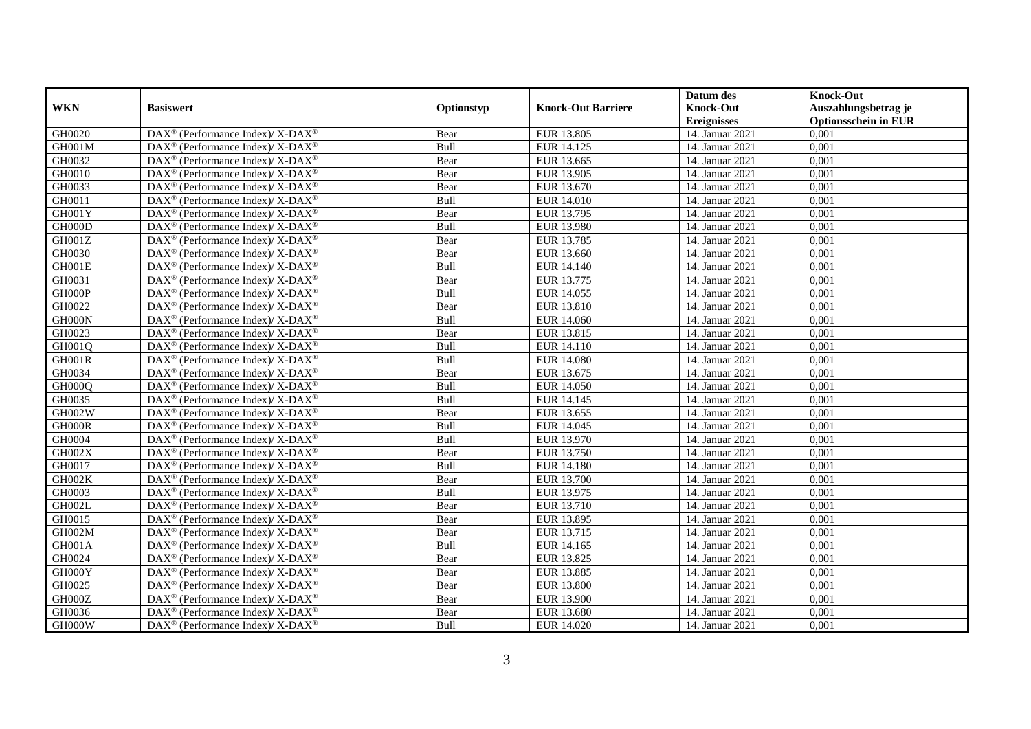| WKN | Basiswert | Optionstyp | Knock-Out Barriere | Datum des Knock-Out Ereignisses | Knock-Out Auszahlungsbetrag je Optionsschein in EUR |
|---|---|---|---|---|---|
| GH0020 | DAX® (Performance Index)/ X-DAX® | Bear | EUR 13.805 | 14. Januar 2021 | 0,001 |
| GH001M | DAX® (Performance Index)/ X-DAX® | Bull | EUR 14.125 | 14. Januar 2021 | 0,001 |
| GH0032 | DAX® (Performance Index)/ X-DAX® | Bear | EUR 13.665 | 14. Januar 2021 | 0,001 |
| GH0010 | DAX® (Performance Index)/ X-DAX® | Bear | EUR 13.905 | 14. Januar 2021 | 0,001 |
| GH0033 | DAX® (Performance Index)/ X-DAX® | Bear | EUR 13.670 | 14. Januar 2021 | 0,001 |
| GH0011 | DAX® (Performance Index)/ X-DAX® | Bull | EUR 14.010 | 14. Januar 2021 | 0,001 |
| GH001Y | DAX® (Performance Index)/ X-DAX® | Bear | EUR 13.795 | 14. Januar 2021 | 0,001 |
| GH000D | DAX® (Performance Index)/ X-DAX® | Bull | EUR 13.980 | 14. Januar 2021 | 0,001 |
| GH001Z | DAX® (Performance Index)/ X-DAX® | Bear | EUR 13.785 | 14. Januar 2021 | 0,001 |
| GH0030 | DAX® (Performance Index)/ X-DAX® | Bear | EUR 13.660 | 14. Januar 2021 | 0,001 |
| GH001E | DAX® (Performance Index)/ X-DAX® | Bull | EUR 14.140 | 14. Januar 2021 | 0,001 |
| GH0031 | DAX® (Performance Index)/ X-DAX® | Bear | EUR 13.775 | 14. Januar 2021 | 0,001 |
| GH000P | DAX® (Performance Index)/ X-DAX® | Bull | EUR 14.055 | 14. Januar 2021 | 0,001 |
| GH0022 | DAX® (Performance Index)/ X-DAX® | Bear | EUR 13.810 | 14. Januar 2021 | 0,001 |
| GH000N | DAX® (Performance Index)/ X-DAX® | Bull | EUR 14.060 | 14. Januar 2021 | 0,001 |
| GH0023 | DAX® (Performance Index)/ X-DAX® | Bear | EUR 13.815 | 14. Januar 2021 | 0,001 |
| GH001Q | DAX® (Performance Index)/ X-DAX® | Bull | EUR 14.110 | 14. Januar 2021 | 0,001 |
| GH001R | DAX® (Performance Index)/ X-DAX® | Bull | EUR 14.080 | 14. Januar 2021 | 0,001 |
| GH0034 | DAX® (Performance Index)/ X-DAX® | Bear | EUR 13.675 | 14. Januar 2021 | 0,001 |
| GH000Q | DAX® (Performance Index)/ X-DAX® | Bull | EUR 14.050 | 14. Januar 2021 | 0,001 |
| GH0035 | DAX® (Performance Index)/ X-DAX® | Bull | EUR 14.145 | 14. Januar 2021 | 0,001 |
| GH002W | DAX® (Performance Index)/ X-DAX® | Bear | EUR 13.655 | 14. Januar 2021 | 0,001 |
| GH000R | DAX® (Performance Index)/ X-DAX® | Bull | EUR 14.045 | 14. Januar 2021 | 0,001 |
| GH0004 | DAX® (Performance Index)/ X-DAX® | Bull | EUR 13.970 | 14. Januar 2021 | 0,001 |
| GH002X | DAX® (Performance Index)/ X-DAX® | Bear | EUR 13.750 | 14. Januar 2021 | 0,001 |
| GH0017 | DAX® (Performance Index)/ X-DAX® | Bull | EUR 14.180 | 14. Januar 2021 | 0,001 |
| GH002K | DAX® (Performance Index)/ X-DAX® | Bear | EUR 13.700 | 14. Januar 2021 | 0,001 |
| GH0003 | DAX® (Performance Index)/ X-DAX® | Bull | EUR 13.975 | 14. Januar 2021 | 0,001 |
| GH002L | DAX® (Performance Index)/ X-DAX® | Bear | EUR 13.710 | 14. Januar 2021 | 0,001 |
| GH0015 | DAX® (Performance Index)/ X-DAX® | Bear | EUR 13.895 | 14. Januar 2021 | 0,001 |
| GH002M | DAX® (Performance Index)/ X-DAX® | Bear | EUR 13.715 | 14. Januar 2021 | 0,001 |
| GH001A | DAX® (Performance Index)/ X-DAX® | Bull | EUR 14.165 | 14. Januar 2021 | 0,001 |
| GH0024 | DAX® (Performance Index)/ X-DAX® | Bear | EUR 13.825 | 14. Januar 2021 | 0,001 |
| GH000Y | DAX® (Performance Index)/ X-DAX® | Bear | EUR 13.885 | 14. Januar 2021 | 0,001 |
| GH0025 | DAX® (Performance Index)/ X-DAX® | Bear | EUR 13.800 | 14. Januar 2021 | 0,001 |
| GH000Z | DAX® (Performance Index)/ X-DAX® | Bear | EUR 13.900 | 14. Januar 2021 | 0,001 |
| GH0036 | DAX® (Performance Index)/ X-DAX® | Bear | EUR 13.680 | 14. Januar 2021 | 0,001 |
| GH000W | DAX® (Performance Index)/ X-DAX® | Bull | EUR 14.020 | 14. Januar 2021 | 0,001 |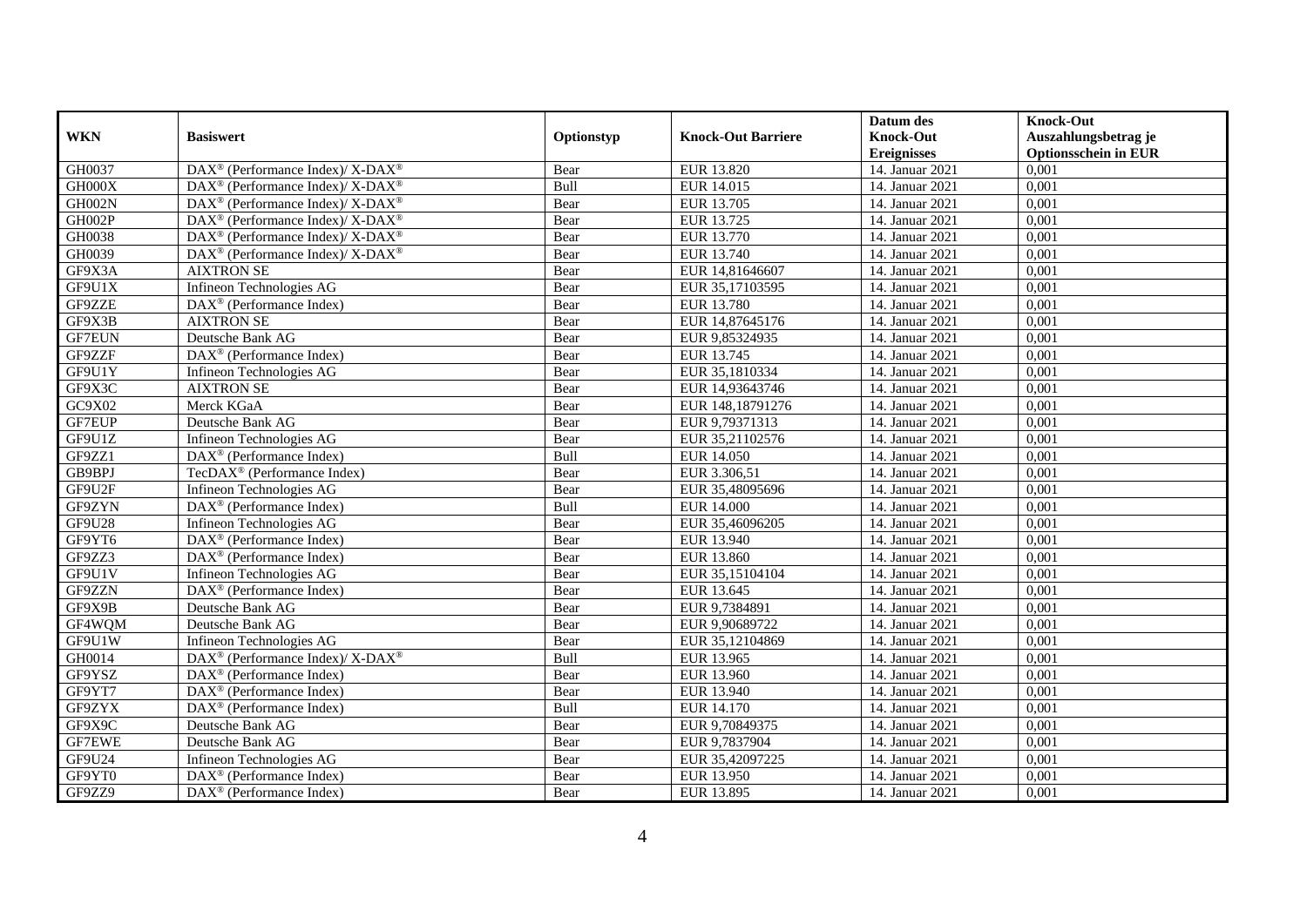| WKN | Basiswert | Optionstyp | Knock-Out Barriere | Datum des Knock-Out Ereignisses | Knock-Out Auszahlungsbetrag je Optionsschein in EUR |
|---|---|---|---|---|---|
| GH0037 | DAX® (Performance Index)/ X-DAX® | Bear | EUR 13.820 | 14. Januar 2021 | 0,001 |
| GH000X | DAX® (Performance Index)/ X-DAX® | Bull | EUR 14.015 | 14. Januar 2021 | 0,001 |
| GH002N | DAX® (Performance Index)/ X-DAX® | Bear | EUR 13.705 | 14. Januar 2021 | 0,001 |
| GH002P | DAX® (Performance Index)/ X-DAX® | Bear | EUR 13.725 | 14. Januar 2021 | 0,001 |
| GH0038 | DAX® (Performance Index)/ X-DAX® | Bear | EUR 13.770 | 14. Januar 2021 | 0,001 |
| GH0039 | DAX® (Performance Index)/ X-DAX® | Bear | EUR 13.740 | 14. Januar 2021 | 0,001 |
| GF9X3A | AIXTRON SE | Bear | EUR 14,81646607 | 14. Januar 2021 | 0,001 |
| GF9U1X | Infineon Technologies AG | Bear | EUR 35,17103595 | 14. Januar 2021 | 0,001 |
| GF9ZZE | DAX® (Performance Index) | Bear | EUR 13.780 | 14. Januar 2021 | 0,001 |
| GF9X3B | AIXTRON SE | Bear | EUR 14,87645176 | 14. Januar 2021 | 0,001 |
| GF7EUN | Deutsche Bank AG | Bear | EUR 9,85324935 | 14. Januar 2021 | 0,001 |
| GF9ZZF | DAX® (Performance Index) | Bear | EUR 13.745 | 14. Januar 2021 | 0,001 |
| GF9U1Y | Infineon Technologies AG | Bear | EUR 35,1810334 | 14. Januar 2021 | 0,001 |
| GF9X3C | AIXTRON SE | Bear | EUR 14,93643746 | 14. Januar 2021 | 0,001 |
| GC9X02 | Merck KGaA | Bear | EUR 148,18791276 | 14. Januar 2021 | 0,001 |
| GF7EUP | Deutsche Bank AG | Bear | EUR 9,79371313 | 14. Januar 2021 | 0,001 |
| GF9U1Z | Infineon Technologies AG | Bear | EUR 35,21102576 | 14. Januar 2021 | 0,001 |
| GF9ZZ1 | DAX® (Performance Index) | Bull | EUR 14.050 | 14. Januar 2021 | 0,001 |
| GB9BPJ | TecDAX® (Performance Index) | Bear | EUR 3.306,51 | 14. Januar 2021 | 0,001 |
| GF9U2F | Infineon Technologies AG | Bear | EUR 35,48095696 | 14. Januar 2021 | 0,001 |
| GF9ZYN | DAX® (Performance Index) | Bull | EUR 14.000 | 14. Januar 2021 | 0,001 |
| GF9U28 | Infineon Technologies AG | Bear | EUR 35,46096205 | 14. Januar 2021 | 0,001 |
| GF9YT6 | DAX® (Performance Index) | Bear | EUR 13.940 | 14. Januar 2021 | 0,001 |
| GF9ZZ3 | DAX® (Performance Index) | Bear | EUR 13.860 | 14. Januar 2021 | 0,001 |
| GF9U1V | Infineon Technologies AG | Bear | EUR 35,15104104 | 14. Januar 2021 | 0,001 |
| GF9ZZN | DAX® (Performance Index) | Bear | EUR 13.645 | 14. Januar 2021 | 0,001 |
| GF9X9B | Deutsche Bank AG | Bear | EUR 9,7384891 | 14. Januar 2021 | 0,001 |
| GF4WQM | Deutsche Bank AG | Bear | EUR 9,90689722 | 14. Januar 2021 | 0,001 |
| GF9U1W | Infineon Technologies AG | Bear | EUR 35,12104869 | 14. Januar 2021 | 0,001 |
| GH0014 | DAX® (Performance Index)/ X-DAX® | Bull | EUR 13.965 | 14. Januar 2021 | 0,001 |
| GF9YSZ | DAX® (Performance Index) | Bear | EUR 13.960 | 14. Januar 2021 | 0,001 |
| GF9YT7 | DAX® (Performance Index) | Bear | EUR 13.940 | 14. Januar 2021 | 0,001 |
| GF9ZYX | DAX® (Performance Index) | Bull | EUR 14.170 | 14. Januar 2021 | 0,001 |
| GF9X9C | Deutsche Bank AG | Bear | EUR 9,70849375 | 14. Januar 2021 | 0,001 |
| GF7EWE | Deutsche Bank AG | Bear | EUR 9,7837904 | 14. Januar 2021 | 0,001 |
| GF9U24 | Infineon Technologies AG | Bear | EUR 35,42097225 | 14. Januar 2021 | 0,001 |
| GF9YT0 | DAX® (Performance Index) | Bear | EUR 13.950 | 14. Januar 2021 | 0,001 |
| GF9ZZ9 | DAX® (Performance Index) | Bear | EUR 13.895 | 14. Januar 2021 | 0,001 |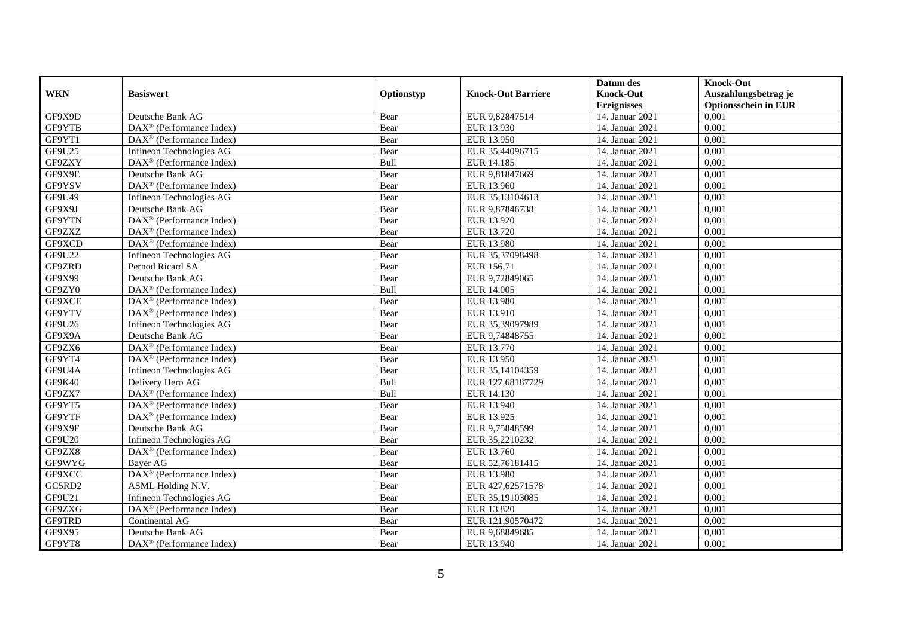| WKN | Basiswert | Optionstyp | Knock-Out Barriere | Datum des Knock-Out Ereignisses | Knock-Out Auszahlungsbetrag je Optionsschein in EUR |
|---|---|---|---|---|---|
| GF9X9D | Deutsche Bank AG | Bear | EUR 9,82847514 | 14. Januar 2021 | 0,001 |
| GF9YTB | DAX® (Performance Index) | Bear | EUR 13.930 | 14. Januar 2021 | 0,001 |
| GF9YT1 | DAX® (Performance Index) | Bear | EUR 13.950 | 14. Januar 2021 | 0,001 |
| GF9U25 | Infineon Technologies AG | Bear | EUR 35,44096715 | 14. Januar 2021 | 0,001 |
| GF9ZXY | DAX® (Performance Index) | Bull | EUR 14.185 | 14. Januar 2021 | 0,001 |
| GF9X9E | Deutsche Bank AG | Bear | EUR 9,81847669 | 14. Januar 2021 | 0,001 |
| GF9YSV | DAX® (Performance Index) | Bear | EUR 13.960 | 14. Januar 2021 | 0,001 |
| GF9U49 | Infineon Technologies AG | Bear | EUR 35,13104613 | 14. Januar 2021 | 0,001 |
| GF9X9J | Deutsche Bank AG | Bear | EUR 9,87846738 | 14. Januar 2021 | 0,001 |
| GF9YTN | DAX® (Performance Index) | Bear | EUR 13.920 | 14. Januar 2021 | 0,001 |
| GF9ZXZ | DAX® (Performance Index) | Bear | EUR 13.720 | 14. Januar 2021 | 0,001 |
| GF9XCD | DAX® (Performance Index) | Bear | EUR 13.980 | 14. Januar 2021 | 0,001 |
| GF9U22 | Infineon Technologies AG | Bear | EUR 35,37098498 | 14. Januar 2021 | 0,001 |
| GF9ZRD | Pernod Ricard SA | Bear | EUR 156,71 | 14. Januar 2021 | 0,001 |
| GF9X99 | Deutsche Bank AG | Bear | EUR 9,72849065 | 14. Januar 2021 | 0,001 |
| GF9ZY0 | DAX® (Performance Index) | Bull | EUR 14.005 | 14. Januar 2021 | 0,001 |
| GF9XCE | DAX® (Performance Index) | Bear | EUR 13.980 | 14. Januar 2021 | 0,001 |
| GF9YTV | DAX® (Performance Index) | Bear | EUR 13.910 | 14. Januar 2021 | 0,001 |
| GF9U26 | Infineon Technologies AG | Bear | EUR 35,39097989 | 14. Januar 2021 | 0,001 |
| GF9X9A | Deutsche Bank AG | Bear | EUR 9,74848755 | 14. Januar 2021 | 0,001 |
| GF9ZX6 | DAX® (Performance Index) | Bear | EUR 13.770 | 14. Januar 2021 | 0,001 |
| GF9YT4 | DAX® (Performance Index) | Bear | EUR 13.950 | 14. Januar 2021 | 0,001 |
| GF9U4A | Infineon Technologies AG | Bear | EUR 35,14104359 | 14. Januar 2021 | 0,001 |
| GF9K40 | Delivery Hero AG | Bull | EUR 127,68187729 | 14. Januar 2021 | 0,001 |
| GF9ZX7 | DAX® (Performance Index) | Bull | EUR 14.130 | 14. Januar 2021 | 0,001 |
| GF9YT5 | DAX® (Performance Index) | Bear | EUR 13.940 | 14. Januar 2021 | 0,001 |
| GF9YTF | DAX® (Performance Index) | Bear | EUR 13.925 | 14. Januar 2021 | 0,001 |
| GF9X9F | Deutsche Bank AG | Bear | EUR 9,75848599 | 14. Januar 2021 | 0,001 |
| GF9U20 | Infineon Technologies AG | Bear | EUR 35,2210232 | 14. Januar 2021 | 0,001 |
| GF9ZX8 | DAX® (Performance Index) | Bear | EUR 13.760 | 14. Januar 2021 | 0,001 |
| GF9WYG | Bayer AG | Bear | EUR 52,76181415 | 14. Januar 2021 | 0,001 |
| GF9XCC | DAX® (Performance Index) | Bear | EUR 13.980 | 14. Januar 2021 | 0,001 |
| GC5RD2 | ASML Holding N.V. | Bear | EUR 427,62571578 | 14. Januar 2021 | 0,001 |
| GF9U21 | Infineon Technologies AG | Bear | EUR 35,19103085 | 14. Januar 2021 | 0,001 |
| GF9ZXG | DAX® (Performance Index) | Bear | EUR 13.820 | 14. Januar 2021 | 0,001 |
| GF9TRD | Continental AG | Bear | EUR 121,90570472 | 14. Januar 2021 | 0,001 |
| GF9X95 | Deutsche Bank AG | Bear | EUR 9,68849685 | 14. Januar 2021 | 0,001 |
| GF9YT8 | DAX® (Performance Index) | Bear | EUR 13.940 | 14. Januar 2021 | 0,001 |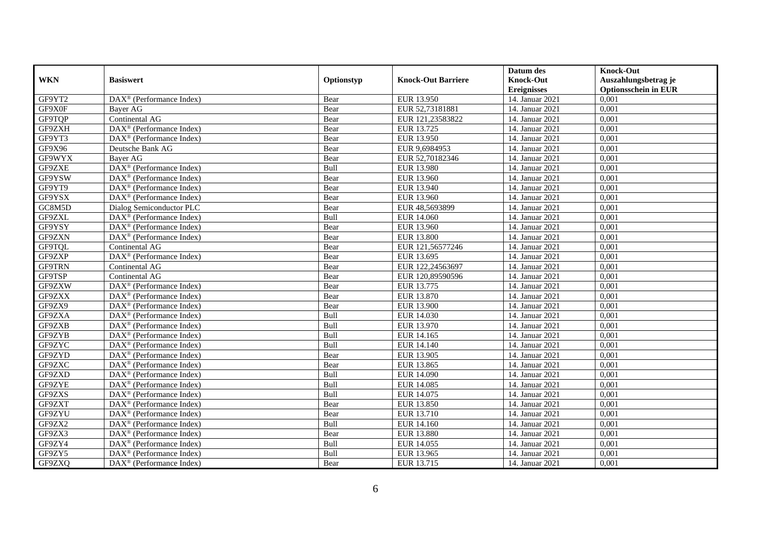| WKN | Basiswert | Optionstyp | Knock-Out Barriere | Datum des Knock-Out Ereignisses | Knock-Out Auszahlungsbetrag je Optionsschein in EUR |
|---|---|---|---|---|---|
| GF9YT2 | DAX® (Performance Index) | Bear | EUR 13.950 | 14. Januar 2021 | 0,001 |
| GF9X0F | Bayer AG | Bear | EUR 52,73181881 | 14. Januar 2021 | 0,001 |
| GF9TQP | Continental AG | Bear | EUR 121,23583822 | 14. Januar 2021 | 0,001 |
| GF9ZXH | DAX® (Performance Index) | Bear | EUR 13.725 | 14. Januar 2021 | 0,001 |
| GF9YT3 | DAX® (Performance Index) | Bear | EUR 13.950 | 14. Januar 2021 | 0,001 |
| GF9X96 | Deutsche Bank AG | Bear | EUR 9,6984953 | 14. Januar 2021 | 0,001 |
| GF9WYX | Bayer AG | Bear | EUR 52,70182346 | 14. Januar 2021 | 0,001 |
| GF9ZXE | DAX® (Performance Index) | Bull | EUR 13.980 | 14. Januar 2021 | 0,001 |
| GF9YSW | DAX® (Performance Index) | Bear | EUR 13.960 | 14. Januar 2021 | 0,001 |
| GF9YT9 | DAX® (Performance Index) | Bear | EUR 13.940 | 14. Januar 2021 | 0,001 |
| GF9YSX | DAX® (Performance Index) | Bear | EUR 13.960 | 14. Januar 2021 | 0,001 |
| GC8M5D | Dialog Semiconductor PLC | Bear | EUR 48,5693899 | 14. Januar 2021 | 0,001 |
| GF9ZXL | DAX® (Performance Index) | Bull | EUR 14.060 | 14. Januar 2021 | 0,001 |
| GF9YSY | DAX® (Performance Index) | Bear | EUR 13.960 | 14. Januar 2021 | 0,001 |
| GF9ZXN | DAX® (Performance Index) | Bear | EUR 13.800 | 14. Januar 2021 | 0,001 |
| GF9TQL | Continental AG | Bear | EUR 121,56577246 | 14. Januar 2021 | 0,001 |
| GF9ZXP | DAX® (Performance Index) | Bear | EUR 13.695 | 14. Januar 2021 | 0,001 |
| GF9TRN | Continental AG | Bear | EUR 122,24563697 | 14. Januar 2021 | 0,001 |
| GF9TSP | Continental AG | Bear | EUR 120,89590596 | 14. Januar 2021 | 0,001 |
| GF9ZXW | DAX® (Performance Index) | Bear | EUR 13.775 | 14. Januar 2021 | 0,001 |
| GF9ZXX | DAX® (Performance Index) | Bear | EUR 13.870 | 14. Januar 2021 | 0,001 |
| GF9ZX9 | DAX® (Performance Index) | Bear | EUR 13.900 | 14. Januar 2021 | 0,001 |
| GF9ZXA | DAX® (Performance Index) | Bull | EUR 14.030 | 14. Januar 2021 | 0,001 |
| GF9ZXB | DAX® (Performance Index) | Bull | EUR 13.970 | 14. Januar 2021 | 0,001 |
| GF9ZYB | DAX® (Performance Index) | Bull | EUR 14.165 | 14. Januar 2021 | 0,001 |
| GF9ZYC | DAX® (Performance Index) | Bull | EUR 14.140 | 14. Januar 2021 | 0,001 |
| GF9ZYD | DAX® (Performance Index) | Bear | EUR 13.905 | 14. Januar 2021 | 0,001 |
| GF9ZXC | DAX® (Performance Index) | Bear | EUR 13.865 | 14. Januar 2021 | 0,001 |
| GF9ZXD | DAX® (Performance Index) | Bull | EUR 14.090 | 14. Januar 2021 | 0,001 |
| GF9ZYE | DAX® (Performance Index) | Bull | EUR 14.085 | 14. Januar 2021 | 0,001 |
| GF9ZXS | DAX® (Performance Index) | Bull | EUR 14.075 | 14. Januar 2021 | 0,001 |
| GF9ZXT | DAX® (Performance Index) | Bear | EUR 13.850 | 14. Januar 2021 | 0,001 |
| GF9ZYU | DAX® (Performance Index) | Bear | EUR 13.710 | 14. Januar 2021 | 0,001 |
| GF9ZX2 | DAX® (Performance Index) | Bull | EUR 14.160 | 14. Januar 2021 | 0,001 |
| GF9ZX3 | DAX® (Performance Index) | Bear | EUR 13.880 | 14. Januar 2021 | 0,001 |
| GF9ZY4 | DAX® (Performance Index) | Bull | EUR 14.055 | 14. Januar 2021 | 0,001 |
| GF9ZY5 | DAX® (Performance Index) | Bull | EUR 13.965 | 14. Januar 2021 | 0,001 |
| GF9ZXQ | DAX® (Performance Index) | Bear | EUR 13.715 | 14. Januar 2021 | 0,001 |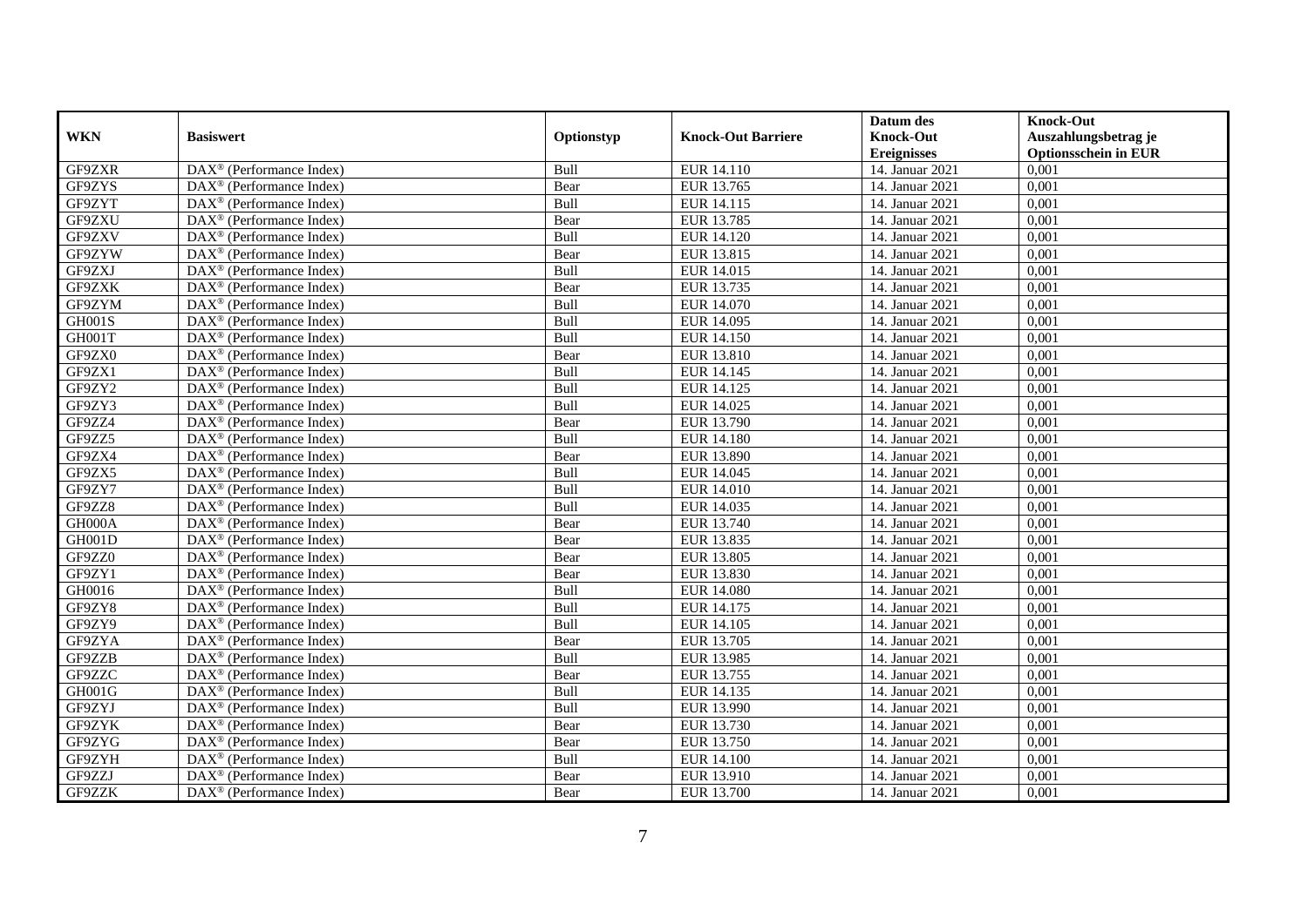| WKN | Basiswert | Optionstyp | Knock-Out Barriere | Datum des Knock-Out Ereignisses | Knock-Out Auszahlungsbetrag je Optionsschein in EUR |
|---|---|---|---|---|---|
| GF9ZXR | DAX® (Performance Index) | Bull | EUR 14.110 | 14. Januar 2021 | 0,001 |
| GF9ZYS | DAX® (Performance Index) | Bear | EUR 13.765 | 14. Januar 2021 | 0,001 |
| GF9ZYT | DAX® (Performance Index) | Bull | EUR 14.115 | 14. Januar 2021 | 0,001 |
| GF9ZXU | DAX® (Performance Index) | Bear | EUR 13.785 | 14. Januar 2021 | 0,001 |
| GF9ZXV | DAX® (Performance Index) | Bull | EUR 14.120 | 14. Januar 2021 | 0,001 |
| GF9ZYW | DAX® (Performance Index) | Bear | EUR 13.815 | 14. Januar 2021 | 0,001 |
| GF9ZXJ | DAX® (Performance Index) | Bull | EUR 14.015 | 14. Januar 2021 | 0,001 |
| GF9ZXK | DAX® (Performance Index) | Bear | EUR 13.735 | 14. Januar 2021 | 0,001 |
| GF9ZYM | DAX® (Performance Index) | Bull | EUR 14.070 | 14. Januar 2021 | 0,001 |
| GH001S | DAX® (Performance Index) | Bull | EUR 14.095 | 14. Januar 2021 | 0,001 |
| GH001T | DAX® (Performance Index) | Bull | EUR 14.150 | 14. Januar 2021 | 0,001 |
| GF9ZX0 | DAX® (Performance Index) | Bear | EUR 13.810 | 14. Januar 2021 | 0,001 |
| GF9ZX1 | DAX® (Performance Index) | Bull | EUR 14.145 | 14. Januar 2021 | 0,001 |
| GF9ZY2 | DAX® (Performance Index) | Bull | EUR 14.125 | 14. Januar 2021 | 0,001 |
| GF9ZY3 | DAX® (Performance Index) | Bull | EUR 14.025 | 14. Januar 2021 | 0,001 |
| GF9ZZ4 | DAX® (Performance Index) | Bear | EUR 13.790 | 14. Januar 2021 | 0,001 |
| GF9ZZ5 | DAX® (Performance Index) | Bull | EUR 14.180 | 14. Januar 2021 | 0,001 |
| GF9ZX4 | DAX® (Performance Index) | Bear | EUR 13.890 | 14. Januar 2021 | 0,001 |
| GF9ZX5 | DAX® (Performance Index) | Bull | EUR 14.045 | 14. Januar 2021 | 0,001 |
| GF9ZY7 | DAX® (Performance Index) | Bull | EUR 14.010 | 14. Januar 2021 | 0,001 |
| GF9ZZ8 | DAX® (Performance Index) | Bull | EUR 14.035 | 14. Januar 2021 | 0,001 |
| GH000A | DAX® (Performance Index) | Bear | EUR 13.740 | 14. Januar 2021 | 0,001 |
| GH001D | DAX® (Performance Index) | Bear | EUR 13.835 | 14. Januar 2021 | 0,001 |
| GF9ZZ0 | DAX® (Performance Index) | Bear | EUR 13.805 | 14. Januar 2021 | 0,001 |
| GF9ZY1 | DAX® (Performance Index) | Bear | EUR 13.830 | 14. Januar 2021 | 0,001 |
| GH0016 | DAX® (Performance Index) | Bull | EUR 14.080 | 14. Januar 2021 | 0,001 |
| GF9ZY8 | DAX® (Performance Index) | Bull | EUR 14.175 | 14. Januar 2021 | 0,001 |
| GF9ZY9 | DAX® (Performance Index) | Bull | EUR 14.105 | 14. Januar 2021 | 0,001 |
| GF9ZYA | DAX® (Performance Index) | Bear | EUR 13.705 | 14. Januar 2021 | 0,001 |
| GF9ZZB | DAX® (Performance Index) | Bull | EUR 13.985 | 14. Januar 2021 | 0,001 |
| GF9ZZC | DAX® (Performance Index) | Bear | EUR 13.755 | 14. Januar 2021 | 0,001 |
| GH001G | DAX® (Performance Index) | Bull | EUR 14.135 | 14. Januar 2021 | 0,001 |
| GF9ZYJ | DAX® (Performance Index) | Bull | EUR 13.990 | 14. Januar 2021 | 0,001 |
| GF9ZYK | DAX® (Performance Index) | Bear | EUR 13.730 | 14. Januar 2021 | 0,001 |
| GF9ZYG | DAX® (Performance Index) | Bear | EUR 13.750 | 14. Januar 2021 | 0,001 |
| GF9ZYH | DAX® (Performance Index) | Bull | EUR 14.100 | 14. Januar 2021 | 0,001 |
| GF9ZZJ | DAX® (Performance Index) | Bear | EUR 13.910 | 14. Januar 2021 | 0,001 |
| GF9ZZK | DAX® (Performance Index) | Bear | EUR 13.700 | 14. Januar 2021 | 0,001 |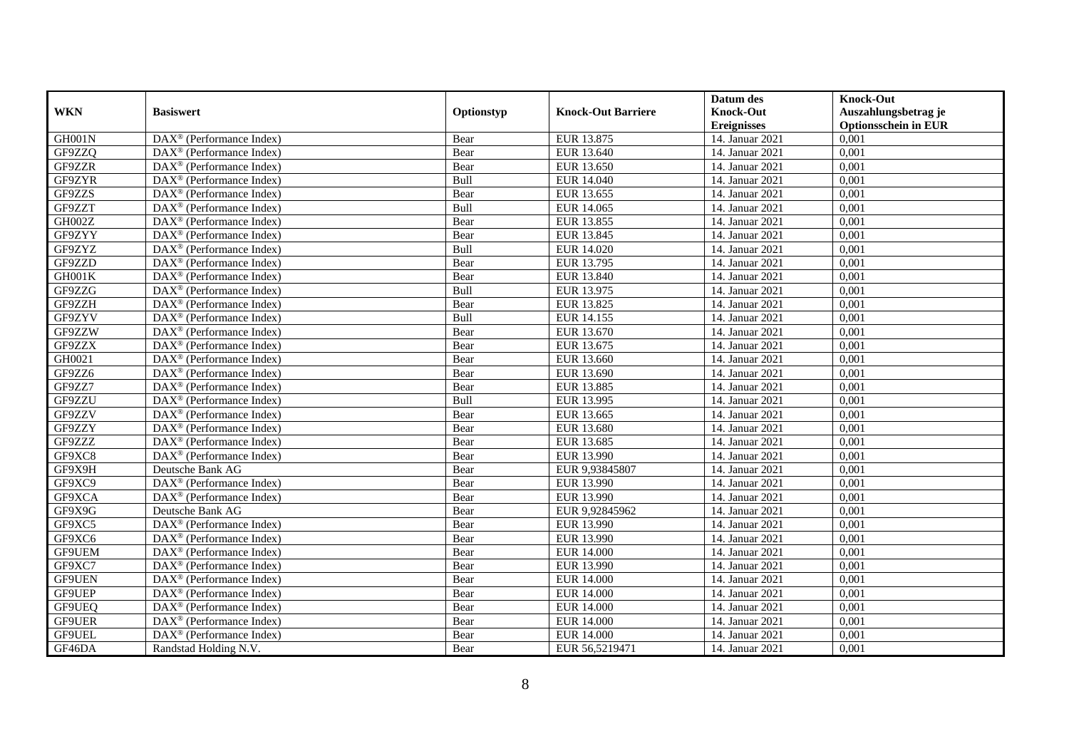| WKN | Basiswert | Optionstyp | Knock-Out Barriere | Datum des Knock-Out Ereignisses | Knock-Out Auszahlungsbetrag je Optionsschein in EUR |
|---|---|---|---|---|---|
| GH001N | DAX® (Performance Index) | Bear | EUR 13.875 | 14. Januar 2021 | 0,001 |
| GF9ZZQ | DAX® (Performance Index) | Bear | EUR 13.640 | 14. Januar 2021 | 0,001 |
| GF9ZZR | DAX® (Performance Index) | Bear | EUR 13.650 | 14. Januar 2021 | 0,001 |
| GF9ZYR | DAX® (Performance Index) | Bull | EUR 14.040 | 14. Januar 2021 | 0,001 |
| GF9ZZS | DAX® (Performance Index) | Bear | EUR 13.655 | 14. Januar 2021 | 0,001 |
| GF9ZZT | DAX® (Performance Index) | Bull | EUR 14.065 | 14. Januar 2021 | 0,001 |
| GH002Z | DAX® (Performance Index) | Bear | EUR 13.855 | 14. Januar 2021 | 0,001 |
| GF9ZYY | DAX® (Performance Index) | Bear | EUR 13.845 | 14. Januar 2021 | 0,001 |
| GF9ZYZ | DAX® (Performance Index) | Bull | EUR 14.020 | 14. Januar 2021 | 0,001 |
| GF9ZZD | DAX® (Performance Index) | Bear | EUR 13.795 | 14. Januar 2021 | 0,001 |
| GH001K | DAX® (Performance Index) | Bear | EUR 13.840 | 14. Januar 2021 | 0,001 |
| GF9ZZG | DAX® (Performance Index) | Bull | EUR 13.975 | 14. Januar 2021 | 0,001 |
| GF9ZZH | DAX® (Performance Index) | Bear | EUR 13.825 | 14. Januar 2021 | 0,001 |
| GF9ZYV | DAX® (Performance Index) | Bull | EUR 14.155 | 14. Januar 2021 | 0,001 |
| GF9ZZW | DAX® (Performance Index) | Bear | EUR 13.670 | 14. Januar 2021 | 0,001 |
| GF9ZZX | DAX® (Performance Index) | Bear | EUR 13.675 | 14. Januar 2021 | 0,001 |
| GH0021 | DAX® (Performance Index) | Bear | EUR 13.660 | 14. Januar 2021 | 0,001 |
| GF9ZZ6 | DAX® (Performance Index) | Bear | EUR 13.690 | 14. Januar 2021 | 0,001 |
| GF9ZZ7 | DAX® (Performance Index) | Bear | EUR 13.885 | 14. Januar 2021 | 0,001 |
| GF9ZZU | DAX® (Performance Index) | Bull | EUR 13.995 | 14. Januar 2021 | 0,001 |
| GF9ZZV | DAX® (Performance Index) | Bear | EUR 13.665 | 14. Januar 2021 | 0,001 |
| GF9ZZY | DAX® (Performance Index) | Bear | EUR 13.680 | 14. Januar 2021 | 0,001 |
| GF9ZZZ | DAX® (Performance Index) | Bear | EUR 13.685 | 14. Januar 2021 | 0,001 |
| GF9XC8 | DAX® (Performance Index) | Bear | EUR 13.990 | 14. Januar 2021 | 0,001 |
| GF9X9H | Deutsche Bank AG | Bear | EUR 9,93845807 | 14. Januar 2021 | 0,001 |
| GF9XC9 | DAX® (Performance Index) | Bear | EUR 13.990 | 14. Januar 2021 | 0,001 |
| GF9XCA | DAX® (Performance Index) | Bear | EUR 13.990 | 14. Januar 2021 | 0,001 |
| GF9X9G | Deutsche Bank AG | Bear | EUR 9,92845962 | 14. Januar 2021 | 0,001 |
| GF9XC5 | DAX® (Performance Index) | Bear | EUR 13.990 | 14. Januar 2021 | 0,001 |
| GF9XC6 | DAX® (Performance Index) | Bear | EUR 13.990 | 14. Januar 2021 | 0,001 |
| GF9UEM | DAX® (Performance Index) | Bear | EUR 14.000 | 14. Januar 2021 | 0,001 |
| GF9XC7 | DAX® (Performance Index) | Bear | EUR 13.990 | 14. Januar 2021 | 0,001 |
| GF9UEN | DAX® (Performance Index) | Bear | EUR 14.000 | 14. Januar 2021 | 0,001 |
| GF9UEP | DAX® (Performance Index) | Bear | EUR 14.000 | 14. Januar 2021 | 0,001 |
| GF9UEQ | DAX® (Performance Index) | Bear | EUR 14.000 | 14. Januar 2021 | 0,001 |
| GF9UER | DAX® (Performance Index) | Bear | EUR 14.000 | 14. Januar 2021 | 0,001 |
| GF9UEL | DAX® (Performance Index) | Bear | EUR 14.000 | 14. Januar 2021 | 0,001 |
| GF46DA | Randstad Holding N.V. | Bear | EUR 56,5219471 | 14. Januar 2021 | 0,001 |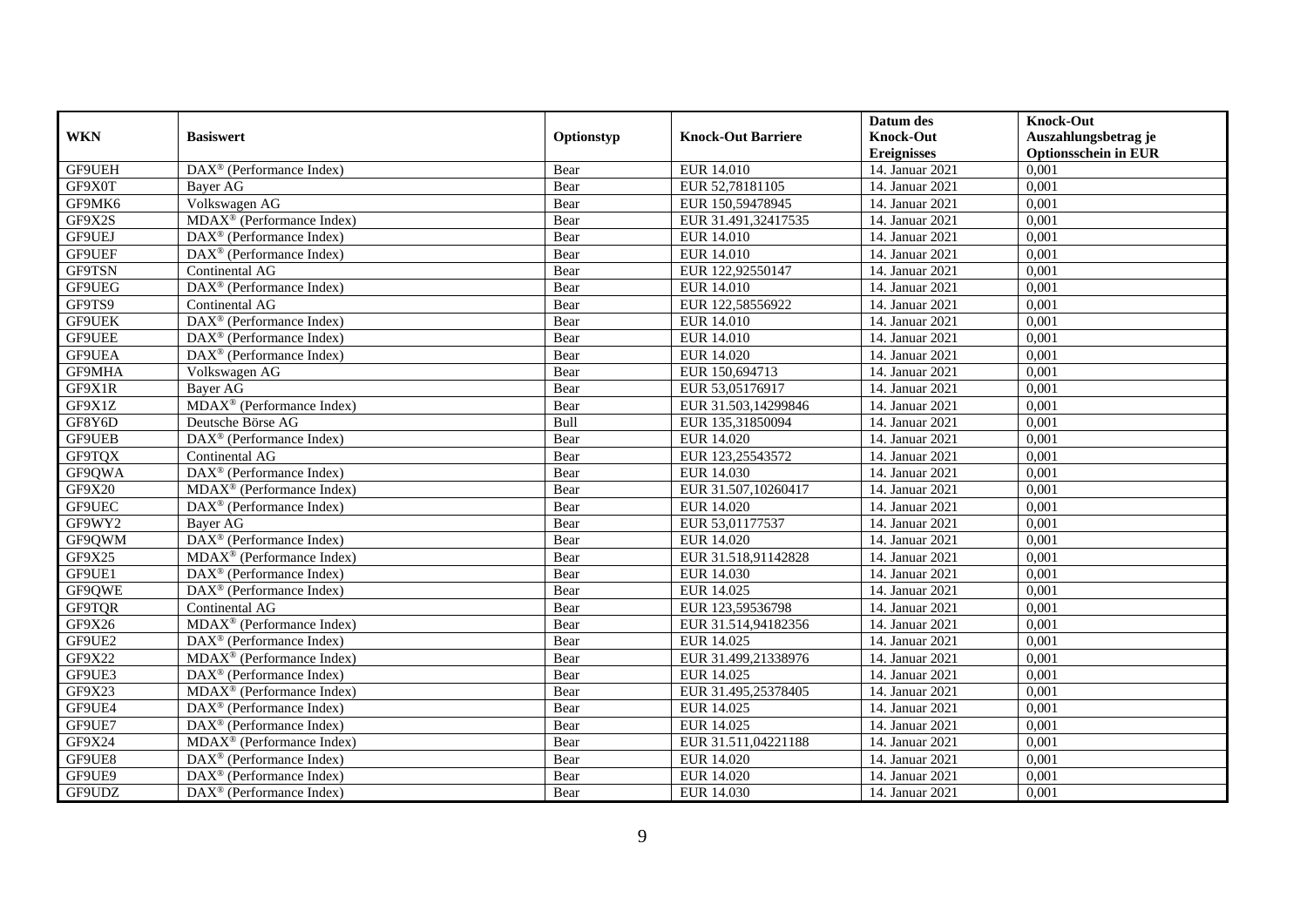| WKN | Basiswert | Optionstyp | Knock-Out Barriere | Datum des Knock-Out Ereignisses | Knock-Out Auszahlungsbetrag je Optionsschein in EUR |
|---|---|---|---|---|---|
| GF9UEH | DAX® (Performance Index) | Bear | EUR 14.010 | 14. Januar 2021 | 0,001 |
| GF9X0T | Bayer AG | Bear | EUR 52,78181105 | 14. Januar 2021 | 0,001 |
| GF9MK6 | Volkswagen AG | Bear | EUR 150,59478945 | 14. Januar 2021 | 0,001 |
| GF9X2S | MDAX® (Performance Index) | Bear | EUR 31.491,32417535 | 14. Januar 2021 | 0,001 |
| GF9UEJ | DAX® (Performance Index) | Bear | EUR 14.010 | 14. Januar 2021 | 0,001 |
| GF9UEF | DAX® (Performance Index) | Bear | EUR 14.010 | 14. Januar 2021 | 0,001 |
| GF9TSN | Continental AG | Bear | EUR 122,92550147 | 14. Januar 2021 | 0,001 |
| GF9UEG | DAX® (Performance Index) | Bear | EUR 14.010 | 14. Januar 2021 | 0,001 |
| GF9TS9 | Continental AG | Bear | EUR 122,58556922 | 14. Januar 2021 | 0,001 |
| GF9UEK | DAX® (Performance Index) | Bear | EUR 14.010 | 14. Januar 2021 | 0,001 |
| GF9UEE | DAX® (Performance Index) | Bear | EUR 14.010 | 14. Januar 2021 | 0,001 |
| GF9UEA | DAX® (Performance Index) | Bear | EUR 14.020 | 14. Januar 2021 | 0,001 |
| GF9MHA | Volkswagen AG | Bear | EUR 150,694713 | 14. Januar 2021 | 0,001 |
| GF9X1R | Bayer AG | Bear | EUR 53,05176917 | 14. Januar 2021 | 0,001 |
| GF9X1Z | MDAX® (Performance Index) | Bear | EUR 31.503,14299846 | 14. Januar 2021 | 0,001 |
| GF8Y6D | Deutsche Börse AG | Bull | EUR 135,31850094 | 14. Januar 2021 | 0,001 |
| GF9UEB | DAX® (Performance Index) | Bear | EUR 14.020 | 14. Januar 2021 | 0,001 |
| GF9TQX | Continental AG | Bear | EUR 123,25543572 | 14. Januar 2021 | 0,001 |
| GF9QWA | DAX® (Performance Index) | Bear | EUR 14.030 | 14. Januar 2021 | 0,001 |
| GF9X20 | MDAX® (Performance Index) | Bear | EUR 31.507,10260417 | 14. Januar 2021 | 0,001 |
| GF9UEC | DAX® (Performance Index) | Bear | EUR 14.020 | 14. Januar 2021 | 0,001 |
| GF9WY2 | Bayer AG | Bear | EUR 53,01177537 | 14. Januar 2021 | 0,001 |
| GF9QWM | DAX® (Performance Index) | Bear | EUR 14.020 | 14. Januar 2021 | 0,001 |
| GF9X25 | MDAX® (Performance Index) | Bear | EUR 31.518,91142828 | 14. Januar 2021 | 0,001 |
| GF9UE1 | DAX® (Performance Index) | Bear | EUR 14.030 | 14. Januar 2021 | 0,001 |
| GF9QWE | DAX® (Performance Index) | Bear | EUR 14.025 | 14. Januar 2021 | 0,001 |
| GF9TQR | Continental AG | Bear | EUR 123,59536798 | 14. Januar 2021 | 0,001 |
| GF9X26 | MDAX® (Performance Index) | Bear | EUR 31.514,94182356 | 14. Januar 2021 | 0,001 |
| GF9UE2 | DAX® (Performance Index) | Bear | EUR 14.025 | 14. Januar 2021 | 0,001 |
| GF9X22 | MDAX® (Performance Index) | Bear | EUR 31.499,21338976 | 14. Januar 2021 | 0,001 |
| GF9UE3 | DAX® (Performance Index) | Bear | EUR 14.025 | 14. Januar 2021 | 0,001 |
| GF9X23 | MDAX® (Performance Index) | Bear | EUR 31.495,25378405 | 14. Januar 2021 | 0,001 |
| GF9UE4 | DAX® (Performance Index) | Bear | EUR 14.025 | 14. Januar 2021 | 0,001 |
| GF9UE7 | DAX® (Performance Index) | Bear | EUR 14.025 | 14. Januar 2021 | 0,001 |
| GF9X24 | MDAX® (Performance Index) | Bear | EUR 31.511,04221188 | 14. Januar 2021 | 0,001 |
| GF9UE8 | DAX® (Performance Index) | Bear | EUR 14.020 | 14. Januar 2021 | 0,001 |
| GF9UE9 | DAX® (Performance Index) | Bear | EUR 14.020 | 14. Januar 2021 | 0,001 |
| GF9UDZ | DAX® (Performance Index) | Bear | EUR 14.030 | 14. Januar 2021 | 0,001 |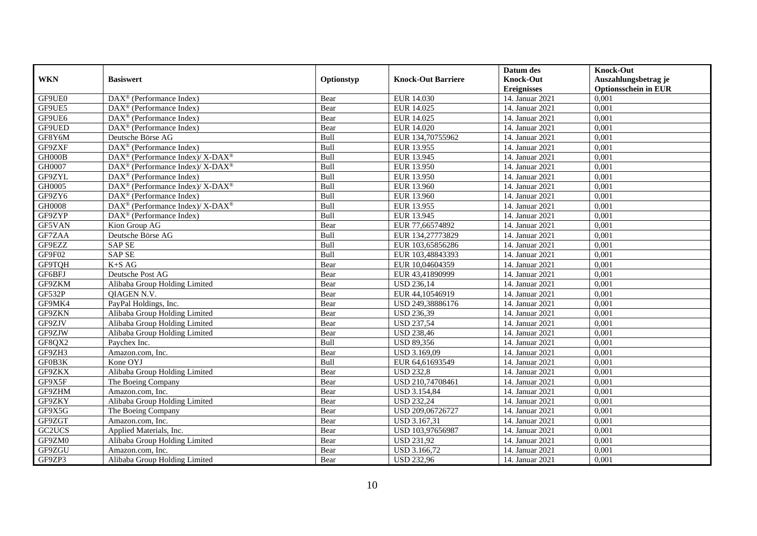| WKN | Basiswert | Optionstyp | Knock-Out Barriere | Datum des Knock-Out Ereignisses | Knock-Out Auszahlungsbetrag je Optionsschein in EUR |
|---|---|---|---|---|---|
| GF9UE0 | DAX® (Performance Index) | Bear | EUR 14.030 | 14. Januar 2021 | 0,001 |
| GF9UE5 | DAX® (Performance Index) | Bear | EUR 14.025 | 14. Januar 2021 | 0,001 |
| GF9UE6 | DAX® (Performance Index) | Bear | EUR 14.025 | 14. Januar 2021 | 0,001 |
| GF9UED | DAX® (Performance Index) | Bear | EUR 14.020 | 14. Januar 2021 | 0,001 |
| GF8Y6M | Deutsche Börse AG | Bull | EUR 134,70755962 | 14. Januar 2021 | 0,001 |
| GF9ZXF | DAX® (Performance Index) | Bull | EUR 13.955 | 14. Januar 2021 | 0,001 |
| GH000B | DAX® (Performance Index)/ X-DAX® | Bull | EUR 13.945 | 14. Januar 2021 | 0,001 |
| GH0007 | DAX® (Performance Index)/ X-DAX® | Bull | EUR 13.950 | 14. Januar 2021 | 0,001 |
| GF9ZYL | DAX® (Performance Index) | Bull | EUR 13.950 | 14. Januar 2021 | 0,001 |
| GH0005 | DAX® (Performance Index)/ X-DAX® | Bull | EUR 13.960 | 14. Januar 2021 | 0,001 |
| GF9ZY6 | DAX® (Performance Index) | Bull | EUR 13.960 | 14. Januar 2021 | 0,001 |
| GH0008 | DAX® (Performance Index)/ X-DAX® | Bull | EUR 13.955 | 14. Januar 2021 | 0,001 |
| GF9ZYP | DAX® (Performance Index) | Bull | EUR 13.945 | 14. Januar 2021 | 0,001 |
| GF5VAN | Kion Group AG | Bear | EUR 77,66574892 | 14. Januar 2021 | 0,001 |
| GF7ZAA | Deutsche Börse AG | Bull | EUR 134,27773829 | 14. Januar 2021 | 0,001 |
| GF9EZZ | SAP SE | Bull | EUR 103,65856286 | 14. Januar 2021 | 0,001 |
| GF9F02 | SAP SE | Bull | EUR 103,48843393 | 14. Januar 2021 | 0,001 |
| GF9TQH | K+S AG | Bear | EUR 10,04604359 | 14. Januar 2021 | 0,001 |
| GF6BFJ | Deutsche Post AG | Bear | EUR 43,41890999 | 14. Januar 2021 | 0,001 |
| GF9ZKM | Alibaba Group Holding Limited | Bear | USD 236,14 | 14. Januar 2021 | 0,001 |
| GF532P | QIAGEN N.V. | Bear | EUR 44,10546919 | 14. Januar 2021 | 0,001 |
| GF9MK4 | PayPal Holdings, Inc. | Bear | USD 249,38886176 | 14. Januar 2021 | 0,001 |
| GF9ZKN | Alibaba Group Holding Limited | Bear | USD 236,39 | 14. Januar 2021 | 0,001 |
| GF9ZJV | Alibaba Group Holding Limited | Bear | USD 237,54 | 14. Januar 2021 | 0,001 |
| GF9ZJW | Alibaba Group Holding Limited | Bear | USD 238,46 | 14. Januar 2021 | 0,001 |
| GF8QX2 | Paychex Inc. | Bull | USD 89,356 | 14. Januar 2021 | 0,001 |
| GF9ZH3 | Amazon.com, Inc. | Bear | USD 3.169,09 | 14. Januar 2021 | 0,001 |
| GF0B3K | Kone OYJ | Bull | EUR 64,61693549 | 14. Januar 2021 | 0,001 |
| GF9ZKX | Alibaba Group Holding Limited | Bear | USD 232,8 | 14. Januar 2021 | 0,001 |
| GF9X5F | The Boeing Company | Bear | USD 210,74708461 | 14. Januar 2021 | 0,001 |
| GF9ZHM | Amazon.com, Inc. | Bear | USD 3.154,84 | 14. Januar 2021 | 0,001 |
| GF9ZKY | Alibaba Group Holding Limited | Bear | USD 232,24 | 14. Januar 2021 | 0,001 |
| GF9X5G | The Boeing Company | Bear | USD 209,06726727 | 14. Januar 2021 | 0,001 |
| GF9ZGT | Amazon.com, Inc. | Bear | USD 3.167,31 | 14. Januar 2021 | 0,001 |
| GC2UCS | Applied Materials, Inc. | Bear | USD 103,97656987 | 14. Januar 2021 | 0,001 |
| GF9ZM0 | Alibaba Group Holding Limited | Bear | USD 231,92 | 14. Januar 2021 | 0,001 |
| GF9ZGU | Amazon.com, Inc. | Bear | USD 3.166,72 | 14. Januar 2021 | 0,001 |
| GF9ZP3 | Alibaba Group Holding Limited | Bear | USD 232,96 | 14. Januar 2021 | 0,001 |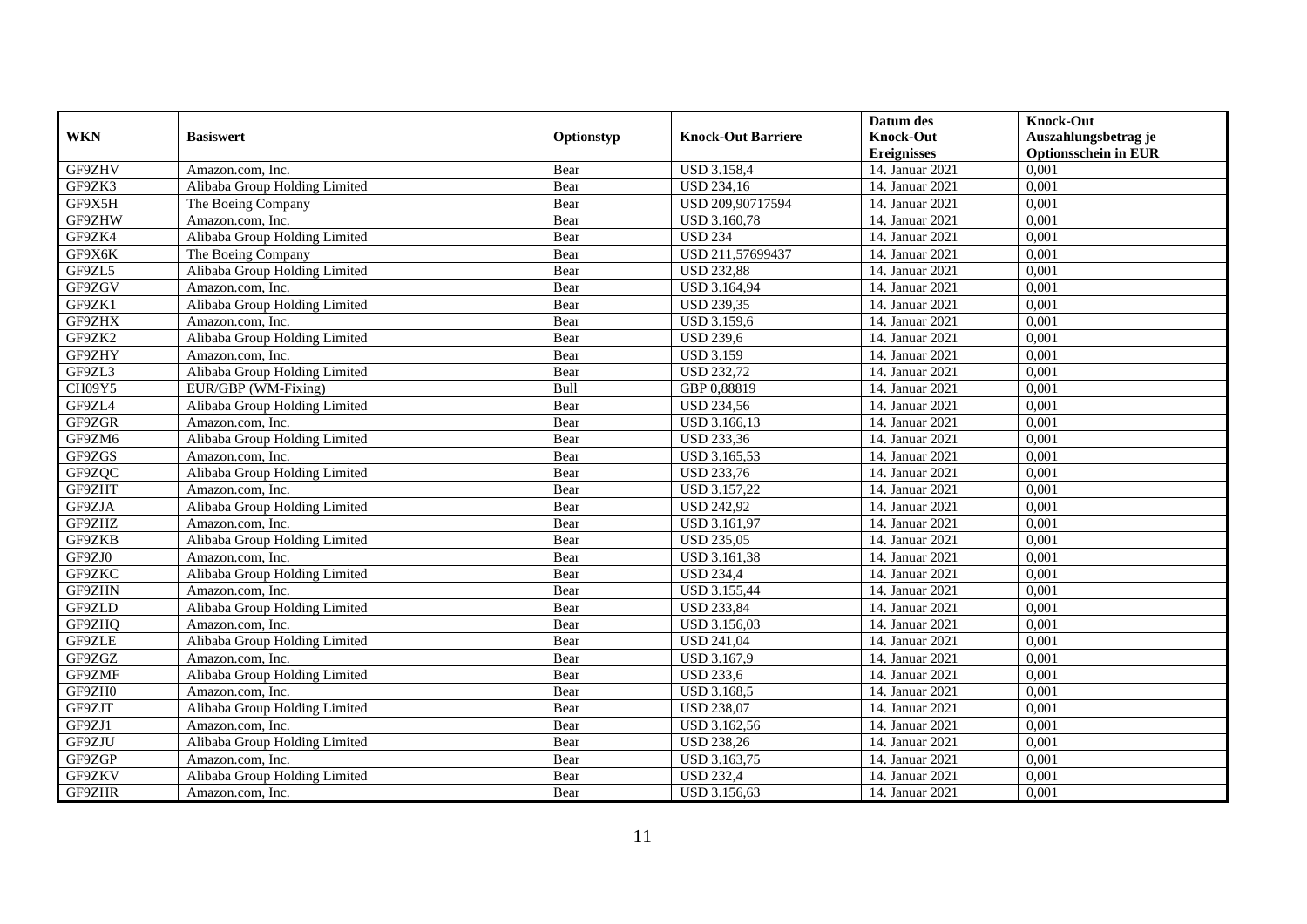| WKN | Basiswert | Optionstyp | Knock-Out Barriere | Datum des Knock-Out Ereignisses | Knock-Out Auszahlungsbetrag je Optionsschein in EUR |
|---|---|---|---|---|---|
| GF9ZHV | Amazon.com, Inc. | Bear | USD 3.158,4 | 14. Januar 2021 | 0,001 |
| GF9ZK3 | Alibaba Group Holding Limited | Bear | USD 234,16 | 14. Januar 2021 | 0,001 |
| GF9X5H | The Boeing Company | Bear | USD 209,90717594 | 14. Januar 2021 | 0,001 |
| GF9ZHW | Amazon.com, Inc. | Bear | USD 3.160,78 | 14. Januar 2021 | 0,001 |
| GF9ZK4 | Alibaba Group Holding Limited | Bear | USD 234 | 14. Januar 2021 | 0,001 |
| GF9X6K | The Boeing Company | Bear | USD 211,57699437 | 14. Januar 2021 | 0,001 |
| GF9ZL5 | Alibaba Group Holding Limited | Bear | USD 232,88 | 14. Januar 2021 | 0,001 |
| GF9ZGV | Amazon.com, Inc. | Bear | USD 3.164,94 | 14. Januar 2021 | 0,001 |
| GF9ZK1 | Alibaba Group Holding Limited | Bear | USD 239,35 | 14. Januar 2021 | 0,001 |
| GF9ZHX | Amazon.com, Inc. | Bear | USD 3.159,6 | 14. Januar 2021 | 0,001 |
| GF9ZK2 | Alibaba Group Holding Limited | Bear | USD 239,6 | 14. Januar 2021 | 0,001 |
| GF9ZHY | Amazon.com, Inc. | Bear | USD 3.159 | 14. Januar 2021 | 0,001 |
| GF9ZL3 | Alibaba Group Holding Limited | Bear | USD 232,72 | 14. Januar 2021 | 0,001 |
| CH09Y5 | EUR/GBP (WM-Fixing) | Bull | GBP 0,88819 | 14. Januar 2021 | 0,001 |
| GF9ZL4 | Alibaba Group Holding Limited | Bear | USD 234,56 | 14. Januar 2021 | 0,001 |
| GF9ZGR | Amazon.com, Inc. | Bear | USD 3.166,13 | 14. Januar 2021 | 0,001 |
| GF9ZM6 | Alibaba Group Holding Limited | Bear | USD 233,36 | 14. Januar 2021 | 0,001 |
| GF9ZGS | Amazon.com, Inc. | Bear | USD 3.165,53 | 14. Januar 2021 | 0,001 |
| GF9ZQC | Alibaba Group Holding Limited | Bear | USD 233,76 | 14. Januar 2021 | 0,001 |
| GF9ZHT | Amazon.com, Inc. | Bear | USD 3.157,22 | 14. Januar 2021 | 0,001 |
| GF9ZJA | Alibaba Group Holding Limited | Bear | USD 242,92 | 14. Januar 2021 | 0,001 |
| GF9ZHZ | Amazon.com, Inc. | Bear | USD 3.161,97 | 14. Januar 2021 | 0,001 |
| GF9ZKB | Alibaba Group Holding Limited | Bear | USD 235,05 | 14. Januar 2021 | 0,001 |
| GF9ZJ0 | Amazon.com, Inc. | Bear | USD 3.161,38 | 14. Januar 2021 | 0,001 |
| GF9ZKC | Alibaba Group Holding Limited | Bear | USD 234,4 | 14. Januar 2021 | 0,001 |
| GF9ZHN | Amazon.com, Inc. | Bear | USD 3.155,44 | 14. Januar 2021 | 0,001 |
| GF9ZLD | Alibaba Group Holding Limited | Bear | USD 233,84 | 14. Januar 2021 | 0,001 |
| GF9ZHQ | Amazon.com, Inc. | Bear | USD 3.156,03 | 14. Januar 2021 | 0,001 |
| GF9ZLE | Alibaba Group Holding Limited | Bear | USD 241,04 | 14. Januar 2021 | 0,001 |
| GF9ZGZ | Amazon.com, Inc. | Bear | USD 3.167,9 | 14. Januar 2021 | 0,001 |
| GF9ZMF | Alibaba Group Holding Limited | Bear | USD 233,6 | 14. Januar 2021 | 0,001 |
| GF9ZH0 | Amazon.com, Inc. | Bear | USD 3.168,5 | 14. Januar 2021 | 0,001 |
| GF9ZJT | Alibaba Group Holding Limited | Bear | USD 238,07 | 14. Januar 2021 | 0,001 |
| GF9ZJ1 | Amazon.com, Inc. | Bear | USD 3.162,56 | 14. Januar 2021 | 0,001 |
| GF9ZJU | Alibaba Group Holding Limited | Bear | USD 238,26 | 14. Januar 2021 | 0,001 |
| GF9ZGP | Amazon.com, Inc. | Bear | USD 3.163,75 | 14. Januar 2021 | 0,001 |
| GF9ZKV | Alibaba Group Holding Limited | Bear | USD 232,4 | 14. Januar 2021 | 0,001 |
| GF9ZHR | Amazon.com, Inc. | Bear | USD 3.156,63 | 14. Januar 2021 | 0,001 |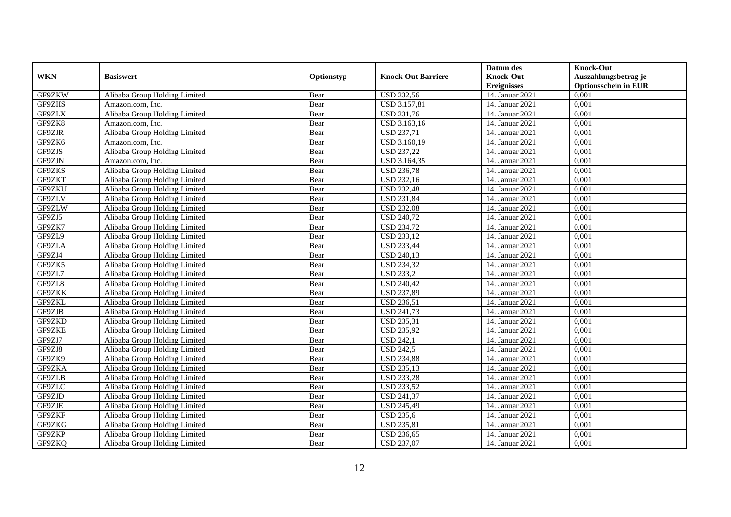| WKN | Basiswert | Optionstyp | Knock-Out Barriere | Datum des Knock-Out Ereignisses | Knock-Out Auszahlungsbetrag je Optionsschein in EUR |
|---|---|---|---|---|---|
| GF9ZKW | Alibaba Group Holding Limited | Bear | USD 232,56 | 14. Januar 2021 | 0,001 |
| GF9ZHS | Amazon.com, Inc. | Bear | USD 3.157,81 | 14. Januar 2021 | 0,001 |
| GF9ZLX | Alibaba Group Holding Limited | Bear | USD 231,76 | 14. Januar 2021 | 0,001 |
| GF9ZK8 | Amazon.com, Inc. | Bear | USD 3.163,16 | 14. Januar 2021 | 0,001 |
| GF9ZJR | Alibaba Group Holding Limited | Bear | USD 237,71 | 14. Januar 2021 | 0,001 |
| GF9ZK6 | Amazon.com, Inc. | Bear | USD 3.160,19 | 14. Januar 2021 | 0,001 |
| GF9ZJS | Alibaba Group Holding Limited | Bear | USD 237,22 | 14. Januar 2021 | 0,001 |
| GF9ZJN | Amazon.com, Inc. | Bear | USD 3.164,35 | 14. Januar 2021 | 0,001 |
| GF9ZKS | Alibaba Group Holding Limited | Bear | USD 236,78 | 14. Januar 2021 | 0,001 |
| GF9ZKT | Alibaba Group Holding Limited | Bear | USD 232,16 | 14. Januar 2021 | 0,001 |
| GF9ZKU | Alibaba Group Holding Limited | Bear | USD 232,48 | 14. Januar 2021 | 0,001 |
| GF9ZLV | Alibaba Group Holding Limited | Bear | USD 231,84 | 14. Januar 2021 | 0,001 |
| GF9ZLW | Alibaba Group Holding Limited | Bear | USD 232,08 | 14. Januar 2021 | 0,001 |
| GF9ZJ5 | Alibaba Group Holding Limited | Bear | USD 240,72 | 14. Januar 2021 | 0,001 |
| GF9ZK7 | Alibaba Group Holding Limited | Bear | USD 234,72 | 14. Januar 2021 | 0,001 |
| GF9ZL9 | Alibaba Group Holding Limited | Bear | USD 233,12 | 14. Januar 2021 | 0,001 |
| GF9ZLA | Alibaba Group Holding Limited | Bear | USD 233,44 | 14. Januar 2021 | 0,001 |
| GF9ZJ4 | Alibaba Group Holding Limited | Bear | USD 240,13 | 14. Januar 2021 | 0,001 |
| GF9ZK5 | Alibaba Group Holding Limited | Bear | USD 234,32 | 14. Januar 2021 | 0,001 |
| GF9ZL7 | Alibaba Group Holding Limited | Bear | USD 233,2 | 14. Januar 2021 | 0,001 |
| GF9ZL8 | Alibaba Group Holding Limited | Bear | USD 240,42 | 14. Januar 2021 | 0,001 |
| GF9ZKK | Alibaba Group Holding Limited | Bear | USD 237,89 | 14. Januar 2021 | 0,001 |
| GF9ZKL | Alibaba Group Holding Limited | Bear | USD 236,51 | 14. Januar 2021 | 0,001 |
| GF9ZJB | Alibaba Group Holding Limited | Bear | USD 241,73 | 14. Januar 2021 | 0,001 |
| GF9ZKD | Alibaba Group Holding Limited | Bear | USD 235,31 | 14. Januar 2021 | 0,001 |
| GF9ZKE | Alibaba Group Holding Limited | Bear | USD 235,92 | 14. Januar 2021 | 0,001 |
| GF9ZJ7 | Alibaba Group Holding Limited | Bear | USD 242,1 | 14. Januar 2021 | 0,001 |
| GF9ZJ8 | Alibaba Group Holding Limited | Bear | USD 242,5 | 14. Januar 2021 | 0,001 |
| GF9ZK9 | Alibaba Group Holding Limited | Bear | USD 234,88 | 14. Januar 2021 | 0,001 |
| GF9ZKA | Alibaba Group Holding Limited | Bear | USD 235,13 | 14. Januar 2021 | 0,001 |
| GF9ZLB | Alibaba Group Holding Limited | Bear | USD 233,28 | 14. Januar 2021 | 0,001 |
| GF9ZLC | Alibaba Group Holding Limited | Bear | USD 233,52 | 14. Januar 2021 | 0,001 |
| GF9ZJD | Alibaba Group Holding Limited | Bear | USD 241,37 | 14. Januar 2021 | 0,001 |
| GF9ZJE | Alibaba Group Holding Limited | Bear | USD 245,49 | 14. Januar 2021 | 0,001 |
| GF9ZKF | Alibaba Group Holding Limited | Bear | USD 235,6 | 14. Januar 2021 | 0,001 |
| GF9ZKG | Alibaba Group Holding Limited | Bear | USD 235,81 | 14. Januar 2021 | 0,001 |
| GF9ZKP | Alibaba Group Holding Limited | Bear | USD 236,65 | 14. Januar 2021 | 0,001 |
| GF9ZKQ | Alibaba Group Holding Limited | Bear | USD 237,07 | 14. Januar 2021 | 0,001 |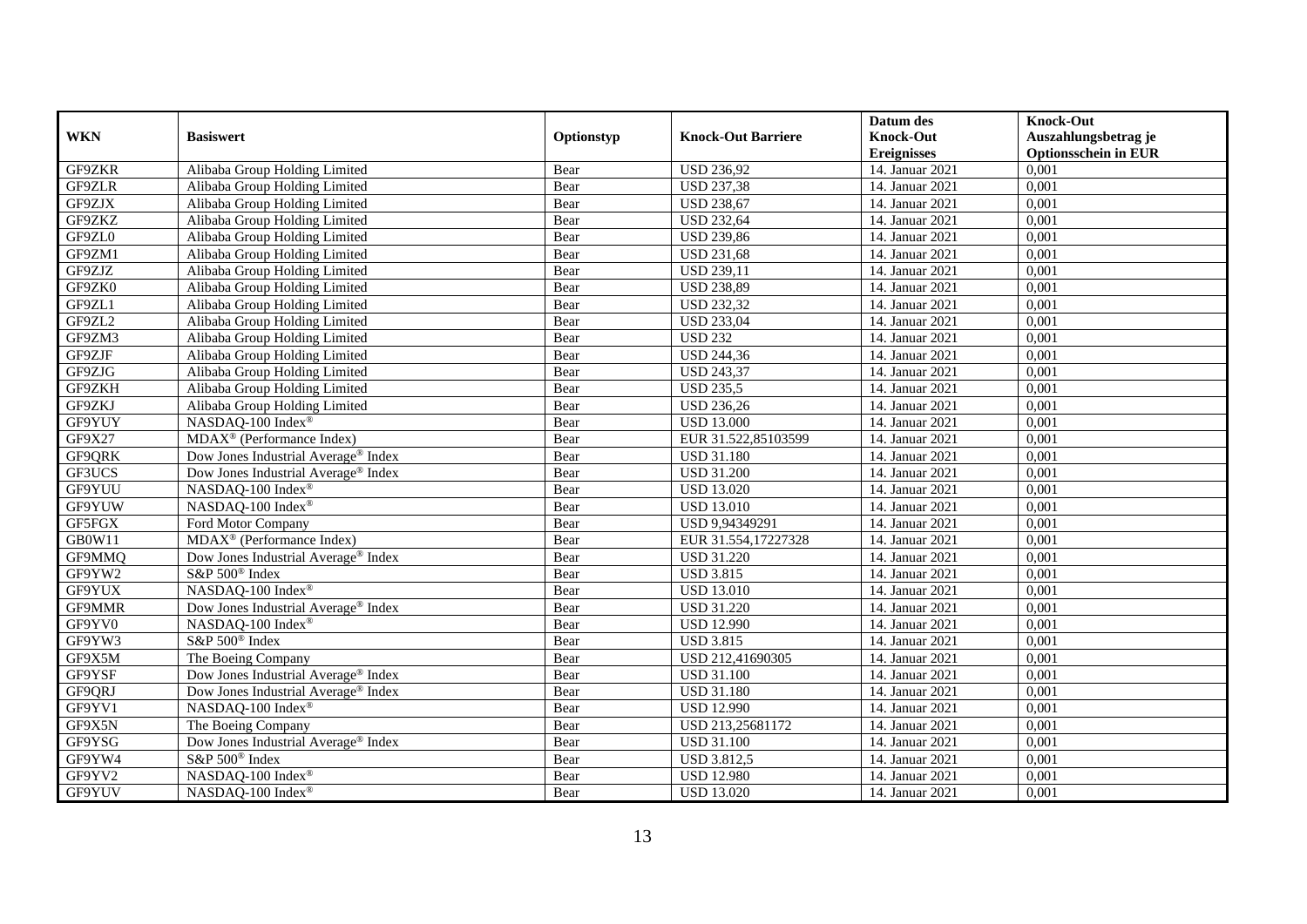| WKN | Basiswert | Optionstyp | Knock-Out Barriere | Datum des Knock-Out Ereignisses | Knock-Out Auszahlungsbetrag je Optionsschein in EUR |
|---|---|---|---|---|---|
| GF9ZKR | Alibaba Group Holding Limited | Bear | USD 236,92 | 14. Januar 2021 | 0,001 |
| GF9ZLR | Alibaba Group Holding Limited | Bear | USD 237,38 | 14. Januar 2021 | 0,001 |
| GF9ZJX | Alibaba Group Holding Limited | Bear | USD 238,67 | 14. Januar 2021 | 0,001 |
| GF9ZKZ | Alibaba Group Holding Limited | Bear | USD 232,64 | 14. Januar 2021 | 0,001 |
| GF9ZL0 | Alibaba Group Holding Limited | Bear | USD 239,86 | 14. Januar 2021 | 0,001 |
| GF9ZM1 | Alibaba Group Holding Limited | Bear | USD 231,68 | 14. Januar 2021 | 0,001 |
| GF9ZJZ | Alibaba Group Holding Limited | Bear | USD 239,11 | 14. Januar 2021 | 0,001 |
| GF9ZK0 | Alibaba Group Holding Limited | Bear | USD 238,89 | 14. Januar 2021 | 0,001 |
| GF9ZL1 | Alibaba Group Holding Limited | Bear | USD 232,32 | 14. Januar 2021 | 0,001 |
| GF9ZL2 | Alibaba Group Holding Limited | Bear | USD 233,04 | 14. Januar 2021 | 0,001 |
| GF9ZM3 | Alibaba Group Holding Limited | Bear | USD 232 | 14. Januar 2021 | 0,001 |
| GF9ZJF | Alibaba Group Holding Limited | Bear | USD 244,36 | 14. Januar 2021 | 0,001 |
| GF9ZJG | Alibaba Group Holding Limited | Bear | USD 243,37 | 14. Januar 2021 | 0,001 |
| GF9ZKH | Alibaba Group Holding Limited | Bear | USD 235,5 | 14. Januar 2021 | 0,001 |
| GF9ZKJ | Alibaba Group Holding Limited | Bear | USD 236,26 | 14. Januar 2021 | 0,001 |
| GF9YUY | NASDAQ-100 Index® | Bear | USD 13.000 | 14. Januar 2021 | 0,001 |
| GF9X27 | MDAX® (Performance Index) | Bear | EUR 31.522,85103599 | 14. Januar 2021 | 0,001 |
| GF9QRK | Dow Jones Industrial Average® Index | Bear | USD 31.180 | 14. Januar 2021 | 0,001 |
| GF3UCS | Dow Jones Industrial Average® Index | Bear | USD 31.200 | 14. Januar 2021 | 0,001 |
| GF9YUU | NASDAQ-100 Index® | Bear | USD 13.020 | 14. Januar 2021 | 0,001 |
| GF9YUW | NASDAQ-100 Index® | Bear | USD 13.010 | 14. Januar 2021 | 0,001 |
| GF5FGX | Ford Motor Company | Bear | USD 9,94349291 | 14. Januar 2021 | 0,001 |
| GB0W11 | MDAX® (Performance Index) | Bear | EUR 31.554,17227328 | 14. Januar 2021 | 0,001 |
| GF9MMQ | Dow Jones Industrial Average® Index | Bear | USD 31.220 | 14. Januar 2021 | 0,001 |
| GF9YW2 | S&P 500® Index | Bear | USD 3.815 | 14. Januar 2021 | 0,001 |
| GF9YUX | NASDAQ-100 Index® | Bear | USD 13.010 | 14. Januar 2021 | 0,001 |
| GF9MMR | Dow Jones Industrial Average® Index | Bear | USD 31.220 | 14. Januar 2021 | 0,001 |
| GF9YV0 | NASDAQ-100 Index® | Bear | USD 12.990 | 14. Januar 2021 | 0,001 |
| GF9YW3 | S&P 500® Index | Bear | USD 3.815 | 14. Januar 2021 | 0,001 |
| GF9X5M | The Boeing Company | Bear | USD 212,41690305 | 14. Januar 2021 | 0,001 |
| GF9YSF | Dow Jones Industrial Average® Index | Bear | USD 31.100 | 14. Januar 2021 | 0,001 |
| GF9QRJ | Dow Jones Industrial Average® Index | Bear | USD 31.180 | 14. Januar 2021 | 0,001 |
| GF9YV1 | NASDAQ-100 Index® | Bear | USD 12.990 | 14. Januar 2021 | 0,001 |
| GF9X5N | The Boeing Company | Bear | USD 213,25681172 | 14. Januar 2021 | 0,001 |
| GF9YSG | Dow Jones Industrial Average® Index | Bear | USD 31.100 | 14. Januar 2021 | 0,001 |
| GF9YW4 | S&P 500® Index | Bear | USD 3.812,5 | 14. Januar 2021 | 0,001 |
| GF9YV2 | NASDAQ-100 Index® | Bear | USD 12.980 | 14. Januar 2021 | 0,001 |
| GF9YUV | NASDAQ-100 Index® | Bear | USD 13.020 | 14. Januar 2021 | 0,001 |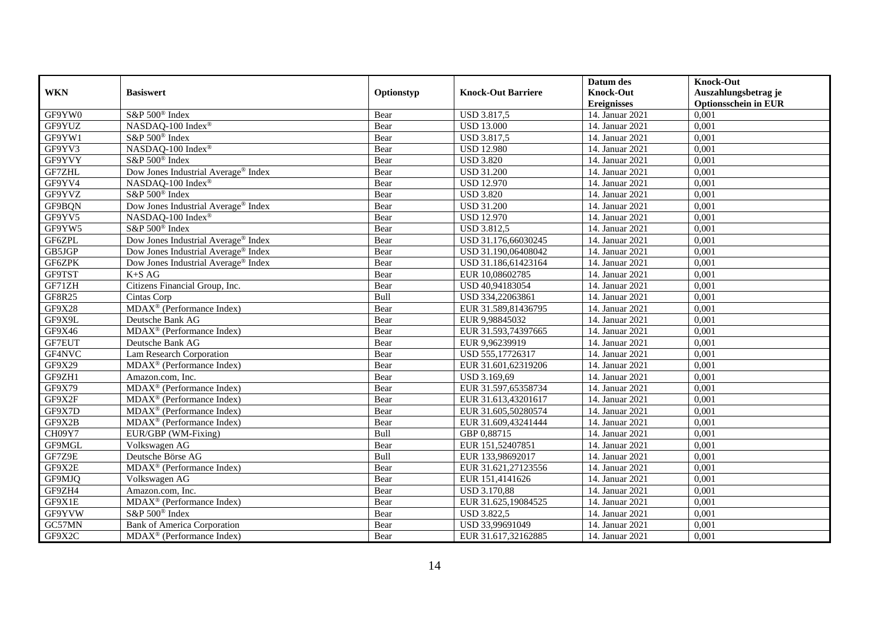| WKN | Basiswert | Optionstyp | Knock-Out Barriere | Datum des Knock-Out Ereignisses | Knock-Out Auszahlungsbetrag je Optionsschein in EUR |
|---|---|---|---|---|---|
| GF9YW0 | S&P 500® Index | Bear | USD 3.817,5 | 14. Januar 2021 | 0,001 |
| GF9YUZ | NASDAQ-100 Index® | Bear | USD 13.000 | 14. Januar 2021 | 0,001 |
| GF9YW1 | S&P 500® Index | Bear | USD 3.817,5 | 14. Januar 2021 | 0,001 |
| GF9YV3 | NASDAQ-100 Index® | Bear | USD 12.980 | 14. Januar 2021 | 0,001 |
| GF9YVY | S&P 500® Index | Bear | USD 3.820 | 14. Januar 2021 | 0,001 |
| GF7ZHL | Dow Jones Industrial Average® Index | Bear | USD 31.200 | 14. Januar 2021 | 0,001 |
| GF9YV4 | NASDAQ-100 Index® | Bear | USD 12.970 | 14. Januar 2021 | 0,001 |
| GF9YVZ | S&P 500® Index | Bear | USD 3.820 | 14. Januar 2021 | 0,001 |
| GF9BQN | Dow Jones Industrial Average® Index | Bear | USD 31.200 | 14. Januar 2021 | 0,001 |
| GF9YV5 | NASDAQ-100 Index® | Bear | USD 12.970 | 14. Januar 2021 | 0,001 |
| GF9YW5 | S&P 500® Index | Bear | USD 3.812,5 | 14. Januar 2021 | 0,001 |
| GF6ZPL | Dow Jones Industrial Average® Index | Bear | USD 31.176,66030245 | 14. Januar 2021 | 0,001 |
| GB5JGP | Dow Jones Industrial Average® Index | Bear | USD 31.190,06408042 | 14. Januar 2021 | 0,001 |
| GF6ZPK | Dow Jones Industrial Average® Index | Bear | USD 31.186,61423164 | 14. Januar 2021 | 0,001 |
| GF9TST | K+S AG | Bear | EUR 10,08602785 | 14. Januar 2021 | 0,001 |
| GF71ZH | Citizens Financial Group, Inc. | Bear | USD 40,94183054 | 14. Januar 2021 | 0,001 |
| GF8R25 | Cintas Corp | Bull | USD 334,22063861 | 14. Januar 2021 | 0,001 |
| GF9X28 | MDAX® (Performance Index) | Bear | EUR 31.589,81436795 | 14. Januar 2021 | 0,001 |
| GF9X9L | Deutsche Bank AG | Bear | EUR 9,98845032 | 14. Januar 2021 | 0,001 |
| GF9X46 | MDAX® (Performance Index) | Bear | EUR 31.593,74397665 | 14. Januar 2021 | 0,001 |
| GF7EUT | Deutsche Bank AG | Bear | EUR 9,96239919 | 14. Januar 2021 | 0,001 |
| GF4NVC | Lam Research Corporation | Bear | USD 555,17726317 | 14. Januar 2021 | 0,001 |
| GF9X29 | MDAX® (Performance Index) | Bear | EUR 31.601,62319206 | 14. Januar 2021 | 0,001 |
| GF9ZH1 | Amazon.com, Inc. | Bear | USD 3.169,69 | 14. Januar 2021 | 0,001 |
| GF9X79 | MDAX® (Performance Index) | Bear | EUR 31.597,65358734 | 14. Januar 2021 | 0,001 |
| GF9X2F | MDAX® (Performance Index) | Bear | EUR 31.613,43201617 | 14. Januar 2021 | 0,001 |
| GF9X7D | MDAX® (Performance Index) | Bear | EUR 31.605,50280574 | 14. Januar 2021 | 0,001 |
| GF9X2B | MDAX® (Performance Index) | Bear | EUR 31.609,43241444 | 14. Januar 2021 | 0,001 |
| CH09Y7 | EUR/GBP (WM-Fixing) | Bull | GBP 0,88715 | 14. Januar 2021 | 0,001 |
| GF9MGL | Volkswagen AG | Bear | EUR 151,52407851 | 14. Januar 2021 | 0,001 |
| GF7Z9E | Deutsche Börse AG | Bull | EUR 133,98692017 | 14. Januar 2021 | 0,001 |
| GF9X2E | MDAX® (Performance Index) | Bear | EUR 31.621,27123556 | 14. Januar 2021 | 0,001 |
| GF9MJQ | Volkswagen AG | Bear | EUR 151,4141626 | 14. Januar 2021 | 0,001 |
| GF9ZH4 | Amazon.com, Inc. | Bear | USD 3.170,88 | 14. Januar 2021 | 0,001 |
| GF9X1E | MDAX® (Performance Index) | Bear | EUR 31.625,19084525 | 14. Januar 2021 | 0,001 |
| GF9YVW | S&P 500® Index | Bear | USD 3.822,5 | 14. Januar 2021 | 0,001 |
| GC57MN | Bank of America Corporation | Bear | USD 33,99691049 | 14. Januar 2021 | 0,001 |
| GF9X2C | MDAX® (Performance Index) | Bear | EUR 31.617,32162885 | 14. Januar 2021 | 0,001 |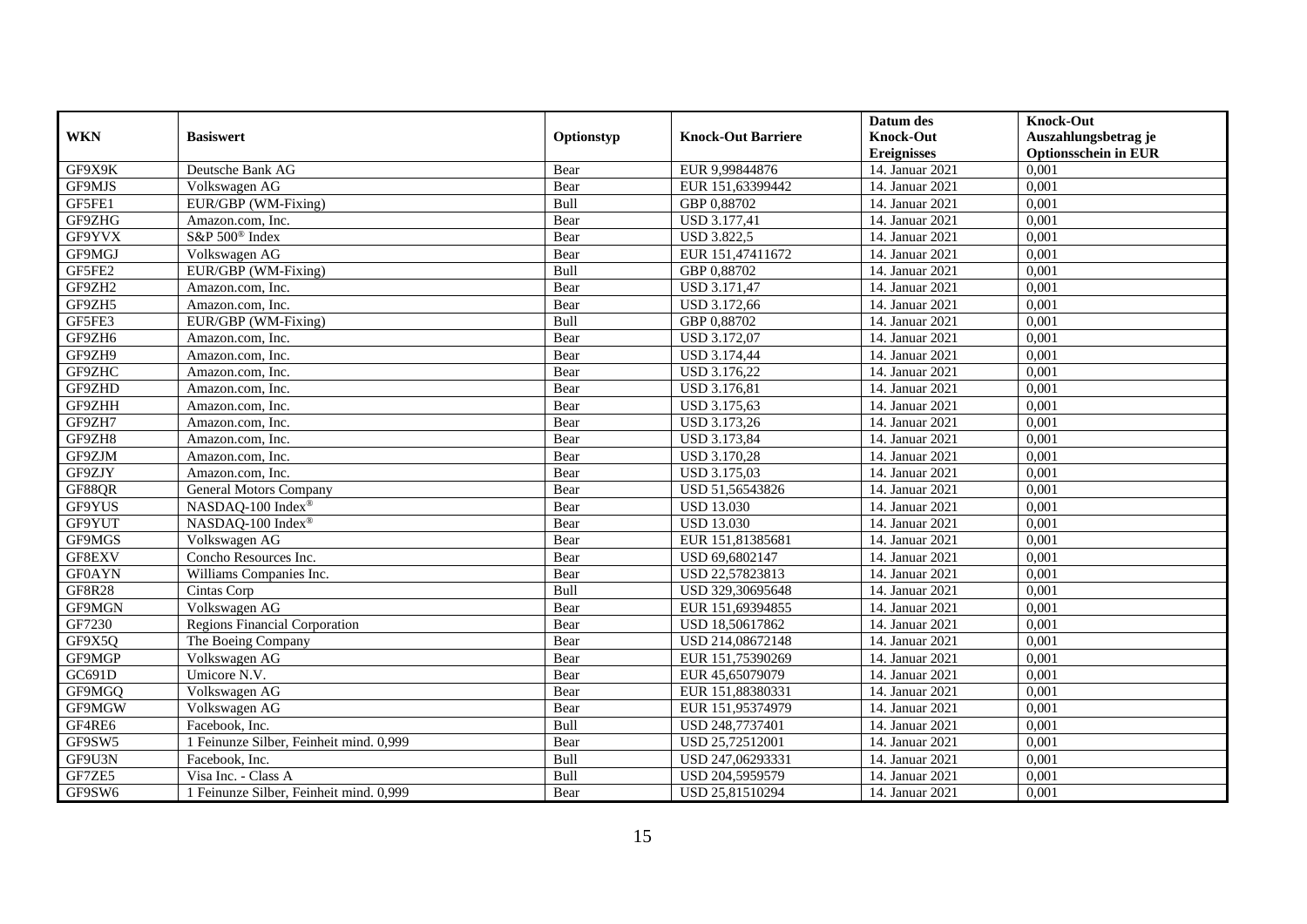| WKN | Basiswert | Optionstyp | Knock-Out Barriere | Datum des Knock-Out Ereignisses | Knock-Out Auszahlungsbetrag je Optionsschein in EUR |
|---|---|---|---|---|---|
| GF9X9K | Deutsche Bank AG | Bear | EUR 9,99844876 | 14. Januar 2021 | 0,001 |
| GF9MJS | Volkswagen AG | Bear | EUR 151,63399442 | 14. Januar 2021 | 0,001 |
| GF5FE1 | EUR/GBP (WM-Fixing) | Bull | GBP 0,88702 | 14. Januar 2021 | 0,001 |
| GF9ZHG | Amazon.com, Inc. | Bear | USD 3.177,41 | 14. Januar 2021 | 0,001 |
| GF9YVX | S&P 500® Index | Bear | USD 3.822,5 | 14. Januar 2021 | 0,001 |
| GF9MGJ | Volkswagen AG | Bear | EUR 151,47411672 | 14. Januar 2021 | 0,001 |
| GF5FE2 | EUR/GBP (WM-Fixing) | Bull | GBP 0,88702 | 14. Januar 2021 | 0,001 |
| GF9ZH2 | Amazon.com, Inc. | Bear | USD 3.171,47 | 14. Januar 2021 | 0,001 |
| GF9ZH5 | Amazon.com, Inc. | Bear | USD 3.172,66 | 14. Januar 2021 | 0,001 |
| GF5FE3 | EUR/GBP (WM-Fixing) | Bull | GBP 0,88702 | 14. Januar 2021 | 0,001 |
| GF9ZH6 | Amazon.com, Inc. | Bear | USD 3.172,07 | 14. Januar 2021 | 0,001 |
| GF9ZH9 | Amazon.com, Inc. | Bear | USD 3.174,44 | 14. Januar 2021 | 0,001 |
| GF9ZHC | Amazon.com, Inc. | Bear | USD 3.176,22 | 14. Januar 2021 | 0,001 |
| GF9ZHD | Amazon.com, Inc. | Bear | USD 3.176,81 | 14. Januar 2021 | 0,001 |
| GF9ZHH | Amazon.com, Inc. | Bear | USD 3.175,63 | 14. Januar 2021 | 0,001 |
| GF9ZH7 | Amazon.com, Inc. | Bear | USD 3.173,26 | 14. Januar 2021 | 0,001 |
| GF9ZH8 | Amazon.com, Inc. | Bear | USD 3.173,84 | 14. Januar 2021 | 0,001 |
| GF9ZJM | Amazon.com, Inc. | Bear | USD 3.170,28 | 14. Januar 2021 | 0,001 |
| GF9ZJY | Amazon.com, Inc. | Bear | USD 3.175,03 | 14. Januar 2021 | 0,001 |
| GF88QR | General Motors Company | Bear | USD 51,56543826 | 14. Januar 2021 | 0,001 |
| GF9YUS | NASDAQ-100 Index® | Bear | USD 13.030 | 14. Januar 2021 | 0,001 |
| GF9YUT | NASDAQ-100 Index® | Bear | USD 13.030 | 14. Januar 2021 | 0,001 |
| GF9MGS | Volkswagen AG | Bear | EUR 151,81385681 | 14. Januar 2021 | 0,001 |
| GF8EXV | Concho Resources Inc. | Bear | USD 69,6802147 | 14. Januar 2021 | 0,001 |
| GF0AYN | Williams Companies Inc. | Bear | USD 22,57823813 | 14. Januar 2021 | 0,001 |
| GF8R28 | Cintas Corp | Bull | USD 329,30695648 | 14. Januar 2021 | 0,001 |
| GF9MGN | Volkswagen AG | Bear | EUR 151,69394855 | 14. Januar 2021 | 0,001 |
| GF7230 | Regions Financial Corporation | Bear | USD 18,50617862 | 14. Januar 2021 | 0,001 |
| GF9X5Q | The Boeing Company | Bear | USD 214,08672148 | 14. Januar 2021 | 0,001 |
| GF9MGP | Volkswagen AG | Bear | EUR 151,75390269 | 14. Januar 2021 | 0,001 |
| GC691D | Umicore N.V. | Bear | EUR 45,65079079 | 14. Januar 2021 | 0,001 |
| GF9MGQ | Volkswagen AG | Bear | EUR 151,88380331 | 14. Januar 2021 | 0,001 |
| GF9MGW | Volkswagen AG | Bear | EUR 151,95374979 | 14. Januar 2021 | 0,001 |
| GF4RE6 | Facebook, Inc. | Bull | USD 248,7737401 | 14. Januar 2021 | 0,001 |
| GF9SW5 | 1 Feinunze Silber, Feinheit mind. 0,999 | Bear | USD 25,72512001 | 14. Januar 2021 | 0,001 |
| GF9U3N | Facebook, Inc. | Bull | USD 247,06293331 | 14. Januar 2021 | 0,001 |
| GF7ZE5 | Visa Inc. - Class A | Bull | USD 204,5959579 | 14. Januar 2021 | 0,001 |
| GF9SW6 | 1 Feinunze Silber, Feinheit mind. 0,999 | Bear | USD 25,81510294 | 14. Januar 2021 | 0,001 |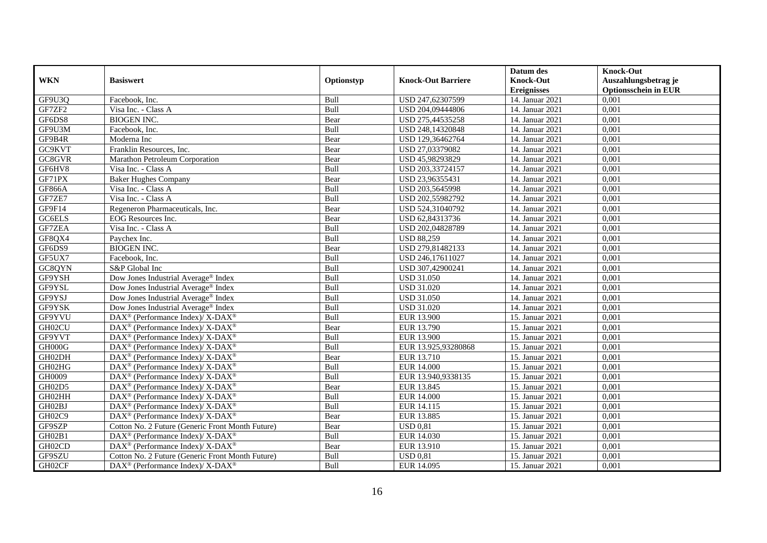| WKN | Basiswert | Optionstyp | Knock-Out Barriere | Datum des Knock-Out Ereignisses | Knock-Out Auszahlungsbetrag je Optionsschein in EUR |
|---|---|---|---|---|---|
| GF9U3Q | Facebook, Inc. | Bull | USD 247,62307599 | 14. Januar 2021 | 0,001 |
| GF7ZF2 | Visa Inc. - Class A | Bull | USD 204,09444806 | 14. Januar 2021 | 0,001 |
| GF6DS8 | BIOGEN INC. | Bear | USD 275,44535258 | 14. Januar 2021 | 0,001 |
| GF9U3M | Facebook, Inc. | Bull | USD 248,14320848 | 14. Januar 2021 | 0,001 |
| GF9B4R | Moderna Inc | Bear | USD 129,36462764 | 14. Januar 2021 | 0,001 |
| GC9KVT | Franklin Resources, Inc. | Bear | USD 27,03379082 | 14. Januar 2021 | 0,001 |
| GC8GVR | Marathon Petroleum Corporation | Bear | USD 45,98293829 | 14. Januar 2021 | 0,001 |
| GF6HV8 | Visa Inc. - Class A | Bull | USD 203,33724157 | 14. Januar 2021 | 0,001 |
| GF71PX | Baker Hughes Company | Bear | USD 23,96355431 | 14. Januar 2021 | 0,001 |
| GF866A | Visa Inc. - Class A | Bull | USD 203,5645998 | 14. Januar 2021 | 0,001 |
| GF7ZE7 | Visa Inc. - Class A | Bull | USD 202,55982792 | 14. Januar 2021 | 0,001 |
| GF9F14 | Regeneron Pharmaceuticals, Inc. | Bear | USD 524,31040792 | 14. Januar 2021 | 0,001 |
| GC6ELS | EOG Resources Inc. | Bear | USD 62,84313736 | 14. Januar 2021 | 0,001 |
| GF7ZEA | Visa Inc. - Class A | Bull | USD 202,04828789 | 14. Januar 2021 | 0,001 |
| GF8QX4 | Paychex Inc. | Bull | USD 88,259 | 14. Januar 2021 | 0,001 |
| GF6DS9 | BIOGEN INC. | Bear | USD 279,81482133 | 14. Januar 2021 | 0,001 |
| GF5UX7 | Facebook, Inc. | Bull | USD 246,17611027 | 14. Januar 2021 | 0,001 |
| GC8QYN | S&P Global Inc | Bull | USD 307,42900241 | 14. Januar 2021 | 0,001 |
| GF9YSH | Dow Jones Industrial Average® Index | Bull | USD 31.050 | 14. Januar 2021 | 0,001 |
| GF9YSL | Dow Jones Industrial Average® Index | Bull | USD 31.020 | 14. Januar 2021 | 0,001 |
| GF9YSJ | Dow Jones Industrial Average® Index | Bull | USD 31.050 | 14. Januar 2021 | 0,001 |
| GF9YSK | Dow Jones Industrial Average® Index | Bull | USD 31.020 | 14. Januar 2021 | 0,001 |
| GF9YVU | DAX® (Performance Index)/ X-DAX® | Bull | EUR 13.900 | 15. Januar 2021 | 0,001 |
| GH02CU | DAX® (Performance Index)/ X-DAX® | Bear | EUR 13.790 | 15. Januar 2021 | 0,001 |
| GF9YVT | DAX® (Performance Index)/ X-DAX® | Bull | EUR 13.900 | 15. Januar 2021 | 0,001 |
| GH000G | DAX® (Performance Index)/ X-DAX® | Bull | EUR 13.925,93280868 | 15. Januar 2021 | 0,001 |
| GH02DH | DAX® (Performance Index)/ X-DAX® | Bear | EUR 13.710 | 15. Januar 2021 | 0,001 |
| GH02HG | DAX® (Performance Index)/ X-DAX® | Bull | EUR 14.000 | 15. Januar 2021 | 0,001 |
| GH0009 | DAX® (Performance Index)/ X-DAX® | Bull | EUR 13.940,9338135 | 15. Januar 2021 | 0,001 |
| GH02D5 | DAX® (Performance Index)/ X-DAX® | Bear | EUR 13.845 | 15. Januar 2021 | 0,001 |
| GH02HH | DAX® (Performance Index)/ X-DAX® | Bull | EUR 14.000 | 15. Januar 2021 | 0,001 |
| GH02BJ | DAX® (Performance Index)/ X-DAX® | Bull | EUR 14.115 | 15. Januar 2021 | 0,001 |
| GH02C9 | DAX® (Performance Index)/ X-DAX® | Bear | EUR 13.885 | 15. Januar 2021 | 0,001 |
| GF9SZP | Cotton No. 2 Future (Generic Front Month Future) | Bear | USD 0,81 | 15. Januar 2021 | 0,001 |
| GH02B1 | DAX® (Performance Index)/ X-DAX® | Bull | EUR 14.030 | 15. Januar 2021 | 0,001 |
| GH02CD | DAX® (Performance Index)/ X-DAX® | Bear | EUR 13.910 | 15. Januar 2021 | 0,001 |
| GF9SZU | Cotton No. 2 Future (Generic Front Month Future) | Bull | USD 0,81 | 15. Januar 2021 | 0,001 |
| GH02CF | DAX® (Performance Index)/ X-DAX® | Bull | EUR 14.095 | 15. Januar 2021 | 0,001 |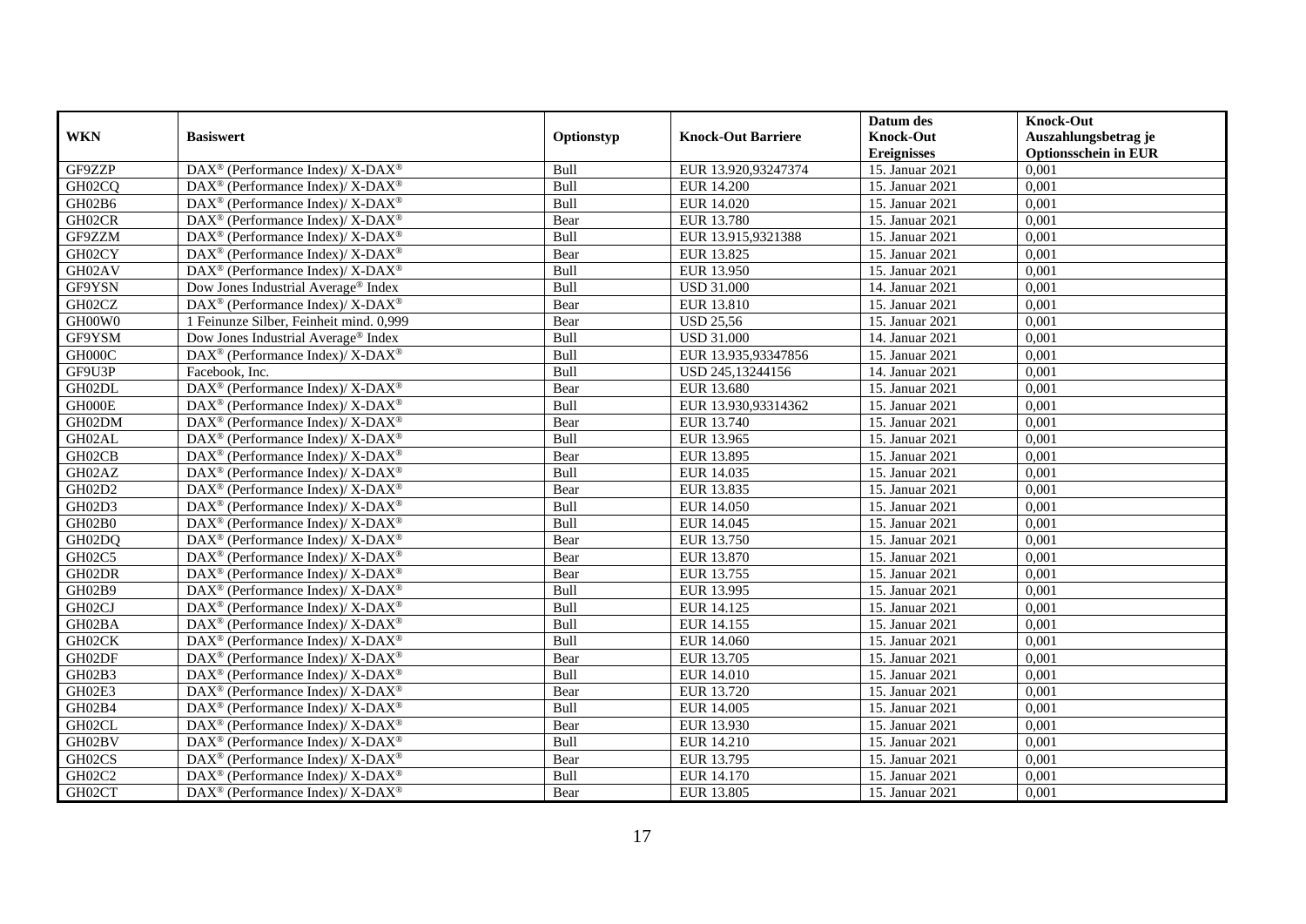| WKN | Basiswert | Optionstyp | Knock-Out Barriere | Datum des Knock-Out Ereignisses | Knock-Out Auszahlungsbetrag je Optionsschein in EUR |
|---|---|---|---|---|---|
| GF9ZZP | DAX® (Performance Index)/ X-DAX® | Bull | EUR 13.920,93247374 | 15. Januar 2021 | 0,001 |
| GH02CQ | DAX® (Performance Index)/ X-DAX® | Bull | EUR 14.200 | 15. Januar 2021 | 0,001 |
| GH02B6 | DAX® (Performance Index)/ X-DAX® | Bull | EUR 14.020 | 15. Januar 2021 | 0,001 |
| GH02CR | DAX® (Performance Index)/ X-DAX® | Bear | EUR 13.780 | 15. Januar 2021 | 0,001 |
| GF9ZZM | DAX® (Performance Index)/ X-DAX® | Bull | EUR 13.915,9321388 | 15. Januar 2021 | 0,001 |
| GH02CY | DAX® (Performance Index)/ X-DAX® | Bear | EUR 13.825 | 15. Januar 2021 | 0,001 |
| GH02AV | DAX® (Performance Index)/ X-DAX® | Bull | EUR 13.950 | 15. Januar 2021 | 0,001 |
| GF9YSN | Dow Jones Industrial Average® Index | Bull | USD 31.000 | 14. Januar 2021 | 0,001 |
| GH02CZ | DAX® (Performance Index)/ X-DAX® | Bear | EUR 13.810 | 15. Januar 2021 | 0,001 |
| GH00W0 | 1 Feinunze Silber, Feinheit mind. 0,999 | Bear | USD 25,56 | 15. Januar 2021 | 0,001 |
| GF9YSM | Dow Jones Industrial Average® Index | Bull | USD 31.000 | 14. Januar 2021 | 0,001 |
| GH000C | DAX® (Performance Index)/ X-DAX® | Bull | EUR 13.935,93347856 | 15. Januar 2021 | 0,001 |
| GF9U3P | Facebook, Inc. | Bull | USD 245,13244156 | 14. Januar 2021 | 0,001 |
| GH02DL | DAX® (Performance Index)/ X-DAX® | Bear | EUR 13.680 | 15. Januar 2021 | 0,001 |
| GH000E | DAX® (Performance Index)/ X-DAX® | Bull | EUR 13.930,93314362 | 15. Januar 2021 | 0,001 |
| GH02DM | DAX® (Performance Index)/ X-DAX® | Bear | EUR 13.740 | 15. Januar 2021 | 0,001 |
| GH02AL | DAX® (Performance Index)/ X-DAX® | Bull | EUR 13.965 | 15. Januar 2021 | 0,001 |
| GH02CB | DAX® (Performance Index)/ X-DAX® | Bear | EUR 13.895 | 15. Januar 2021 | 0,001 |
| GH02AZ | DAX® (Performance Index)/ X-DAX® | Bull | EUR 14.035 | 15. Januar 2021 | 0,001 |
| GH02D2 | DAX® (Performance Index)/ X-DAX® | Bear | EUR 13.835 | 15. Januar 2021 | 0,001 |
| GH02D3 | DAX® (Performance Index)/ X-DAX® | Bull | EUR 14.050 | 15. Januar 2021 | 0,001 |
| GH02B0 | DAX® (Performance Index)/ X-DAX® | Bull | EUR 14.045 | 15. Januar 2021 | 0,001 |
| GH02DQ | DAX® (Performance Index)/ X-DAX® | Bear | EUR 13.750 | 15. Januar 2021 | 0,001 |
| GH02C5 | DAX® (Performance Index)/ X-DAX® | Bear | EUR 13.870 | 15. Januar 2021 | 0,001 |
| GH02DR | DAX® (Performance Index)/ X-DAX® | Bear | EUR 13.755 | 15. Januar 2021 | 0,001 |
| GH02B9 | DAX® (Performance Index)/ X-DAX® | Bull | EUR 13.995 | 15. Januar 2021 | 0,001 |
| GH02CJ | DAX® (Performance Index)/ X-DAX® | Bull | EUR 14.125 | 15. Januar 2021 | 0,001 |
| GH02BA | DAX® (Performance Index)/ X-DAX® | Bull | EUR 14.155 | 15. Januar 2021 | 0,001 |
| GH02CK | DAX® (Performance Index)/ X-DAX® | Bull | EUR 14.060 | 15. Januar 2021 | 0,001 |
| GH02DF | DAX® (Performance Index)/ X-DAX® | Bear | EUR 13.705 | 15. Januar 2021 | 0,001 |
| GH02B3 | DAX® (Performance Index)/ X-DAX® | Bull | EUR 14.010 | 15. Januar 2021 | 0,001 |
| GH02E3 | DAX® (Performance Index)/ X-DAX® | Bear | EUR 13.720 | 15. Januar 2021 | 0,001 |
| GH02B4 | DAX® (Performance Index)/ X-DAX® | Bull | EUR 14.005 | 15. Januar 2021 | 0,001 |
| GH02CL | DAX® (Performance Index)/ X-DAX® | Bear | EUR 13.930 | 15. Januar 2021 | 0,001 |
| GH02BV | DAX® (Performance Index)/ X-DAX® | Bull | EUR 14.210 | 15. Januar 2021 | 0,001 |
| GH02CS | DAX® (Performance Index)/ X-DAX® | Bear | EUR 13.795 | 15. Januar 2021 | 0,001 |
| GH02C2 | DAX® (Performance Index)/ X-DAX® | Bull | EUR 14.170 | 15. Januar 2021 | 0,001 |
| GH02CT | DAX® (Performance Index)/ X-DAX® | Bear | EUR 13.805 | 15. Januar 2021 | 0,001 |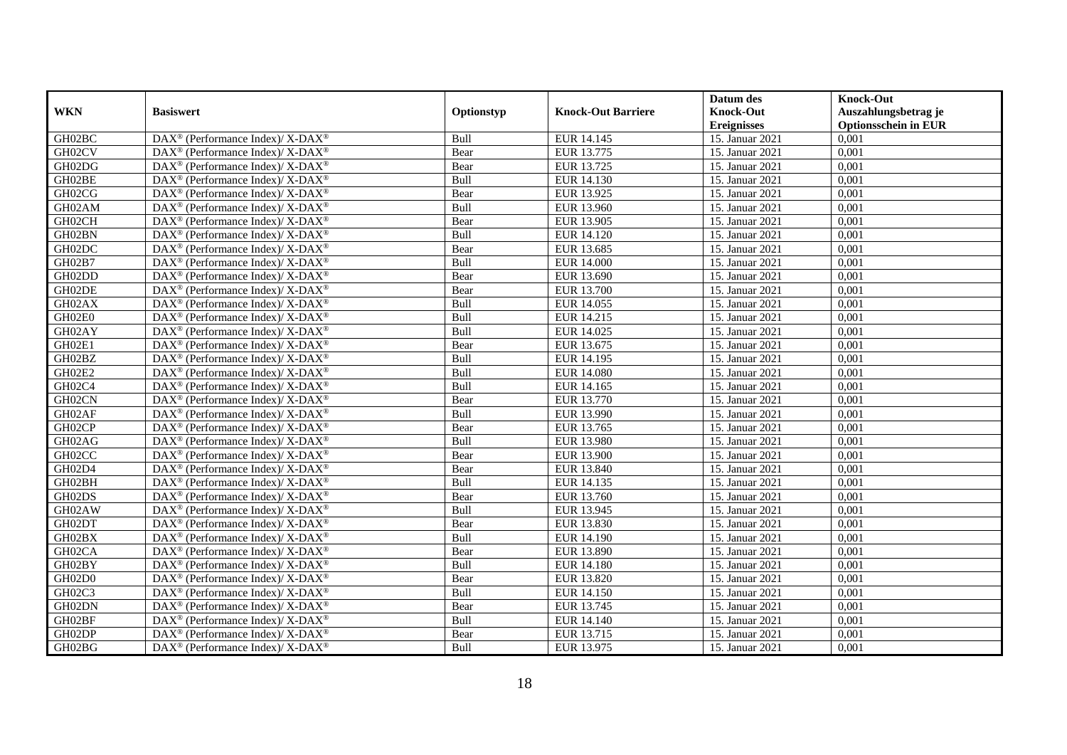| WKN | Basiswert | Optionstyp | Knock-Out Barriere | Datum des Knock-Out Ereignisses | Knock-Out Auszahlungsbetrag je Optionsschein in EUR |
|---|---|---|---|---|---|
| GH02BC | DAX® (Performance Index)/ X-DAX® | Bull | EUR 14.145 | 15. Januar 2021 | 0,001 |
| GH02CV | DAX® (Performance Index)/ X-DAX® | Bear | EUR 13.775 | 15. Januar 2021 | 0,001 |
| GH02DG | DAX® (Performance Index)/ X-DAX® | Bear | EUR 13.725 | 15. Januar 2021 | 0,001 |
| GH02BE | DAX® (Performance Index)/ X-DAX® | Bull | EUR 14.130 | 15. Januar 2021 | 0,001 |
| GH02CG | DAX® (Performance Index)/ X-DAX® | Bear | EUR 13.925 | 15. Januar 2021 | 0,001 |
| GH02AM | DAX® (Performance Index)/ X-DAX® | Bull | EUR 13.960 | 15. Januar 2021 | 0,001 |
| GH02CH | DAX® (Performance Index)/ X-DAX® | Bear | EUR 13.905 | 15. Januar 2021 | 0,001 |
| GH02BN | DAX® (Performance Index)/ X-DAX® | Bull | EUR 14.120 | 15. Januar 2021 | 0,001 |
| GH02DC | DAX® (Performance Index)/ X-DAX® | Bear | EUR 13.685 | 15. Januar 2021 | 0,001 |
| GH02B7 | DAX® (Performance Index)/ X-DAX® | Bull | EUR 14.000 | 15. Januar 2021 | 0,001 |
| GH02DD | DAX® (Performance Index)/ X-DAX® | Bear | EUR 13.690 | 15. Januar 2021 | 0,001 |
| GH02DE | DAX® (Performance Index)/ X-DAX® | Bear | EUR 13.700 | 15. Januar 2021 | 0,001 |
| GH02AX | DAX® (Performance Index)/ X-DAX® | Bull | EUR 14.055 | 15. Januar 2021 | 0,001 |
| GH02E0 | DAX® (Performance Index)/ X-DAX® | Bull | EUR 14.215 | 15. Januar 2021 | 0,001 |
| GH02AY | DAX® (Performance Index)/ X-DAX® | Bull | EUR 14.025 | 15. Januar 2021 | 0,001 |
| GH02E1 | DAX® (Performance Index)/ X-DAX® | Bear | EUR 13.675 | 15. Januar 2021 | 0,001 |
| GH02BZ | DAX® (Performance Index)/ X-DAX® | Bull | EUR 14.195 | 15. Januar 2021 | 0,001 |
| GH02E2 | DAX® (Performance Index)/ X-DAX® | Bull | EUR 14.080 | 15. Januar 2021 | 0,001 |
| GH02C4 | DAX® (Performance Index)/ X-DAX® | Bull | EUR 14.165 | 15. Januar 2021 | 0,001 |
| GH02CN | DAX® (Performance Index)/ X-DAX® | Bear | EUR 13.770 | 15. Januar 2021 | 0,001 |
| GH02AF | DAX® (Performance Index)/ X-DAX® | Bull | EUR 13.990 | 15. Januar 2021 | 0,001 |
| GH02CP | DAX® (Performance Index)/ X-DAX® | Bear | EUR 13.765 | 15. Januar 2021 | 0,001 |
| GH02AG | DAX® (Performance Index)/ X-DAX® | Bull | EUR 13.980 | 15. Januar 2021 | 0,001 |
| GH02CC | DAX® (Performance Index)/ X-DAX® | Bear | EUR 13.900 | 15. Januar 2021 | 0,001 |
| GH02D4 | DAX® (Performance Index)/ X-DAX® | Bear | EUR 13.840 | 15. Januar 2021 | 0,001 |
| GH02BH | DAX® (Performance Index)/ X-DAX® | Bull | EUR 14.135 | 15. Januar 2021 | 0,001 |
| GH02DS | DAX® (Performance Index)/ X-DAX® | Bear | EUR 13.760 | 15. Januar 2021 | 0,001 |
| GH02AW | DAX® (Performance Index)/ X-DAX® | Bull | EUR 13.945 | 15. Januar 2021 | 0,001 |
| GH02DT | DAX® (Performance Index)/ X-DAX® | Bear | EUR 13.830 | 15. Januar 2021 | 0,001 |
| GH02BX | DAX® (Performance Index)/ X-DAX® | Bull | EUR 14.190 | 15. Januar 2021 | 0,001 |
| GH02CA | DAX® (Performance Index)/ X-DAX® | Bear | EUR 13.890 | 15. Januar 2021 | 0,001 |
| GH02BY | DAX® (Performance Index)/ X-DAX® | Bull | EUR 14.180 | 15. Januar 2021 | 0,001 |
| GH02D0 | DAX® (Performance Index)/ X-DAX® | Bear | EUR 13.820 | 15. Januar 2021 | 0,001 |
| GH02C3 | DAX® (Performance Index)/ X-DAX® | Bull | EUR 14.150 | 15. Januar 2021 | 0,001 |
| GH02DN | DAX® (Performance Index)/ X-DAX® | Bear | EUR 13.745 | 15. Januar 2021 | 0,001 |
| GH02BF | DAX® (Performance Index)/ X-DAX® | Bull | EUR 14.140 | 15. Januar 2021 | 0,001 |
| GH02DP | DAX® (Performance Index)/ X-DAX® | Bear | EUR 13.715 | 15. Januar 2021 | 0,001 |
| GH02BG | DAX® (Performance Index)/ X-DAX® | Bull | EUR 13.975 | 15. Januar 2021 | 0,001 |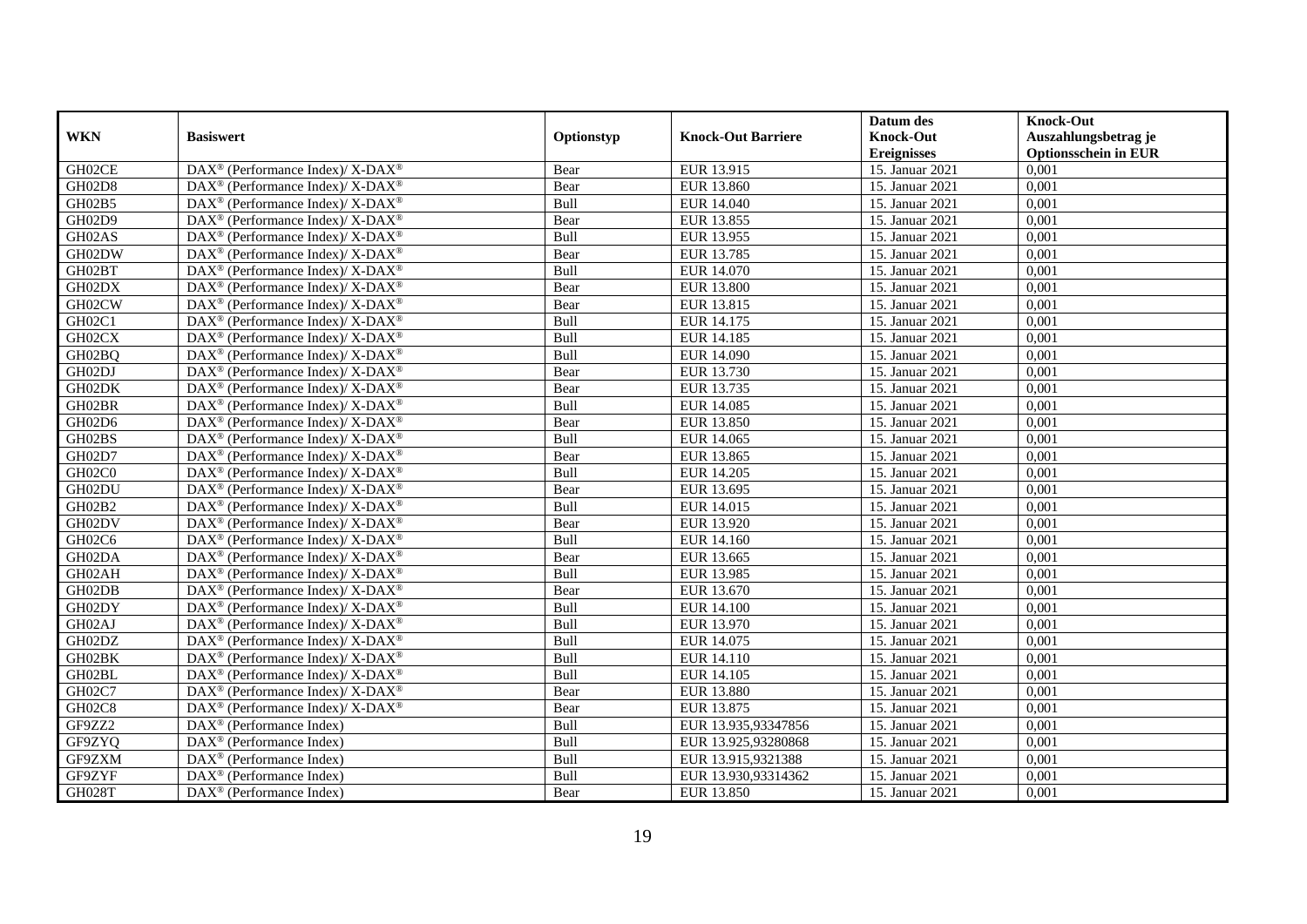| WKN | Basiswert | Optionstyp | Knock-Out Barriere | Datum des Knock-Out Ereignisses | Knock-Out Auszahlungsbetrag je Optionsschein in EUR |
|---|---|---|---|---|---|
| GH02CE | DAX® (Performance Index)/ X-DAX® | Bear | EUR 13.915 | 15. Januar 2021 | 0,001 |
| GH02D8 | DAX® (Performance Index)/ X-DAX® | Bear | EUR 13.860 | 15. Januar 2021 | 0,001 |
| GH02B5 | DAX® (Performance Index)/ X-DAX® | Bull | EUR 14.040 | 15. Januar 2021 | 0,001 |
| GH02D9 | DAX® (Performance Index)/ X-DAX® | Bear | EUR 13.855 | 15. Januar 2021 | 0,001 |
| GH02AS | DAX® (Performance Index)/ X-DAX® | Bull | EUR 13.955 | 15. Januar 2021 | 0,001 |
| GH02DW | DAX® (Performance Index)/ X-DAX® | Bear | EUR 13.785 | 15. Januar 2021 | 0,001 |
| GH02BT | DAX® (Performance Index)/ X-DAX® | Bull | EUR 14.070 | 15. Januar 2021 | 0,001 |
| GH02DX | DAX® (Performance Index)/ X-DAX® | Bear | EUR 13.800 | 15. Januar 2021 | 0,001 |
| GH02CW | DAX® (Performance Index)/ X-DAX® | Bear | EUR 13.815 | 15. Januar 2021 | 0,001 |
| GH02C1 | DAX® (Performance Index)/ X-DAX® | Bull | EUR 14.175 | 15. Januar 2021 | 0,001 |
| GH02CX | DAX® (Performance Index)/ X-DAX® | Bull | EUR 14.185 | 15. Januar 2021 | 0,001 |
| GH02BQ | DAX® (Performance Index)/ X-DAX® | Bull | EUR 14.090 | 15. Januar 2021 | 0,001 |
| GH02DJ | DAX® (Performance Index)/ X-DAX® | Bear | EUR 13.730 | 15. Januar 2021 | 0,001 |
| GH02DK | DAX® (Performance Index)/ X-DAX® | Bear | EUR 13.735 | 15. Januar 2021 | 0,001 |
| GH02BR | DAX® (Performance Index)/ X-DAX® | Bull | EUR 14.085 | 15. Januar 2021 | 0,001 |
| GH02D6 | DAX® (Performance Index)/ X-DAX® | Bear | EUR 13.850 | 15. Januar 2021 | 0,001 |
| GH02BS | DAX® (Performance Index)/ X-DAX® | Bull | EUR 14.065 | 15. Januar 2021 | 0,001 |
| GH02D7 | DAX® (Performance Index)/ X-DAX® | Bear | EUR 13.865 | 15. Januar 2021 | 0,001 |
| GH02C0 | DAX® (Performance Index)/ X-DAX® | Bull | EUR 14.205 | 15. Januar 2021 | 0,001 |
| GH02DU | DAX® (Performance Index)/ X-DAX® | Bear | EUR 13.695 | 15. Januar 2021 | 0,001 |
| GH02B2 | DAX® (Performance Index)/ X-DAX® | Bull | EUR 14.015 | 15. Januar 2021 | 0,001 |
| GH02DV | DAX® (Performance Index)/ X-DAX® | Bear | EUR 13.920 | 15. Januar 2021 | 0,001 |
| GH02C6 | DAX® (Performance Index)/ X-DAX® | Bull | EUR 14.160 | 15. Januar 2021 | 0,001 |
| GH02DA | DAX® (Performance Index)/ X-DAX® | Bear | EUR 13.665 | 15. Januar 2021 | 0,001 |
| GH02AH | DAX® (Performance Index)/ X-DAX® | Bull | EUR 13.985 | 15. Januar 2021 | 0,001 |
| GH02DB | DAX® (Performance Index)/ X-DAX® | Bear | EUR 13.670 | 15. Januar 2021 | 0,001 |
| GH02DY | DAX® (Performance Index)/ X-DAX® | Bull | EUR 14.100 | 15. Januar 2021 | 0,001 |
| GH02AJ | DAX® (Performance Index)/ X-DAX® | Bull | EUR 13.970 | 15. Januar 2021 | 0,001 |
| GH02DZ | DAX® (Performance Index)/ X-DAX® | Bull | EUR 14.075 | 15. Januar 2021 | 0,001 |
| GH02BK | DAX® (Performance Index)/ X-DAX® | Bull | EUR 14.110 | 15. Januar 2021 | 0,001 |
| GH02BL | DAX® (Performance Index)/ X-DAX® | Bull | EUR 14.105 | 15. Januar 2021 | 0,001 |
| GH02C7 | DAX® (Performance Index)/ X-DAX® | Bear | EUR 13.880 | 15. Januar 2021 | 0,001 |
| GH02C8 | DAX® (Performance Index)/ X-DAX® | Bear | EUR 13.875 | 15. Januar 2021 | 0,001 |
| GF9ZZ2 | DAX® (Performance Index) | Bull | EUR 13.935,93347856 | 15. Januar 2021 | 0,001 |
| GF9ZYQ | DAX® (Performance Index) | Bull | EUR 13.925,93280868 | 15. Januar 2021 | 0,001 |
| GF9ZXM | DAX® (Performance Index) | Bull | EUR 13.915,9321388 | 15. Januar 2021 | 0,001 |
| GF9ZYF | DAX® (Performance Index) | Bull | EUR 13.930,93314362 | 15. Januar 2021 | 0,001 |
| GH028T | DAX® (Performance Index) | Bear | EUR 13.850 | 15. Januar 2021 | 0,001 |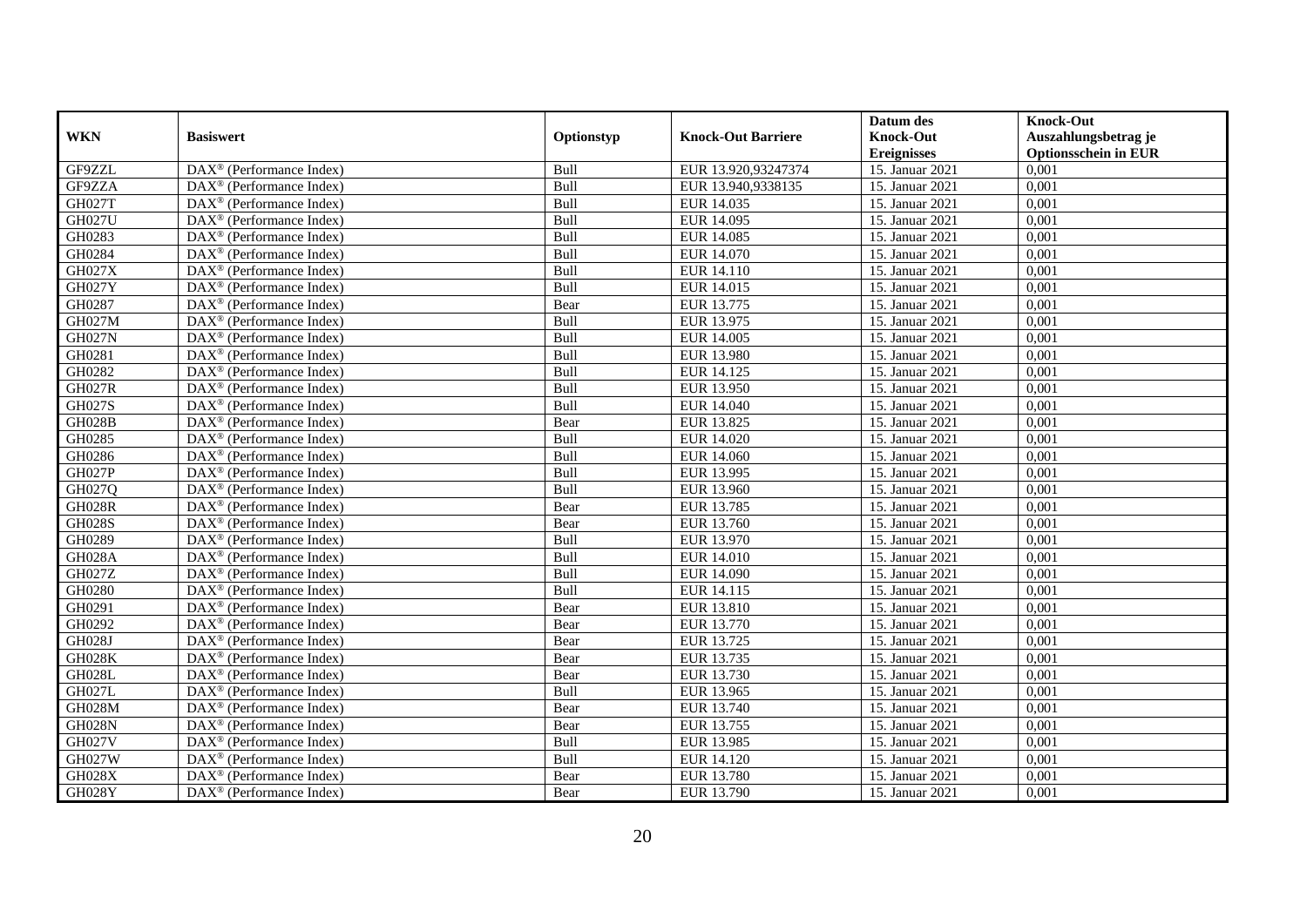| WKN | Basiswert | Optionstyp | Knock-Out Barriere | Datum des Knock-Out Ereignisses | Knock-Out Auszahlungsbetrag je Optionsschein in EUR |
|---|---|---|---|---|---|
| GF9ZZL | DAX® (Performance Index) | Bull | EUR 13.920,93247374 | 15. Januar 2021 | 0,001 |
| GF9ZZA | DAX® (Performance Index) | Bull | EUR 13.940,9338135 | 15. Januar 2021 | 0,001 |
| GH027T | DAX® (Performance Index) | Bull | EUR 14.035 | 15. Januar 2021 | 0,001 |
| GH027U | DAX® (Performance Index) | Bull | EUR 14.095 | 15. Januar 2021 | 0,001 |
| GH0283 | DAX® (Performance Index) | Bull | EUR 14.085 | 15. Januar 2021 | 0,001 |
| GH0284 | DAX® (Performance Index) | Bull | EUR 14.070 | 15. Januar 2021 | 0,001 |
| GH027X | DAX® (Performance Index) | Bull | EUR 14.110 | 15. Januar 2021 | 0,001 |
| GH027Y | DAX® (Performance Index) | Bull | EUR 14.015 | 15. Januar 2021 | 0,001 |
| GH0287 | DAX® (Performance Index) | Bear | EUR 13.775 | 15. Januar 2021 | 0,001 |
| GH027M | DAX® (Performance Index) | Bull | EUR 13.975 | 15. Januar 2021 | 0,001 |
| GH027N | DAX® (Performance Index) | Bull | EUR 14.005 | 15. Januar 2021 | 0,001 |
| GH0281 | DAX® (Performance Index) | Bull | EUR 13.980 | 15. Januar 2021 | 0,001 |
| GH0282 | DAX® (Performance Index) | Bull | EUR 14.125 | 15. Januar 2021 | 0,001 |
| GH027R | DAX® (Performance Index) | Bull | EUR 13.950 | 15. Januar 2021 | 0,001 |
| GH027S | DAX® (Performance Index) | Bull | EUR 14.040 | 15. Januar 2021 | 0,001 |
| GH028B | DAX® (Performance Index) | Bear | EUR 13.825 | 15. Januar 2021 | 0,001 |
| GH0285 | DAX® (Performance Index) | Bull | EUR 14.020 | 15. Januar 2021 | 0,001 |
| GH0286 | DAX® (Performance Index) | Bull | EUR 14.060 | 15. Januar 2021 | 0,001 |
| GH027P | DAX® (Performance Index) | Bull | EUR 13.995 | 15. Januar 2021 | 0,001 |
| GH027Q | DAX® (Performance Index) | Bull | EUR 13.960 | 15. Januar 2021 | 0,001 |
| GH028R | DAX® (Performance Index) | Bear | EUR 13.785 | 15. Januar 2021 | 0,001 |
| GH028S | DAX® (Performance Index) | Bear | EUR 13.760 | 15. Januar 2021 | 0,001 |
| GH0289 | DAX® (Performance Index) | Bull | EUR 13.970 | 15. Januar 2021 | 0,001 |
| GH028A | DAX® (Performance Index) | Bull | EUR 14.010 | 15. Januar 2021 | 0,001 |
| GH027Z | DAX® (Performance Index) | Bull | EUR 14.090 | 15. Januar 2021 | 0,001 |
| GH0280 | DAX® (Performance Index) | Bull | EUR 14.115 | 15. Januar 2021 | 0,001 |
| GH0291 | DAX® (Performance Index) | Bear | EUR 13.810 | 15. Januar 2021 | 0,001 |
| GH0292 | DAX® (Performance Index) | Bear | EUR 13.770 | 15. Januar 2021 | 0,001 |
| GH028J | DAX® (Performance Index) | Bear | EUR 13.725 | 15. Januar 2021 | 0,001 |
| GH028K | DAX® (Performance Index) | Bear | EUR 13.735 | 15. Januar 2021 | 0,001 |
| GH028L | DAX® (Performance Index) | Bear | EUR 13.730 | 15. Januar 2021 | 0,001 |
| GH027L | DAX® (Performance Index) | Bull | EUR 13.965 | 15. Januar 2021 | 0,001 |
| GH028M | DAX® (Performance Index) | Bear | EUR 13.740 | 15. Januar 2021 | 0,001 |
| GH028N | DAX® (Performance Index) | Bear | EUR 13.755 | 15. Januar 2021 | 0,001 |
| GH027V | DAX® (Performance Index) | Bull | EUR 13.985 | 15. Januar 2021 | 0,001 |
| GH027W | DAX® (Performance Index) | Bull | EUR 14.120 | 15. Januar 2021 | 0,001 |
| GH028X | DAX® (Performance Index) | Bear | EUR 13.780 | 15. Januar 2021 | 0,001 |
| GH028Y | DAX® (Performance Index) | Bear | EUR 13.790 | 15. Januar 2021 | 0,001 |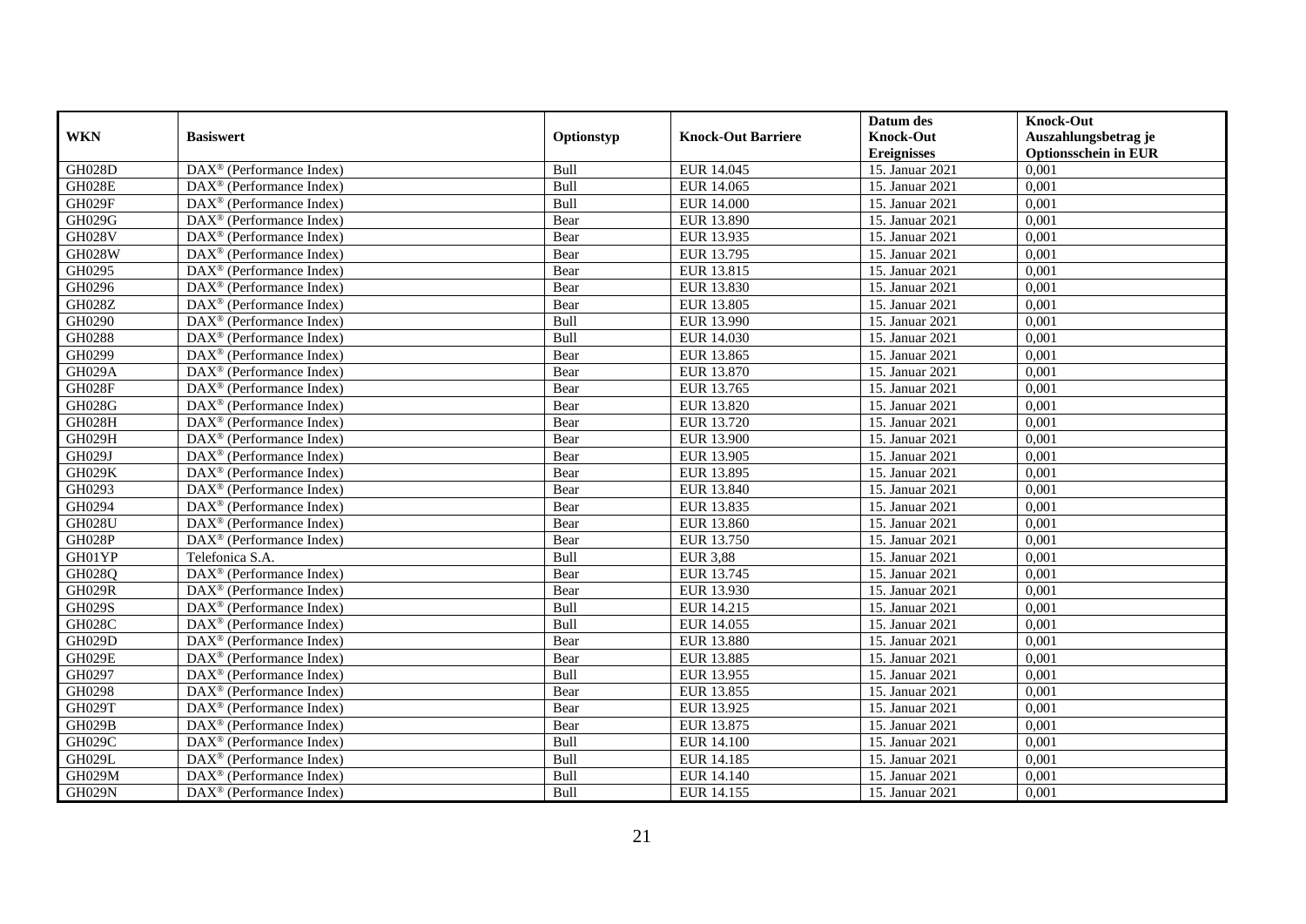| WKN | Basiswert | Optionstyp | Knock-Out Barriere | Datum des Knock-Out Ereignisses | Knock-Out Auszahlungsbetrag je Optionsschein in EUR |
|---|---|---|---|---|---|
| GH028D | DAX® (Performance Index) | Bull | EUR 14.045 | 15. Januar 2021 | 0,001 |
| GH028E | DAX® (Performance Index) | Bull | EUR 14.065 | 15. Januar 2021 | 0,001 |
| GH029F | DAX® (Performance Index) | Bull | EUR 14.000 | 15. Januar 2021 | 0,001 |
| GH029G | DAX® (Performance Index) | Bear | EUR 13.890 | 15. Januar 2021 | 0,001 |
| GH028V | DAX® (Performance Index) | Bear | EUR 13.935 | 15. Januar 2021 | 0,001 |
| GH028W | DAX® (Performance Index) | Bear | EUR 13.795 | 15. Januar 2021 | 0,001 |
| GH0295 | DAX® (Performance Index) | Bear | EUR 13.815 | 15. Januar 2021 | 0,001 |
| GH0296 | DAX® (Performance Index) | Bear | EUR 13.830 | 15. Januar 2021 | 0,001 |
| GH028Z | DAX® (Performance Index) | Bear | EUR 13.805 | 15. Januar 2021 | 0,001 |
| GH0290 | DAX® (Performance Index) | Bull | EUR 13.990 | 15. Januar 2021 | 0,001 |
| GH0288 | DAX® (Performance Index) | Bull | EUR 14.030 | 15. Januar 2021 | 0,001 |
| GH0299 | DAX® (Performance Index) | Bear | EUR 13.865 | 15. Januar 2021 | 0,001 |
| GH029A | DAX® (Performance Index) | Bear | EUR 13.870 | 15. Januar 2021 | 0,001 |
| GH028F | DAX® (Performance Index) | Bear | EUR 13.765 | 15. Januar 2021 | 0,001 |
| GH028G | DAX® (Performance Index) | Bear | EUR 13.820 | 15. Januar 2021 | 0,001 |
| GH028H | DAX® (Performance Index) | Bear | EUR 13.720 | 15. Januar 2021 | 0,001 |
| GH029H | DAX® (Performance Index) | Bear | EUR 13.900 | 15. Januar 2021 | 0,001 |
| GH029J | DAX® (Performance Index) | Bear | EUR 13.905 | 15. Januar 2021 | 0,001 |
| GH029K | DAX® (Performance Index) | Bear | EUR 13.895 | 15. Januar 2021 | 0,001 |
| GH0293 | DAX® (Performance Index) | Bear | EUR 13.840 | 15. Januar 2021 | 0,001 |
| GH0294 | DAX® (Performance Index) | Bear | EUR 13.835 | 15. Januar 2021 | 0,001 |
| GH028U | DAX® (Performance Index) | Bear | EUR 13.860 | 15. Januar 2021 | 0,001 |
| GH028P | DAX® (Performance Index) | Bear | EUR 13.750 | 15. Januar 2021 | 0,001 |
| GH01YP | Telefonica S.A. | Bull | EUR 3,88 | 15. Januar 2021 | 0,001 |
| GH028Q | DAX® (Performance Index) | Bear | EUR 13.745 | 15. Januar 2021 | 0,001 |
| GH029R | DAX® (Performance Index) | Bear | EUR 13.930 | 15. Januar 2021 | 0,001 |
| GH029S | DAX® (Performance Index) | Bull | EUR 14.215 | 15. Januar 2021 | 0,001 |
| GH028C | DAX® (Performance Index) | Bull | EUR 14.055 | 15. Januar 2021 | 0,001 |
| GH029D | DAX® (Performance Index) | Bear | EUR 13.880 | 15. Januar 2021 | 0,001 |
| GH029E | DAX® (Performance Index) | Bear | EUR 13.885 | 15. Januar 2021 | 0,001 |
| GH0297 | DAX® (Performance Index) | Bull | EUR 13.955 | 15. Januar 2021 | 0,001 |
| GH0298 | DAX® (Performance Index) | Bear | EUR 13.855 | 15. Januar 2021 | 0,001 |
| GH029T | DAX® (Performance Index) | Bear | EUR 13.925 | 15. Januar 2021 | 0,001 |
| GH029B | DAX® (Performance Index) | Bear | EUR 13.875 | 15. Januar 2021 | 0,001 |
| GH029C | DAX® (Performance Index) | Bull | EUR 14.100 | 15. Januar 2021 | 0,001 |
| GH029L | DAX® (Performance Index) | Bull | EUR 14.185 | 15. Januar 2021 | 0,001 |
| GH029M | DAX® (Performance Index) | Bull | EUR 14.140 | 15. Januar 2021 | 0,001 |
| GH029N | DAX® (Performance Index) | Bull | EUR 14.155 | 15. Januar 2021 | 0,001 |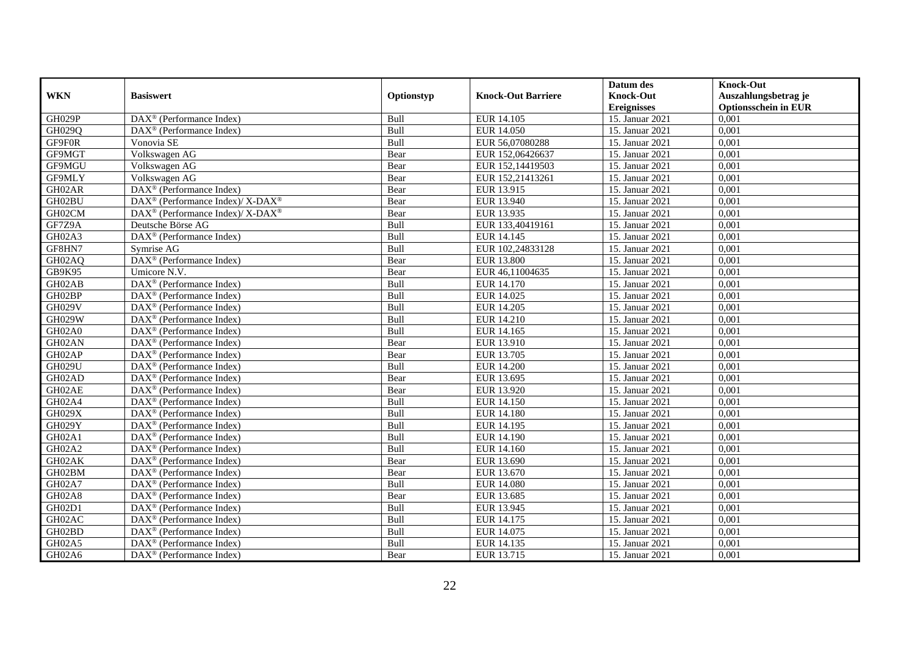| WKN | Basiswert | Optionstyp | Knock-Out Barriere | Datum des Knock-Out Ereignisses | Knock-Out Auszahlungsbetrag je Optionsschein in EUR |
|---|---|---|---|---|---|
| GH029P | DAX® (Performance Index) | Bull | EUR 14.105 | 15. Januar 2021 | 0,001 |
| GH029Q | DAX® (Performance Index) | Bull | EUR 14.050 | 15. Januar 2021 | 0,001 |
| GF9F0R | Vonovia SE | Bull | EUR 56,07080288 | 15. Januar 2021 | 0,001 |
| GF9MGT | Volkswagen AG | Bear | EUR 152,06426637 | 15. Januar 2021 | 0,001 |
| GF9MGU | Volkswagen AG | Bear | EUR 152,14419503 | 15. Januar 2021 | 0,001 |
| GF9MLY | Volkswagen AG | Bear | EUR 152,21413261 | 15. Januar 2021 | 0,001 |
| GH02AR | DAX® (Performance Index) | Bear | EUR 13.915 | 15. Januar 2021 | 0,001 |
| GH02BU | DAX® (Performance Index)/ X-DAX® | Bear | EUR 13.940 | 15. Januar 2021 | 0,001 |
| GH02CM | DAX® (Performance Index)/ X-DAX® | Bear | EUR 13.935 | 15. Januar 2021 | 0,001 |
| GF7Z9A | Deutsche Börse AG | Bull | EUR 133,40419161 | 15. Januar 2021 | 0,001 |
| GH02A3 | DAX® (Performance Index) | Bull | EUR 14.145 | 15. Januar 2021 | 0,001 |
| GF8HN7 | Symrise AG | Bull | EUR 102,24833128 | 15. Januar 2021 | 0,001 |
| GH02AQ | DAX® (Performance Index) | Bear | EUR 13.800 | 15. Januar 2021 | 0,001 |
| GB9K95 | Umicore N.V. | Bear | EUR 46,11004635 | 15. Januar 2021 | 0,001 |
| GH02AB | DAX® (Performance Index) | Bull | EUR 14.170 | 15. Januar 2021 | 0,001 |
| GH02BP | DAX® (Performance Index) | Bull | EUR 14.025 | 15. Januar 2021 | 0,001 |
| GH029V | DAX® (Performance Index) | Bull | EUR 14.205 | 15. Januar 2021 | 0,001 |
| GH029W | DAX® (Performance Index) | Bull | EUR 14.210 | 15. Januar 2021 | 0,001 |
| GH02A0 | DAX® (Performance Index) | Bull | EUR 14.165 | 15. Januar 2021 | 0,001 |
| GH02AN | DAX® (Performance Index) | Bear | EUR 13.910 | 15. Januar 2021 | 0,001 |
| GH02AP | DAX® (Performance Index) | Bear | EUR 13.705 | 15. Januar 2021 | 0,001 |
| GH029U | DAX® (Performance Index) | Bull | EUR 14.200 | 15. Januar 2021 | 0,001 |
| GH02AD | DAX® (Performance Index) | Bear | EUR 13.695 | 15. Januar 2021 | 0,001 |
| GH02AE | DAX® (Performance Index) | Bear | EUR 13.920 | 15. Januar 2021 | 0,001 |
| GH02A4 | DAX® (Performance Index) | Bull | EUR 14.150 | 15. Januar 2021 | 0,001 |
| GH029X | DAX® (Performance Index) | Bull | EUR 14.180 | 15. Januar 2021 | 0,001 |
| GH029Y | DAX® (Performance Index) | Bull | EUR 14.195 | 15. Januar 2021 | 0,001 |
| GH02A1 | DAX® (Performance Index) | Bull | EUR 14.190 | 15. Januar 2021 | 0,001 |
| GH02A2 | DAX® (Performance Index) | Bull | EUR 14.160 | 15. Januar 2021 | 0,001 |
| GH02AK | DAX® (Performance Index) | Bear | EUR 13.690 | 15. Januar 2021 | 0,001 |
| GH02BM | DAX® (Performance Index) | Bear | EUR 13.670 | 15. Januar 2021 | 0,001 |
| GH02A7 | DAX® (Performance Index) | Bull | EUR 14.080 | 15. Januar 2021 | 0,001 |
| GH02A8 | DAX® (Performance Index) | Bear | EUR 13.685 | 15. Januar 2021 | 0,001 |
| GH02D1 | DAX® (Performance Index) | Bull | EUR 13.945 | 15. Januar 2021 | 0,001 |
| GH02AC | DAX® (Performance Index) | Bull | EUR 14.175 | 15. Januar 2021 | 0,001 |
| GH02BD | DAX® (Performance Index) | Bull | EUR 14.075 | 15. Januar 2021 | 0,001 |
| GH02A5 | DAX® (Performance Index) | Bull | EUR 14.135 | 15. Januar 2021 | 0,001 |
| GH02A6 | DAX® (Performance Index) | Bear | EUR 13.715 | 15. Januar 2021 | 0,001 |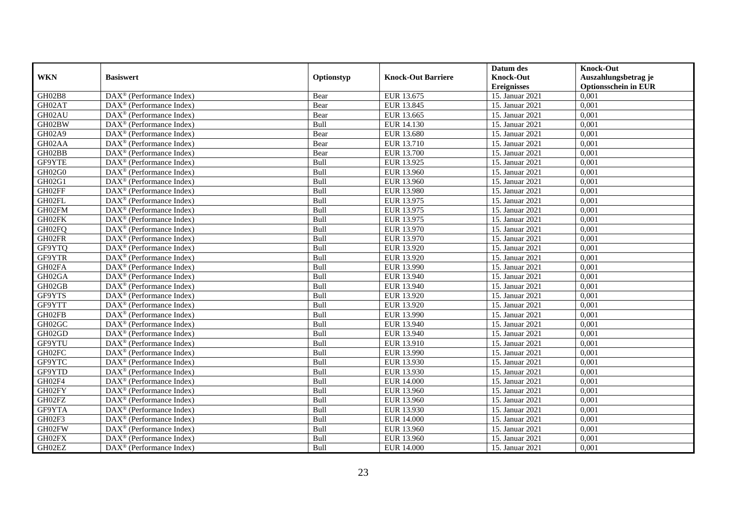| WKN | Basiswert | Optionstyp | Knock-Out Barriere | Datum des Knock-Out Ereignisses | Knock-Out Auszahlungsbetrag je Optionsschein in EUR |
|---|---|---|---|---|---|
| GH02B8 | DAX® (Performance Index) | Bear | EUR 13.675 | 15. Januar 2021 | 0,001 |
| GH02AT | DAX® (Performance Index) | Bear | EUR 13.845 | 15. Januar 2021 | 0,001 |
| GH02AU | DAX® (Performance Index) | Bear | EUR 13.665 | 15. Januar 2021 | 0,001 |
| GH02BW | DAX® (Performance Index) | Bull | EUR 14.130 | 15. Januar 2021 | 0,001 |
| GH02A9 | DAX® (Performance Index) | Bear | EUR 13.680 | 15. Januar 2021 | 0,001 |
| GH02AA | DAX® (Performance Index) | Bear | EUR 13.710 | 15. Januar 2021 | 0,001 |
| GH02BB | DAX® (Performance Index) | Bear | EUR 13.700 | 15. Januar 2021 | 0,001 |
| GF9YTE | DAX® (Performance Index) | Bull | EUR 13.925 | 15. Januar 2021 | 0,001 |
| GH02G0 | DAX® (Performance Index) | Bull | EUR 13.960 | 15. Januar 2021 | 0,001 |
| GH02G1 | DAX® (Performance Index) | Bull | EUR 13.960 | 15. Januar 2021 | 0,001 |
| GH02FF | DAX® (Performance Index) | Bull | EUR 13.980 | 15. Januar 2021 | 0,001 |
| GH02FL | DAX® (Performance Index) | Bull | EUR 13.975 | 15. Januar 2021 | 0,001 |
| GH02FM | DAX® (Performance Index) | Bull | EUR 13.975 | 15. Januar 2021 | 0,001 |
| GH02FK | DAX® (Performance Index) | Bull | EUR 13.975 | 15. Januar 2021 | 0,001 |
| GH02FQ | DAX® (Performance Index) | Bull | EUR 13.970 | 15. Januar 2021 | 0,001 |
| GH02FR | DAX® (Performance Index) | Bull | EUR 13.970 | 15. Januar 2021 | 0,001 |
| GF9YTQ | DAX® (Performance Index) | Bull | EUR 13.920 | 15. Januar 2021 | 0,001 |
| GF9YTR | DAX® (Performance Index) | Bull | EUR 13.920 | 15. Januar 2021 | 0,001 |
| GH02FA | DAX® (Performance Index) | Bull | EUR 13.990 | 15. Januar 2021 | 0,001 |
| GH02GA | DAX® (Performance Index) | Bull | EUR 13.940 | 15. Januar 2021 | 0,001 |
| GH02GB | DAX® (Performance Index) | Bull | EUR 13.940 | 15. Januar 2021 | 0,001 |
| GF9YTS | DAX® (Performance Index) | Bull | EUR 13.920 | 15. Januar 2021 | 0,001 |
| GF9YTT | DAX® (Performance Index) | Bull | EUR 13.920 | 15. Januar 2021 | 0,001 |
| GH02FB | DAX® (Performance Index) | Bull | EUR 13.990 | 15. Januar 2021 | 0,001 |
| GH02GC | DAX® (Performance Index) | Bull | EUR 13.940 | 15. Januar 2021 | 0,001 |
| GH02GD | DAX® (Performance Index) | Bull | EUR 13.940 | 15. Januar 2021 | 0,001 |
| GF9YTU | DAX® (Performance Index) | Bull | EUR 13.910 | 15. Januar 2021 | 0,001 |
| GH02FC | DAX® (Performance Index) | Bull | EUR 13.990 | 15. Januar 2021 | 0,001 |
| GF9YTC | DAX® (Performance Index) | Bull | EUR 13.930 | 15. Januar 2021 | 0,001 |
| GF9YTD | DAX® (Performance Index) | Bull | EUR 13.930 | 15. Januar 2021 | 0,001 |
| GH02F4 | DAX® (Performance Index) | Bull | EUR 14.000 | 15. Januar 2021 | 0,001 |
| GH02FY | DAX® (Performance Index) | Bull | EUR 13.960 | 15. Januar 2021 | 0,001 |
| GH02FZ | DAX® (Performance Index) | Bull | EUR 13.960 | 15. Januar 2021 | 0,001 |
| GF9YTA | DAX® (Performance Index) | Bull | EUR 13.930 | 15. Januar 2021 | 0,001 |
| GH02F3 | DAX® (Performance Index) | Bull | EUR 14.000 | 15. Januar 2021 | 0,001 |
| GH02FW | DAX® (Performance Index) | Bull | EUR 13.960 | 15. Januar 2021 | 0,001 |
| GH02FX | DAX® (Performance Index) | Bull | EUR 13.960 | 15. Januar 2021 | 0,001 |
| GH02EZ | DAX® (Performance Index) | Bull | EUR 14.000 | 15. Januar 2021 | 0,001 |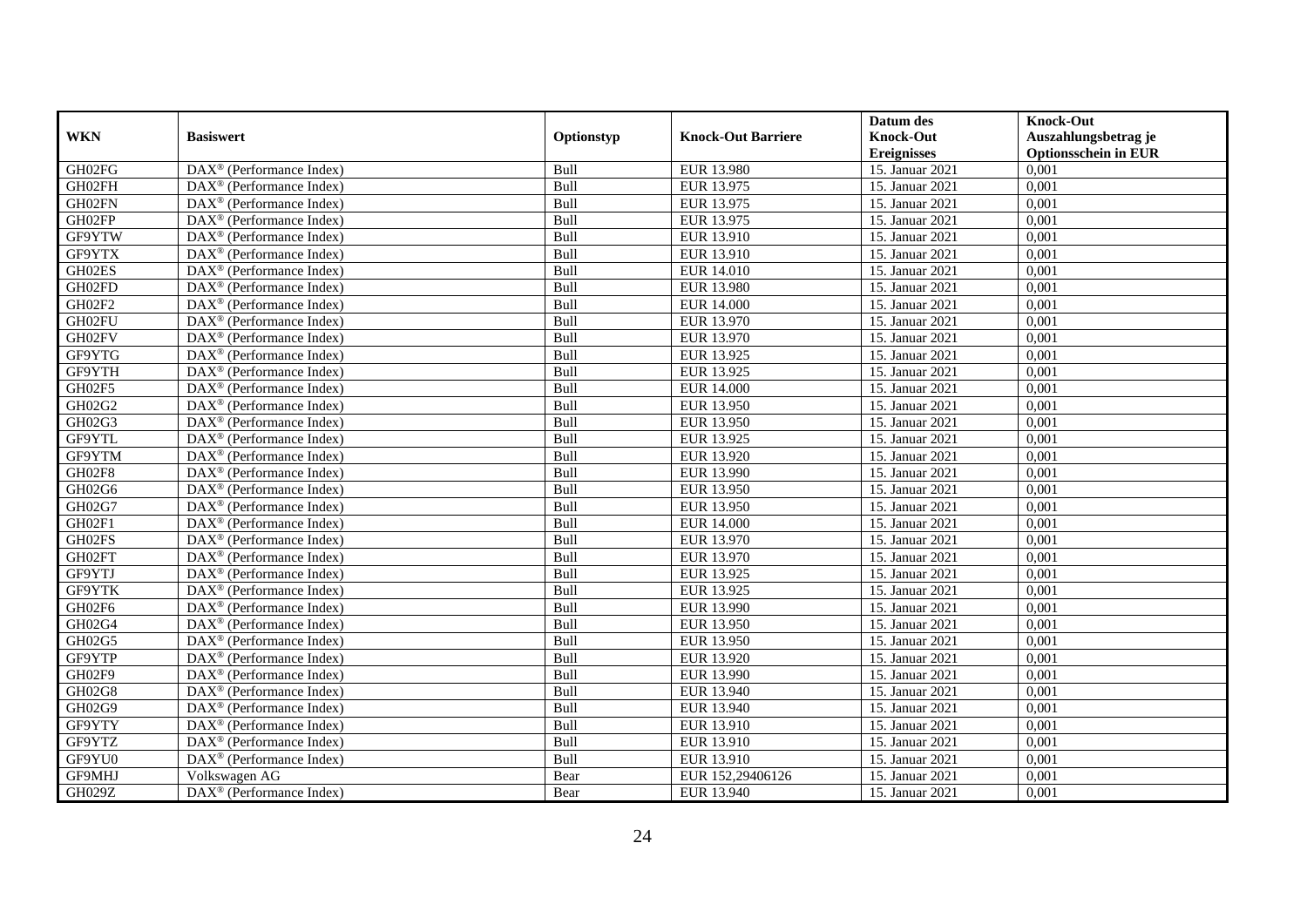| WKN | Basiswert | Optionstyp | Knock-Out Barriere | Datum des Knock-Out Ereignisses | Knock-Out Auszahlungsbetrag je Optionsschein in EUR |
|---|---|---|---|---|---|
| GH02FG | DAX® (Performance Index) | Bull | EUR 13.980 | 15. Januar 2021 | 0,001 |
| GH02FH | DAX® (Performance Index) | Bull | EUR 13.975 | 15. Januar 2021 | 0,001 |
| GH02FN | DAX® (Performance Index) | Bull | EUR 13.975 | 15. Januar 2021 | 0,001 |
| GH02FP | DAX® (Performance Index) | Bull | EUR 13.975 | 15. Januar 2021 | 0,001 |
| GF9YTW | DAX® (Performance Index) | Bull | EUR 13.910 | 15. Januar 2021 | 0,001 |
| GF9YTX | DAX® (Performance Index) | Bull | EUR 13.910 | 15. Januar 2021 | 0,001 |
| GH02ES | DAX® (Performance Index) | Bull | EUR 14.010 | 15. Januar 2021 | 0,001 |
| GH02FD | DAX® (Performance Index) | Bull | EUR 13.980 | 15. Januar 2021 | 0,001 |
| GH02F2 | DAX® (Performance Index) | Bull | EUR 14.000 | 15. Januar 2021 | 0,001 |
| GH02FU | DAX® (Performance Index) | Bull | EUR 13.970 | 15. Januar 2021 | 0,001 |
| GH02FV | DAX® (Performance Index) | Bull | EUR 13.970 | 15. Januar 2021 | 0,001 |
| GF9YTG | DAX® (Performance Index) | Bull | EUR 13.925 | 15. Januar 2021 | 0,001 |
| GF9YTH | DAX® (Performance Index) | Bull | EUR 13.925 | 15. Januar 2021 | 0,001 |
| GH02F5 | DAX® (Performance Index) | Bull | EUR 14.000 | 15. Januar 2021 | 0,001 |
| GH02G2 | DAX® (Performance Index) | Bull | EUR 13.950 | 15. Januar 2021 | 0,001 |
| GH02G3 | DAX® (Performance Index) | Bull | EUR 13.950 | 15. Januar 2021 | 0,001 |
| GF9YTL | DAX® (Performance Index) | Bull | EUR 13.925 | 15. Januar 2021 | 0,001 |
| GF9YTM | DAX® (Performance Index) | Bull | EUR 13.920 | 15. Januar 2021 | 0,001 |
| GH02F8 | DAX® (Performance Index) | Bull | EUR 13.990 | 15. Januar 2021 | 0,001 |
| GH02G6 | DAX® (Performance Index) | Bull | EUR 13.950 | 15. Januar 2021 | 0,001 |
| GH02G7 | DAX® (Performance Index) | Bull | EUR 13.950 | 15. Januar 2021 | 0,001 |
| GH02F1 | DAX® (Performance Index) | Bull | EUR 14.000 | 15. Januar 2021 | 0,001 |
| GH02FS | DAX® (Performance Index) | Bull | EUR 13.970 | 15. Januar 2021 | 0,001 |
| GH02FT | DAX® (Performance Index) | Bull | EUR 13.970 | 15. Januar 2021 | 0,001 |
| GF9YTJ | DAX® (Performance Index) | Bull | EUR 13.925 | 15. Januar 2021 | 0,001 |
| GF9YTK | DAX® (Performance Index) | Bull | EUR 13.925 | 15. Januar 2021 | 0,001 |
| GH02F6 | DAX® (Performance Index) | Bull | EUR 13.990 | 15. Januar 2021 | 0,001 |
| GH02G4 | DAX® (Performance Index) | Bull | EUR 13.950 | 15. Januar 2021 | 0,001 |
| GH02G5 | DAX® (Performance Index) | Bull | EUR 13.950 | 15. Januar 2021 | 0,001 |
| GF9YTP | DAX® (Performance Index) | Bull | EUR 13.920 | 15. Januar 2021 | 0,001 |
| GH02F9 | DAX® (Performance Index) | Bull | EUR 13.990 | 15. Januar 2021 | 0,001 |
| GH02G8 | DAX® (Performance Index) | Bull | EUR 13.940 | 15. Januar 2021 | 0,001 |
| GH02G9 | DAX® (Performance Index) | Bull | EUR 13.940 | 15. Januar 2021 | 0,001 |
| GF9YTY | DAX® (Performance Index) | Bull | EUR 13.910 | 15. Januar 2021 | 0,001 |
| GF9YTZ | DAX® (Performance Index) | Bull | EUR 13.910 | 15. Januar 2021 | 0,001 |
| GF9YU0 | DAX® (Performance Index) | Bull | EUR 13.910 | 15. Januar 2021 | 0,001 |
| GF9MHJ | Volkswagen AG | Bear | EUR 152,29406126 | 15. Januar 2021 | 0,001 |
| GH029Z | DAX® (Performance Index) | Bear | EUR 13.940 | 15. Januar 2021 | 0,001 |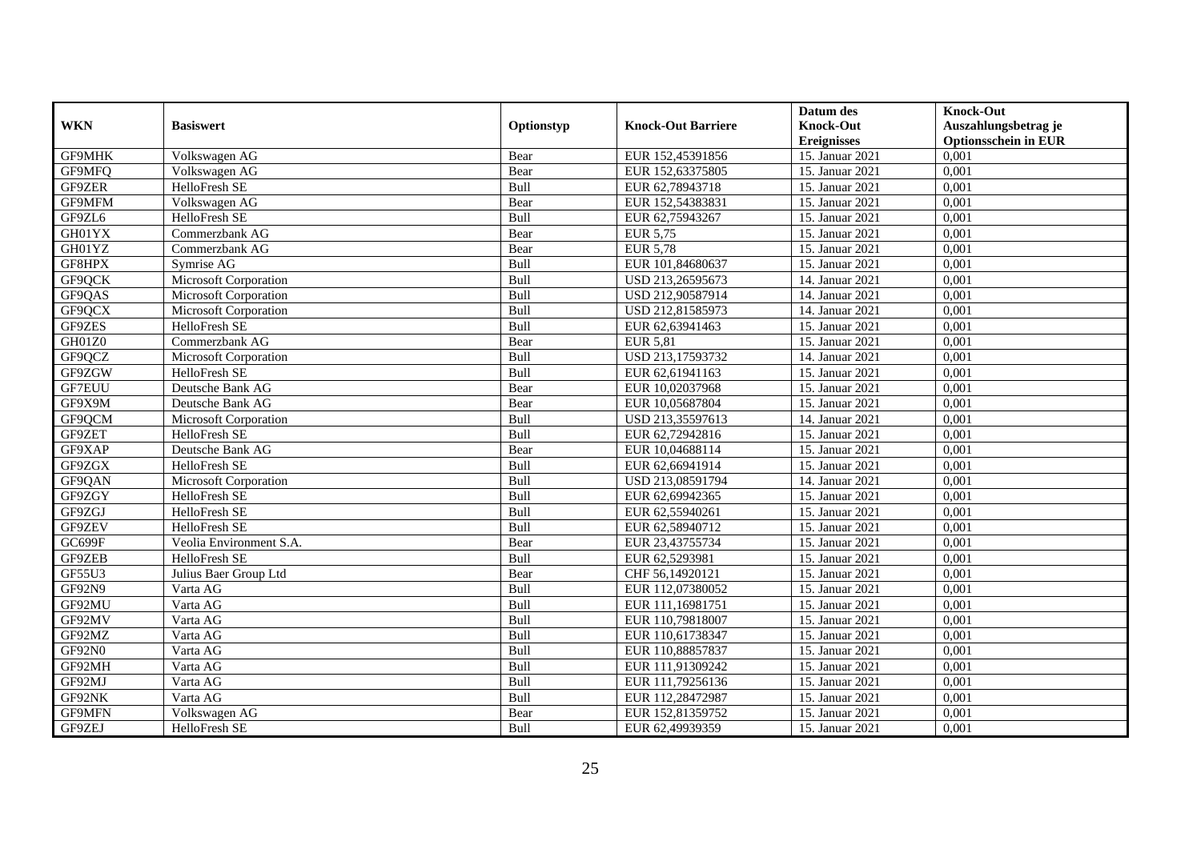| WKN | Basiswert | Optionstyp | Knock-Out Barriere | Datum des Knock-Out Ereignisses | Knock-Out Auszahlungsbetrag je Optionsschein in EUR |
|---|---|---|---|---|---|
| GF9MHK | Volkswagen AG | Bear | EUR 152,45391856 | 15. Januar 2021 | 0,001 |
| GF9MFQ | Volkswagen AG | Bear | EUR 152,63375805 | 15. Januar 2021 | 0,001 |
| GF9ZER | HelloFresh SE | Bull | EUR 62,78943718 | 15. Januar 2021 | 0,001 |
| GF9MFM | Volkswagen AG | Bear | EUR 152,54383831 | 15. Januar 2021 | 0,001 |
| GF9ZL6 | HelloFresh SE | Bull | EUR 62,75943267 | 15. Januar 2021 | 0,001 |
| GH01YX | Commerzbank AG | Bear | EUR 5,75 | 15. Januar 2021 | 0,001 |
| GH01YZ | Commerzbank AG | Bear | EUR 5,78 | 15. Januar 2021 | 0,001 |
| GF8HPX | Symrise AG | Bull | EUR 101,84680637 | 15. Januar 2021 | 0,001 |
| GF9QCK | Microsoft Corporation | Bull | USD 213,26595673 | 14. Januar 2021 | 0,001 |
| GF9QAS | Microsoft Corporation | Bull | USD 212,90587914 | 14. Januar 2021 | 0,001 |
| GF9QCX | Microsoft Corporation | Bull | USD 212,81585973 | 14. Januar 2021 | 0,001 |
| GF9ZES | HelloFresh SE | Bull | EUR 62,63941463 | 15. Januar 2021 | 0,001 |
| GH01Z0 | Commerzbank AG | Bear | EUR 5,81 | 15. Januar 2021 | 0,001 |
| GF9QCZ | Microsoft Corporation | Bull | USD 213,17593732 | 14. Januar 2021 | 0,001 |
| GF9ZGW | HelloFresh SE | Bull | EUR 62,61941163 | 15. Januar 2021 | 0,001 |
| GF7EUU | Deutsche Bank AG | Bear | EUR 10,02037968 | 15. Januar 2021 | 0,001 |
| GF9X9M | Deutsche Bank AG | Bear | EUR 10,05687804 | 15. Januar 2021 | 0,001 |
| GF9QCM | Microsoft Corporation | Bull | USD 213,35597613 | 14. Januar 2021 | 0,001 |
| GF9ZET | HelloFresh SE | Bull | EUR 62,72942816 | 15. Januar 2021 | 0,001 |
| GF9XAP | Deutsche Bank AG | Bear | EUR 10,04688114 | 15. Januar 2021 | 0,001 |
| GF9ZGX | HelloFresh SE | Bull | EUR 62,66941914 | 15. Januar 2021 | 0,001 |
| GF9QAN | Microsoft Corporation | Bull | USD 213,08591794 | 14. Januar 2021 | 0,001 |
| GF9ZGY | HelloFresh SE | Bull | EUR 62,69942365 | 15. Januar 2021 | 0,001 |
| GF9ZGJ | HelloFresh SE | Bull | EUR 62,55940261 | 15. Januar 2021 | 0,001 |
| GF9ZEV | HelloFresh SE | Bull | EUR 62,58940712 | 15. Januar 2021 | 0,001 |
| GC699F | Veolia Environment S.A. | Bear | EUR 23,43755734 | 15. Januar 2021 | 0,001 |
| GF9ZEB | HelloFresh SE | Bull | EUR 62,5293981 | 15. Januar 2021 | 0,001 |
| GF55U3 | Julius Baer Group Ltd | Bear | CHF 56,14920121 | 15. Januar 2021 | 0,001 |
| GF92N9 | Varta AG | Bull | EUR 112,07380052 | 15. Januar 2021 | 0,001 |
| GF92MU | Varta AG | Bull | EUR 111,16981751 | 15. Januar 2021 | 0,001 |
| GF92MV | Varta AG | Bull | EUR 110,79818007 | 15. Januar 2021 | 0,001 |
| GF92MZ | Varta AG | Bull | EUR 110,61738347 | 15. Januar 2021 | 0,001 |
| GF92N0 | Varta AG | Bull | EUR 110,88857837 | 15. Januar 2021 | 0,001 |
| GF92MH | Varta AG | Bull | EUR 111,91309242 | 15. Januar 2021 | 0,001 |
| GF92MJ | Varta AG | Bull | EUR 111,79256136 | 15. Januar 2021 | 0,001 |
| GF92NK | Varta AG | Bull | EUR 112,28472987 | 15. Januar 2021 | 0,001 |
| GF9MFN | Volkswagen AG | Bear | EUR 152,81359752 | 15. Januar 2021 | 0,001 |
| GF9ZEJ | HelloFresh SE | Bull | EUR 62,49939359 | 15. Januar 2021 | 0,001 |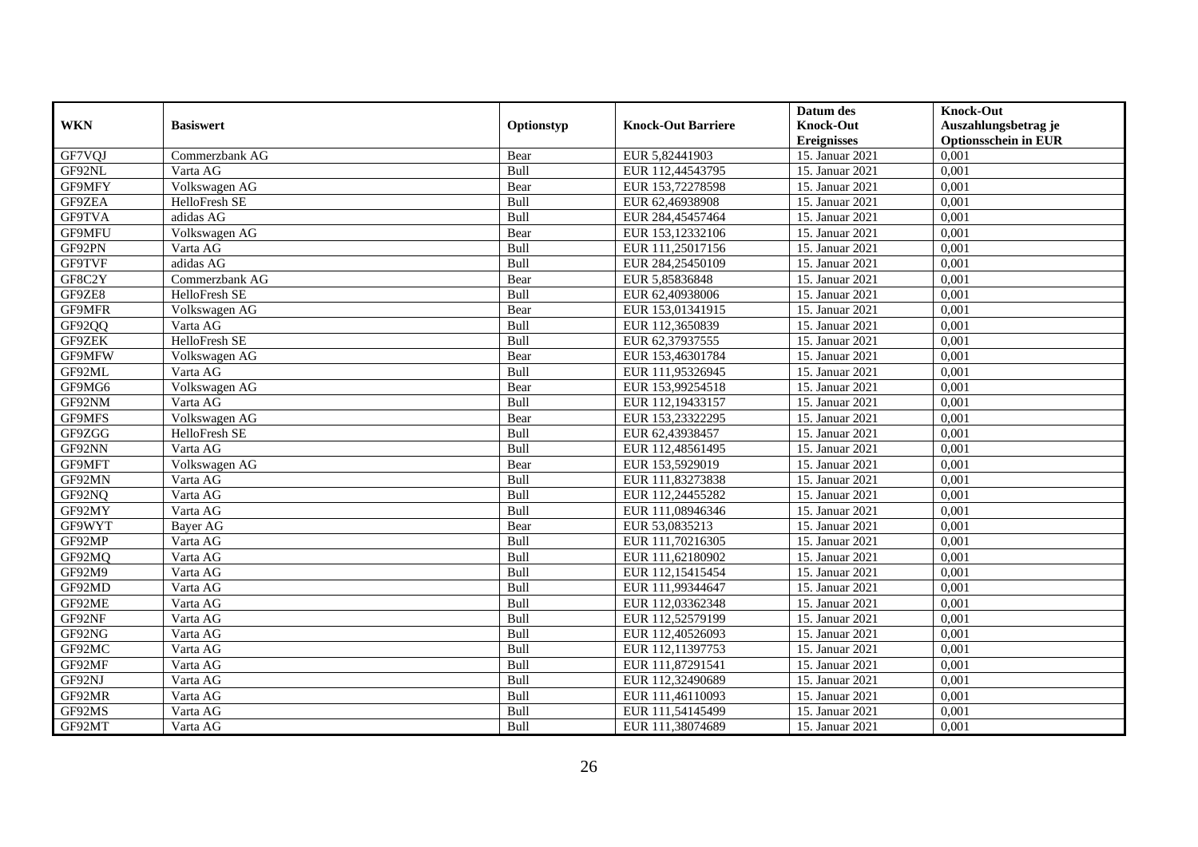| WKN | Basiswert | Optionstyp | Knock-Out Barriere | Datum des Knock-Out Ereignisses | Knock-Out Auszahlungsbetrag je Optionsschein in EUR |
|---|---|---|---|---|---|
| GF7VQJ | Commerzbank AG | Bear | EUR 5,82441903 | 15. Januar 2021 | 0,001 |
| GF92NL | Varta AG | Bull | EUR 112,44543795 | 15. Januar 2021 | 0,001 |
| GF9MFY | Volkswagen AG | Bear | EUR 153,72278598 | 15. Januar 2021 | 0,001 |
| GF9ZEA | HelloFresh SE | Bull | EUR 62,46938908 | 15. Januar 2021 | 0,001 |
| GF9TVA | adidas AG | Bull | EUR 284,45457464 | 15. Januar 2021 | 0,001 |
| GF9MFU | Volkswagen AG | Bear | EUR 153,12332106 | 15. Januar 2021 | 0,001 |
| GF92PN | Varta AG | Bull | EUR 111,25017156 | 15. Januar 2021 | 0,001 |
| GF9TVF | adidas AG | Bull | EUR 284,25450109 | 15. Januar 2021 | 0,001 |
| GF8C2Y | Commerzbank AG | Bear | EUR 5,85836848 | 15. Januar 2021 | 0,001 |
| GF9ZE8 | HelloFresh SE | Bull | EUR 62,40938006 | 15. Januar 2021 | 0,001 |
| GF9MFR | Volkswagen AG | Bear | EUR 153,01341915 | 15. Januar 2021 | 0,001 |
| GF92QQ | Varta AG | Bull | EUR 112,3650839 | 15. Januar 2021 | 0,001 |
| GF9ZEK | HelloFresh SE | Bull | EUR 62,37937555 | 15. Januar 2021 | 0,001 |
| GF9MFW | Volkswagen AG | Bear | EUR 153,46301784 | 15. Januar 2021 | 0,001 |
| GF92ML | Varta AG | Bull | EUR 111,95326945 | 15. Januar 2021 | 0,001 |
| GF9MG6 | Volkswagen AG | Bear | EUR 153,99254518 | 15. Januar 2021 | 0,001 |
| GF92NM | Varta AG | Bull | EUR 112,19433157 | 15. Januar 2021 | 0,001 |
| GF9MFS | Volkswagen AG | Bear | EUR 153,23322295 | 15. Januar 2021 | 0,001 |
| GF9ZGG | HelloFresh SE | Bull | EUR 62,43938457 | 15. Januar 2021 | 0,001 |
| GF92NN | Varta AG | Bull | EUR 112,48561495 | 15. Januar 2021 | 0,001 |
| GF9MFT | Volkswagen AG | Bear | EUR 153,5929019 | 15. Januar 2021 | 0,001 |
| GF92MN | Varta AG | Bull | EUR 111,83273838 | 15. Januar 2021 | 0,001 |
| GF92NQ | Varta AG | Bull | EUR 112,24455282 | 15. Januar 2021 | 0,001 |
| GF92MY | Varta AG | Bull | EUR 111,08946346 | 15. Januar 2021 | 0,001 |
| GF9WYT | Bayer AG | Bear | EUR 53,0835213 | 15. Januar 2021 | 0,001 |
| GF92MP | Varta AG | Bull | EUR 111,70216305 | 15. Januar 2021 | 0,001 |
| GF92MQ | Varta AG | Bull | EUR 111,62180902 | 15. Januar 2021 | 0,001 |
| GF92M9 | Varta AG | Bull | EUR 112,15415454 | 15. Januar 2021 | 0,001 |
| GF92MD | Varta AG | Bull | EUR 111,99344647 | 15. Januar 2021 | 0,001 |
| GF92ME | Varta AG | Bull | EUR 112,03362348 | 15. Januar 2021 | 0,001 |
| GF92NF | Varta AG | Bull | EUR 112,52579199 | 15. Januar 2021 | 0,001 |
| GF92NG | Varta AG | Bull | EUR 112,40526093 | 15. Januar 2021 | 0,001 |
| GF92MC | Varta AG | Bull | EUR 112,11397753 | 15. Januar 2021 | 0,001 |
| GF92MF | Varta AG | Bull | EUR 111,87291541 | 15. Januar 2021 | 0,001 |
| GF92NJ | Varta AG | Bull | EUR 112,32490689 | 15. Januar 2021 | 0,001 |
| GF92MR | Varta AG | Bull | EUR 111,46110093 | 15. Januar 2021 | 0,001 |
| GF92MS | Varta AG | Bull | EUR 111,54145499 | 15. Januar 2021 | 0,001 |
| GF92MT | Varta AG | Bull | EUR 111,38074689 | 15. Januar 2021 | 0,001 |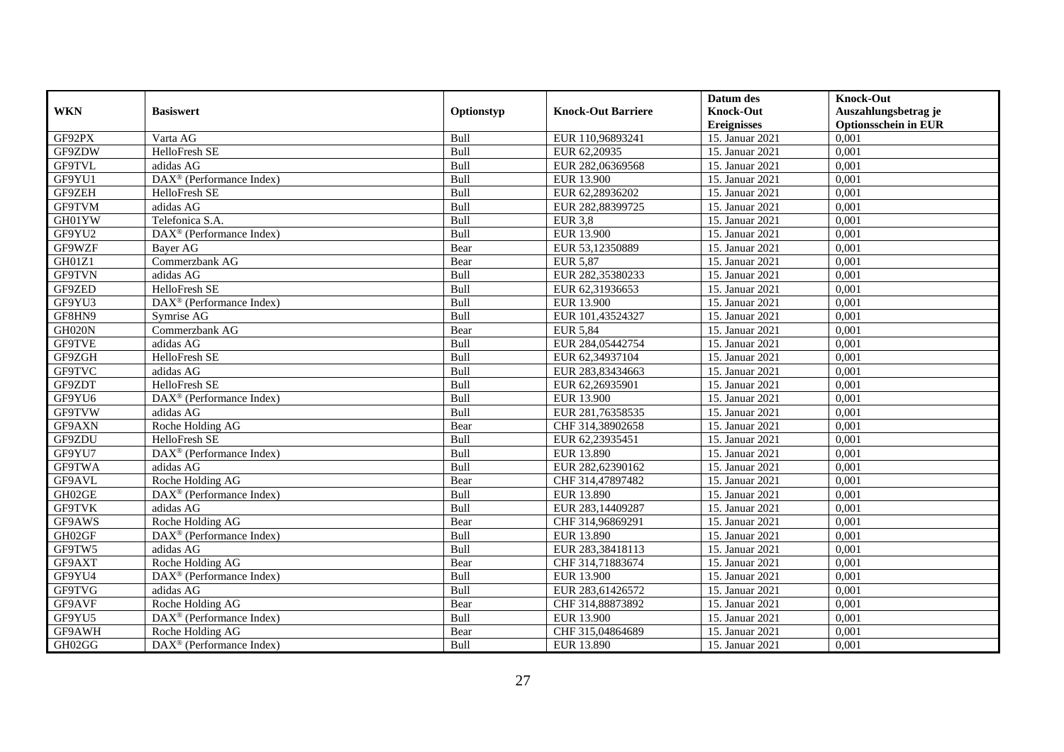| WKN | Basiswert | Optionstyp | Knock-Out Barriere | Datum des Knock-Out Ereignisses | Knock-Out Auszahlungsbetrag je Optionsschein in EUR |
|---|---|---|---|---|---|
| GF92PX | Varta AG | Bull | EUR 110,96893241 | 15. Januar 2021 | 0,001 |
| GF9ZDW | HelloFresh SE | Bull | EUR 62,20935 | 15. Januar 2021 | 0,001 |
| GF9TVL | adidas AG | Bull | EUR 282,06369568 | 15. Januar 2021 | 0,001 |
| GF9YU1 | DAX® (Performance Index) | Bull | EUR 13.900 | 15. Januar 2021 | 0,001 |
| GF9ZEH | HelloFresh SE | Bull | EUR 62,28936202 | 15. Januar 2021 | 0,001 |
| GF9TVM | adidas AG | Bull | EUR 282,88399725 | 15. Januar 2021 | 0,001 |
| GH01YW | Telefonica S.A. | Bull | EUR 3,8 | 15. Januar 2021 | 0,001 |
| GF9YU2 | DAX® (Performance Index) | Bull | EUR 13.900 | 15. Januar 2021 | 0,001 |
| GF9WZF | Bayer AG | Bear | EUR 53,12350889 | 15. Januar 2021 | 0,001 |
| GH01Z1 | Commerzbank AG | Bear | EUR 5,87 | 15. Januar 2021 | 0,001 |
| GF9TVN | adidas AG | Bull | EUR 282,35380233 | 15. Januar 2021 | 0,001 |
| GF9ZED | HelloFresh SE | Bull | EUR 62,31936653 | 15. Januar 2021 | 0,001 |
| GF9YU3 | DAX® (Performance Index) | Bull | EUR 13.900 | 15. Januar 2021 | 0,001 |
| GF8HN9 | Symrise AG | Bull | EUR 101,43524327 | 15. Januar 2021 | 0,001 |
| GH020N | Commerzbank AG | Bear | EUR 5,84 | 15. Januar 2021 | 0,001 |
| GF9TVE | adidas AG | Bull | EUR 284,05442754 | 15. Januar 2021 | 0,001 |
| GF9ZGH | HelloFresh SE | Bull | EUR 62,34937104 | 15. Januar 2021 | 0,001 |
| GF9TVC | adidas AG | Bull | EUR 283,83434663 | 15. Januar 2021 | 0,001 |
| GF9ZDT | HelloFresh SE | Bull | EUR 62,26935901 | 15. Januar 2021 | 0,001 |
| GF9YU6 | DAX® (Performance Index) | Bull | EUR 13.900 | 15. Januar 2021 | 0,001 |
| GF9TVW | adidas AG | Bull | EUR 281,76358535 | 15. Januar 2021 | 0,001 |
| GF9AXN | Roche Holding AG | Bear | CHF 314,38902658 | 15. Januar 2021 | 0,001 |
| GF9ZDU | HelloFresh SE | Bull | EUR 62,23935451 | 15. Januar 2021 | 0,001 |
| GF9YU7 | DAX® (Performance Index) | Bull | EUR 13.890 | 15. Januar 2021 | 0,001 |
| GF9TWA | adidas AG | Bull | EUR 282,62390162 | 15. Januar 2021 | 0,001 |
| GF9AVL | Roche Holding AG | Bear | CHF 314,47897482 | 15. Januar 2021 | 0,001 |
| GH02GE | DAX® (Performance Index) | Bull | EUR 13.890 | 15. Januar 2021 | 0,001 |
| GF9TVK | adidas AG | Bull | EUR 283,14409287 | 15. Januar 2021 | 0,001 |
| GF9AWS | Roche Holding AG | Bear | CHF 314,96869291 | 15. Januar 2021 | 0,001 |
| GH02GF | DAX® (Performance Index) | Bull | EUR 13.890 | 15. Januar 2021 | 0,001 |
| GF9TW5 | adidas AG | Bull | EUR 283,38418113 | 15. Januar 2021 | 0,001 |
| GF9AXT | Roche Holding AG | Bear | CHF 314,71883674 | 15. Januar 2021 | 0,001 |
| GF9YU4 | DAX® (Performance Index) | Bull | EUR 13.900 | 15. Januar 2021 | 0,001 |
| GF9TVG | adidas AG | Bull | EUR 283,61426572 | 15. Januar 2021 | 0,001 |
| GF9AVF | Roche Holding AG | Bear | CHF 314,88873892 | 15. Januar 2021 | 0,001 |
| GF9YU5 | DAX® (Performance Index) | Bull | EUR 13.900 | 15. Januar 2021 | 0,001 |
| GF9AWH | Roche Holding AG | Bear | CHF 315,04864689 | 15. Januar 2021 | 0,001 |
| GH02GG | DAX® (Performance Index) | Bull | EUR 13.890 | 15. Januar 2021 | 0,001 |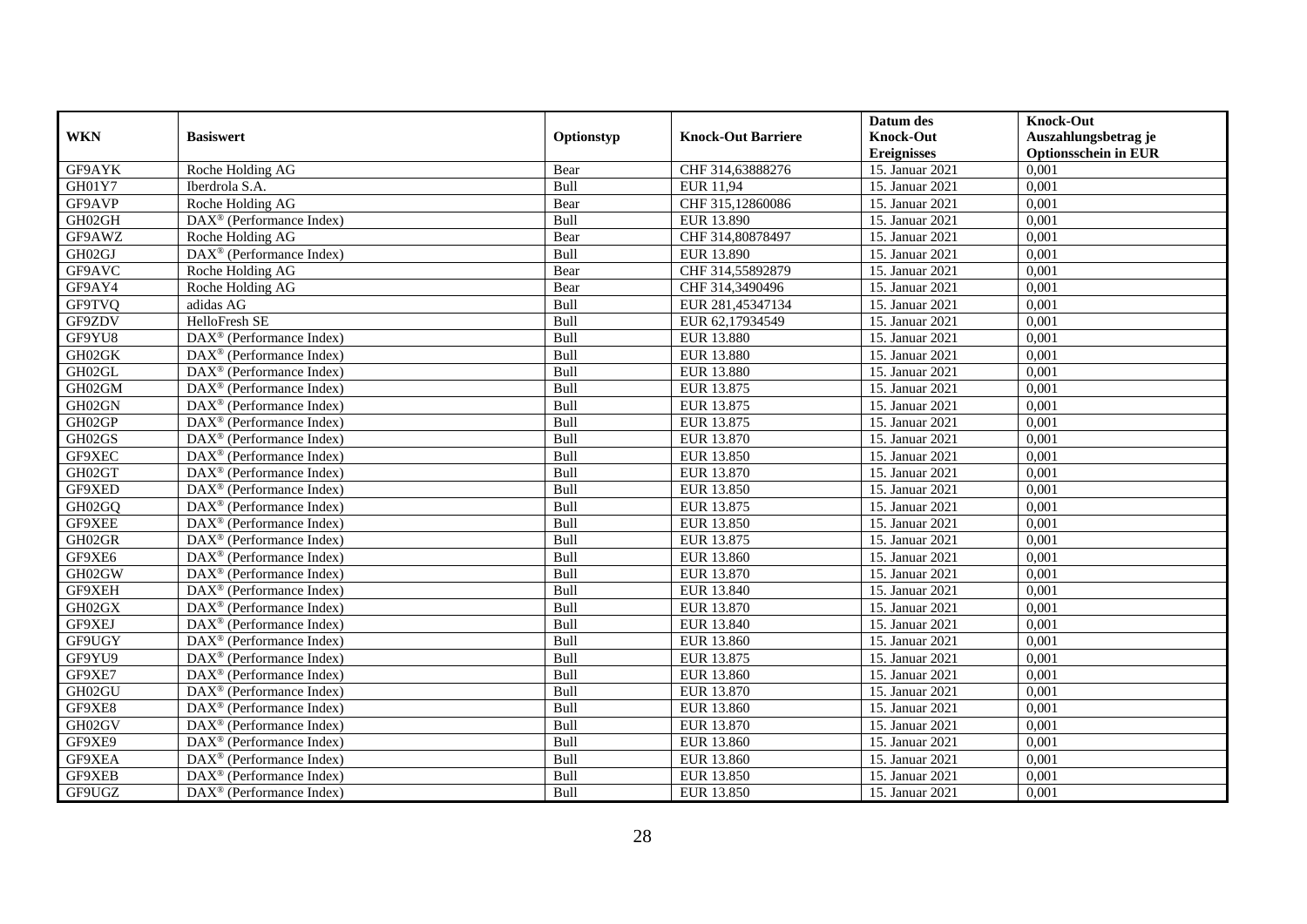| WKN | Basiswert | Optionstyp | Knock-Out Barriere | Datum des Knock-Out Ereignisses | Knock-Out Auszahlungsbetrag je Optionsschein in EUR |
|---|---|---|---|---|---|
| GF9AYK | Roche Holding AG | Bear | CHF 314,63888276 | 15. Januar 2021 | 0,001 |
| GH01Y7 | Iberdrola S.A. | Bull | EUR 11,94 | 15. Januar 2021 | 0,001 |
| GF9AVP | Roche Holding AG | Bear | CHF 315,12860086 | 15. Januar 2021 | 0,001 |
| GH02GH | DAX® (Performance Index) | Bull | EUR 13.890 | 15. Januar 2021 | 0,001 |
| GF9AWZ | Roche Holding AG | Bear | CHF 314,80878497 | 15. Januar 2021 | 0,001 |
| GH02GJ | DAX® (Performance Index) | Bull | EUR 13.890 | 15. Januar 2021 | 0,001 |
| GF9AVC | Roche Holding AG | Bear | CHF 314,55892879 | 15. Januar 2021 | 0,001 |
| GF9AY4 | Roche Holding AG | Bear | CHF 314,3490496 | 15. Januar 2021 | 0,001 |
| GF9TVQ | adidas AG | Bull | EUR 281,45347134 | 15. Januar 2021 | 0,001 |
| GF9ZDV | HelloFresh SE | Bull | EUR 62,17934549 | 15. Januar 2021 | 0,001 |
| GF9YU8 | DAX® (Performance Index) | Bull | EUR 13.880 | 15. Januar 2021 | 0,001 |
| GH02GK | DAX® (Performance Index) | Bull | EUR 13.880 | 15. Januar 2021 | 0,001 |
| GH02GL | DAX® (Performance Index) | Bull | EUR 13.880 | 15. Januar 2021 | 0,001 |
| GH02GM | DAX® (Performance Index) | Bull | EUR 13.875 | 15. Januar 2021 | 0,001 |
| GH02GN | DAX® (Performance Index) | Bull | EUR 13.875 | 15. Januar 2021 | 0,001 |
| GH02GP | DAX® (Performance Index) | Bull | EUR 13.875 | 15. Januar 2021 | 0,001 |
| GH02GS | DAX® (Performance Index) | Bull | EUR 13.870 | 15. Januar 2021 | 0,001 |
| GF9XEC | DAX® (Performance Index) | Bull | EUR 13.850 | 15. Januar 2021 | 0,001 |
| GH02GT | DAX® (Performance Index) | Bull | EUR 13.870 | 15. Januar 2021 | 0,001 |
| GF9XED | DAX® (Performance Index) | Bull | EUR 13.850 | 15. Januar 2021 | 0,001 |
| GH02GQ | DAX® (Performance Index) | Bull | EUR 13.875 | 15. Januar 2021 | 0,001 |
| GF9XEE | DAX® (Performance Index) | Bull | EUR 13.850 | 15. Januar 2021 | 0,001 |
| GH02GR | DAX® (Performance Index) | Bull | EUR 13.875 | 15. Januar 2021 | 0,001 |
| GF9XE6 | DAX® (Performance Index) | Bull | EUR 13.860 | 15. Januar 2021 | 0,001 |
| GH02GW | DAX® (Performance Index) | Bull | EUR 13.870 | 15. Januar 2021 | 0,001 |
| GF9XEH | DAX® (Performance Index) | Bull | EUR 13.840 | 15. Januar 2021 | 0,001 |
| GH02GX | DAX® (Performance Index) | Bull | EUR 13.870 | 15. Januar 2021 | 0,001 |
| GF9XEJ | DAX® (Performance Index) | Bull | EUR 13.840 | 15. Januar 2021 | 0,001 |
| GF9UGY | DAX® (Performance Index) | Bull | EUR 13.860 | 15. Januar 2021 | 0,001 |
| GF9YU9 | DAX® (Performance Index) | Bull | EUR 13.875 | 15. Januar 2021 | 0,001 |
| GF9XE7 | DAX® (Performance Index) | Bull | EUR 13.860 | 15. Januar 2021 | 0,001 |
| GH02GU | DAX® (Performance Index) | Bull | EUR 13.870 | 15. Januar 2021 | 0,001 |
| GF9XE8 | DAX® (Performance Index) | Bull | EUR 13.860 | 15. Januar 2021 | 0,001 |
| GH02GV | DAX® (Performance Index) | Bull | EUR 13.870 | 15. Januar 2021 | 0,001 |
| GF9XE9 | DAX® (Performance Index) | Bull | EUR 13.860 | 15. Januar 2021 | 0,001 |
| GF9XEA | DAX® (Performance Index) | Bull | EUR 13.860 | 15. Januar 2021 | 0,001 |
| GF9XEB | DAX® (Performance Index) | Bull | EUR 13.850 | 15. Januar 2021 | 0,001 |
| GF9UGZ | DAX® (Performance Index) | Bull | EUR 13.850 | 15. Januar 2021 | 0,001 |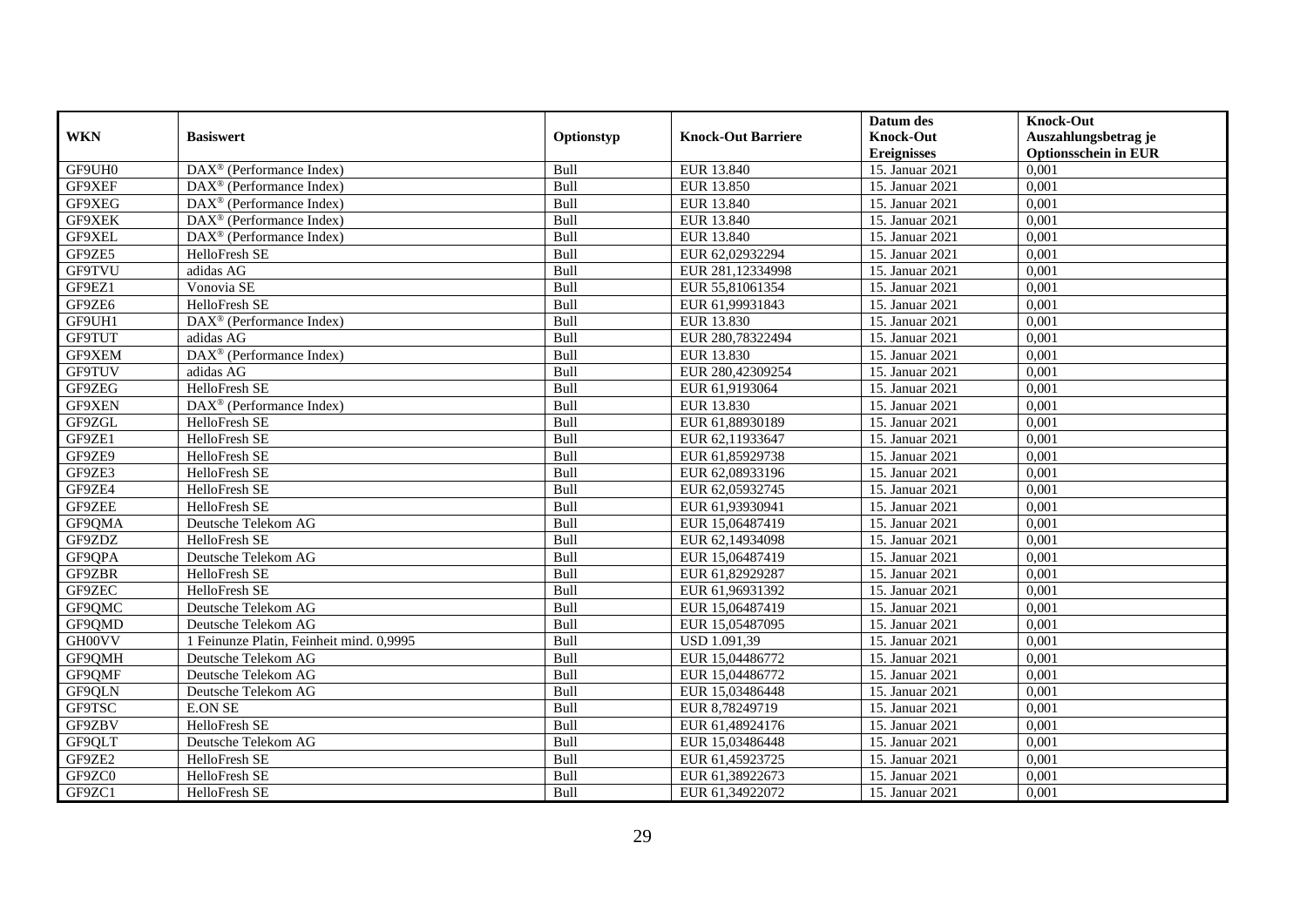| WKN | Basiswert | Optionstyp | Knock-Out Barriere | Datum des Knock-Out Ereignisses | Knock-Out Auszahlungsbetrag je Optionsschein in EUR |
|---|---|---|---|---|---|
| GF9UH0 | DAX® (Performance Index) | Bull | EUR 13.840 | 15. Januar 2021 | 0,001 |
| GF9XEF | DAX® (Performance Index) | Bull | EUR 13.850 | 15. Januar 2021 | 0,001 |
| GF9XEG | DAX® (Performance Index) | Bull | EUR 13.840 | 15. Januar 2021 | 0,001 |
| GF9XEK | DAX® (Performance Index) | Bull | EUR 13.840 | 15. Januar 2021 | 0,001 |
| GF9XEL | DAX® (Performance Index) | Bull | EUR 13.840 | 15. Januar 2021 | 0,001 |
| GF9ZE5 | HelloFresh SE | Bull | EUR 62,02932294 | 15. Januar 2021 | 0,001 |
| GF9TVU | adidas AG | Bull | EUR 281,12334998 | 15. Januar 2021 | 0,001 |
| GF9EZ1 | Vonovia SE | Bull | EUR 55,81061354 | 15. Januar 2021 | 0,001 |
| GF9ZE6 | HelloFresh SE | Bull | EUR 61,99931843 | 15. Januar 2021 | 0,001 |
| GF9UH1 | DAX® (Performance Index) | Bull | EUR 13.830 | 15. Januar 2021 | 0,001 |
| GF9TUT | adidas AG | Bull | EUR 280,78322494 | 15. Januar 2021 | 0,001 |
| GF9XEM | DAX® (Performance Index) | Bull | EUR 13.830 | 15. Januar 2021 | 0,001 |
| GF9TUV | adidas AG | Bull | EUR 280,42309254 | 15. Januar 2021 | 0,001 |
| GF9ZEG | HelloFresh SE | Bull | EUR 61,9193064 | 15. Januar 2021 | 0,001 |
| GF9XEN | DAX® (Performance Index) | Bull | EUR 13.830 | 15. Januar 2021 | 0,001 |
| GF9ZGL | HelloFresh SE | Bull | EUR 61,88930189 | 15. Januar 2021 | 0,001 |
| GF9ZE1 | HelloFresh SE | Bull | EUR 62,11933647 | 15. Januar 2021 | 0,001 |
| GF9ZE9 | HelloFresh SE | Bull | EUR 61,85929738 | 15. Januar 2021 | 0,001 |
| GF9ZE3 | HelloFresh SE | Bull | EUR 62,08933196 | 15. Januar 2021 | 0,001 |
| GF9ZE4 | HelloFresh SE | Bull | EUR 62,05932745 | 15. Januar 2021 | 0,001 |
| GF9ZEE | HelloFresh SE | Bull | EUR 61,93930941 | 15. Januar 2021 | 0,001 |
| GF9QMA | Deutsche Telekom AG | Bull | EUR 15,06487419 | 15. Januar 2021 | 0,001 |
| GF9ZDZ | HelloFresh SE | Bull | EUR 62,14934098 | 15. Januar 2021 | 0,001 |
| GF9QPA | Deutsche Telekom AG | Bull | EUR 15,06487419 | 15. Januar 2021 | 0,001 |
| GF9ZBR | HelloFresh SE | Bull | EUR 61,82929287 | 15. Januar 2021 | 0,001 |
| GF9ZEC | HelloFresh SE | Bull | EUR 61,96931392 | 15. Januar 2021 | 0,001 |
| GF9QMC | Deutsche Telekom AG | Bull | EUR 15,06487419 | 15. Januar 2021 | 0,001 |
| GF9QMD | Deutsche Telekom AG | Bull | EUR 15,05487095 | 15. Januar 2021 | 0,001 |
| GH00VV | 1 Feinunze Platin, Feinheit mind. 0,9995 | Bull | USD 1.091,39 | 15. Januar 2021 | 0,001 |
| GF9QMH | Deutsche Telekom AG | Bull | EUR 15,04486772 | 15. Januar 2021 | 0,001 |
| GF9QMF | Deutsche Telekom AG | Bull | EUR 15,04486772 | 15. Januar 2021 | 0,001 |
| GF9QLN | Deutsche Telekom AG | Bull | EUR 15,03486448 | 15. Januar 2021 | 0,001 |
| GF9TSC | E.ON SE | Bull | EUR 8,78249719 | 15. Januar 2021 | 0,001 |
| GF9ZBV | HelloFresh SE | Bull | EUR 61,48924176 | 15. Januar 2021 | 0,001 |
| GF9QLT | Deutsche Telekom AG | Bull | EUR 15,03486448 | 15. Januar 2021 | 0,001 |
| GF9ZE2 | HelloFresh SE | Bull | EUR 61,45923725 | 15. Januar 2021 | 0,001 |
| GF9ZC0 | HelloFresh SE | Bull | EUR 61,38922673 | 15. Januar 2021 | 0,001 |
| GF9ZC1 | HelloFresh SE | Bull | EUR 61,34922072 | 15. Januar 2021 | 0,001 |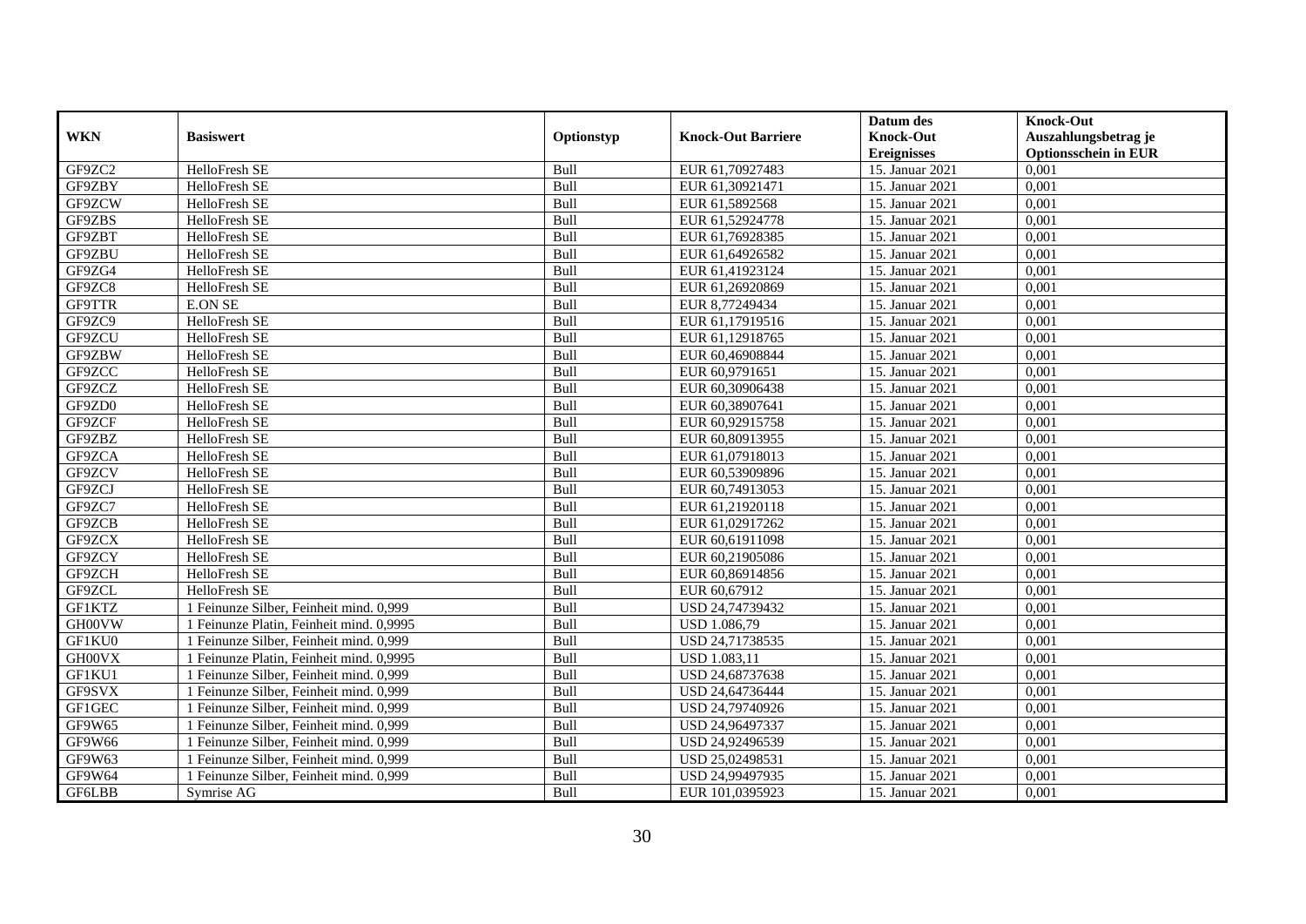| WKN | Basiswert | Optionstyp | Knock-Out Barriere | Datum des Knock-Out Ereignisses | Knock-Out Auszahlungsbetrag je Optionsschein in EUR |
|---|---|---|---|---|---|
| GF9ZC2 | HelloFresh SE | Bull | EUR 61,70927483 | 15. Januar 2021 | 0,001 |
| GF9ZBY | HelloFresh SE | Bull | EUR 61,30921471 | 15. Januar 2021 | 0,001 |
| GF9ZCW | HelloFresh SE | Bull | EUR 61,5892568 | 15. Januar 2021 | 0,001 |
| GF9ZBS | HelloFresh SE | Bull | EUR 61,52924778 | 15. Januar 2021 | 0,001 |
| GF9ZBT | HelloFresh SE | Bull | EUR 61,76928385 | 15. Januar 2021 | 0,001 |
| GF9ZBU | HelloFresh SE | Bull | EUR 61,64926582 | 15. Januar 2021 | 0,001 |
| GF9ZG4 | HelloFresh SE | Bull | EUR 61,41923124 | 15. Januar 2021 | 0,001 |
| GF9ZC8 | HelloFresh SE | Bull | EUR 61,26920869 | 15. Januar 2021 | 0,001 |
| GF9TTR | E.ON SE | Bull | EUR 8,77249434 | 15. Januar 2021 | 0,001 |
| GF9ZC9 | HelloFresh SE | Bull | EUR 61,17919516 | 15. Januar 2021 | 0,001 |
| GF9ZCU | HelloFresh SE | Bull | EUR 61,12918765 | 15. Januar 2021 | 0,001 |
| GF9ZBW | HelloFresh SE | Bull | EUR 60,46908844 | 15. Januar 2021 | 0,001 |
| GF9ZCC | HelloFresh SE | Bull | EUR 60,9791651 | 15. Januar 2021 | 0,001 |
| GF9ZCZ | HelloFresh SE | Bull | EUR 60,30906438 | 15. Januar 2021 | 0,001 |
| GF9ZD0 | HelloFresh SE | Bull | EUR 60,38907641 | 15. Januar 2021 | 0,001 |
| GF9ZCF | HelloFresh SE | Bull | EUR 60,92915758 | 15. Januar 2021 | 0,001 |
| GF9ZBZ | HelloFresh SE | Bull | EUR 60,80913955 | 15. Januar 2021 | 0,001 |
| GF9ZCA | HelloFresh SE | Bull | EUR 61,07918013 | 15. Januar 2021 | 0,001 |
| GF9ZCV | HelloFresh SE | Bull | EUR 60,53909896 | 15. Januar 2021 | 0,001 |
| GF9ZCJ | HelloFresh SE | Bull | EUR 60,74913053 | 15. Januar 2021 | 0,001 |
| GF9ZC7 | HelloFresh SE | Bull | EUR 61,21920118 | 15. Januar 2021 | 0,001 |
| GF9ZCB | HelloFresh SE | Bull | EUR 61,02917262 | 15. Januar 2021 | 0,001 |
| GF9ZCX | HelloFresh SE | Bull | EUR 60,61911098 | 15. Januar 2021 | 0,001 |
| GF9ZCY | HelloFresh SE | Bull | EUR 60,21905086 | 15. Januar 2021 | 0,001 |
| GF9ZCH | HelloFresh SE | Bull | EUR 60,86914856 | 15. Januar 2021 | 0,001 |
| GF9ZCL | HelloFresh SE | Bull | EUR 60,67912 | 15. Januar 2021 | 0,001 |
| GF1KTZ | 1 Feinunze Silber, Feinheit mind. 0,999 | Bull | USD 24,74739432 | 15. Januar 2021 | 0,001 |
| GH00VW | 1 Feinunze Platin, Feinheit mind. 0,9995 | Bull | USD 1.086,79 | 15. Januar 2021 | 0,001 |
| GF1KU0 | 1 Feinunze Silber, Feinheit mind. 0,999 | Bull | USD 24,71738535 | 15. Januar 2021 | 0,001 |
| GH00VX | 1 Feinunze Platin, Feinheit mind. 0,9995 | Bull | USD 1.083,11 | 15. Januar 2021 | 0,001 |
| GF1KU1 | 1 Feinunze Silber, Feinheit mind. 0,999 | Bull | USD 24,68737638 | 15. Januar 2021 | 0,001 |
| GF9SVX | 1 Feinunze Silber, Feinheit mind. 0,999 | Bull | USD 24,64736444 | 15. Januar 2021 | 0,001 |
| GF1GEC | 1 Feinunze Silber, Feinheit mind. 0,999 | Bull | USD 24,79740926 | 15. Januar 2021 | 0,001 |
| GF9W65 | 1 Feinunze Silber, Feinheit mind. 0,999 | Bull | USD 24,96497337 | 15. Januar 2021 | 0,001 |
| GF9W66 | 1 Feinunze Silber, Feinheit mind. 0,999 | Bull | USD 24,92496539 | 15. Januar 2021 | 0,001 |
| GF9W63 | 1 Feinunze Silber, Feinheit mind. 0,999 | Bull | USD 25,02498531 | 15. Januar 2021 | 0,001 |
| GF9W64 | 1 Feinunze Silber, Feinheit mind. 0,999 | Bull | USD 24,99497935 | 15. Januar 2021 | 0,001 |
| GF6LBB | Symrise AG | Bull | EUR 101,0395923 | 15. Januar 2021 | 0,001 |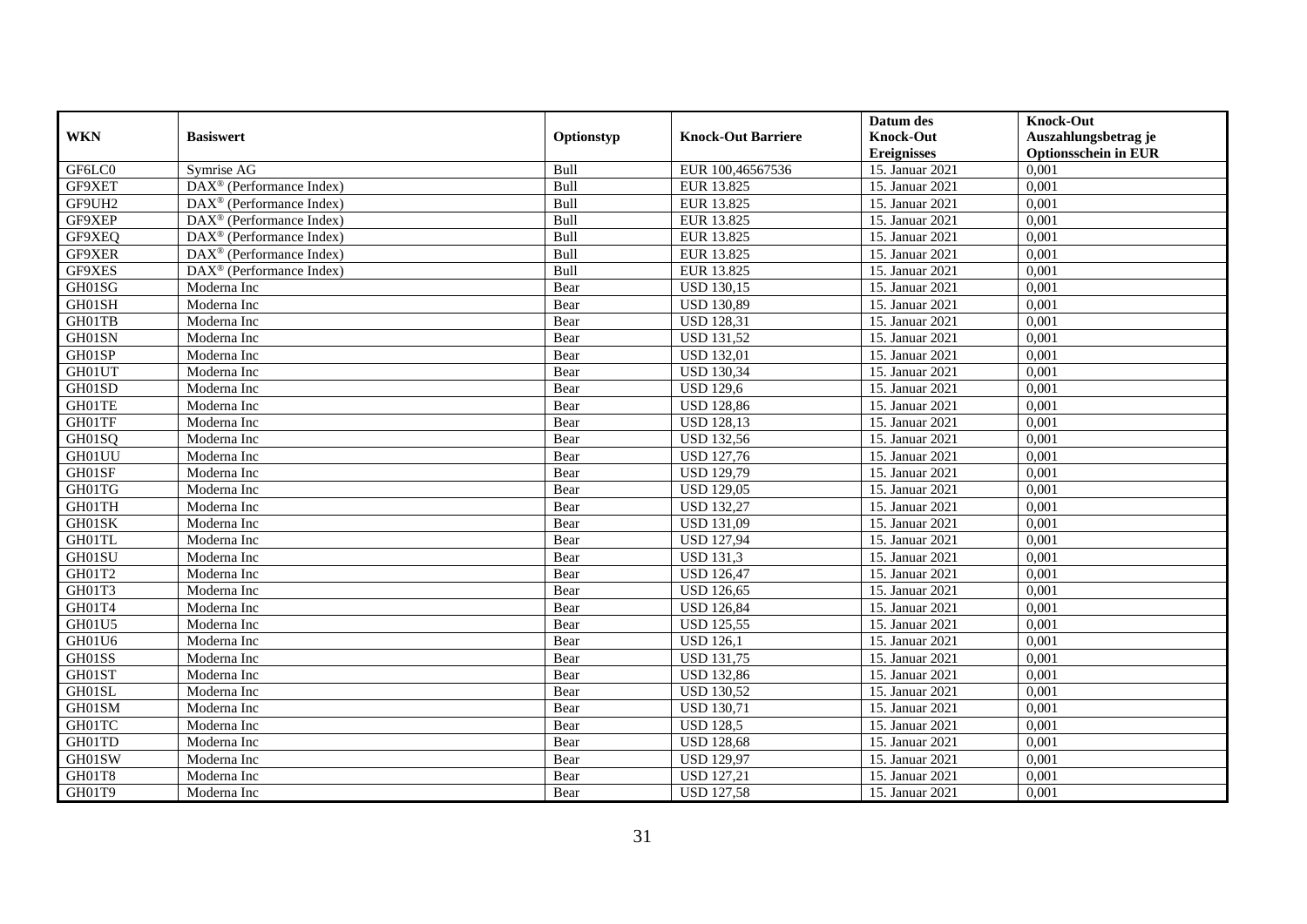| WKN | Basiswert | Optionstyp | Knock-Out Barriere | Datum des Knock-Out Ereignisses | Knock-Out Auszahlungsbetrag je Optionsschein in EUR |
|---|---|---|---|---|---|
| GF6LC0 | Symrise AG | Bull | EUR 100,46567536 | 15. Januar 2021 | 0,001 |
| GF9XET | DAX® (Performance Index) | Bull | EUR 13.825 | 15. Januar 2021 | 0,001 |
| GF9UH2 | DAX® (Performance Index) | Bull | EUR 13.825 | 15. Januar 2021 | 0,001 |
| GF9XEP | DAX® (Performance Index) | Bull | EUR 13.825 | 15. Januar 2021 | 0,001 |
| GF9XEQ | DAX® (Performance Index) | Bull | EUR 13.825 | 15. Januar 2021 | 0,001 |
| GF9XER | DAX® (Performance Index) | Bull | EUR 13.825 | 15. Januar 2021 | 0,001 |
| GF9XES | DAX® (Performance Index) | Bull | EUR 13.825 | 15. Januar 2021 | 0,001 |
| GH01SG | Moderna Inc | Bear | USD 130,15 | 15. Januar 2021 | 0,001 |
| GH01SH | Moderna Inc | Bear | USD 130,89 | 15. Januar 2021 | 0,001 |
| GH01TB | Moderna Inc | Bear | USD 128,31 | 15. Januar 2021 | 0,001 |
| GH01SN | Moderna Inc | Bear | USD 131,52 | 15. Januar 2021 | 0,001 |
| GH01SP | Moderna Inc | Bear | USD 132,01 | 15. Januar 2021 | 0,001 |
| GH01UT | Moderna Inc | Bear | USD 130,34 | 15. Januar 2021 | 0,001 |
| GH01SD | Moderna Inc | Bear | USD 129,6 | 15. Januar 2021 | 0,001 |
| GH01TE | Moderna Inc | Bear | USD 128,86 | 15. Januar 2021 | 0,001 |
| GH01TF | Moderna Inc | Bear | USD 128,13 | 15. Januar 2021 | 0,001 |
| GH01SQ | Moderna Inc | Bear | USD 132,56 | 15. Januar 2021 | 0,001 |
| GH01UU | Moderna Inc | Bear | USD 127,76 | 15. Januar 2021 | 0,001 |
| GH01SF | Moderna Inc | Bear | USD 129,79 | 15. Januar 2021 | 0,001 |
| GH01TG | Moderna Inc | Bear | USD 129,05 | 15. Januar 2021 | 0,001 |
| GH01TH | Moderna Inc | Bear | USD 132,27 | 15. Januar 2021 | 0,001 |
| GH01SK | Moderna Inc | Bear | USD 131,09 | 15. Januar 2021 | 0,001 |
| GH01TL | Moderna Inc | Bear | USD 127,94 | 15. Januar 2021 | 0,001 |
| GH01SU | Moderna Inc | Bear | USD 131,3 | 15. Januar 2021 | 0,001 |
| GH01T2 | Moderna Inc | Bear | USD 126,47 | 15. Januar 2021 | 0,001 |
| GH01T3 | Moderna Inc | Bear | USD 126,65 | 15. Januar 2021 | 0,001 |
| GH01T4 | Moderna Inc | Bear | USD 126,84 | 15. Januar 2021 | 0,001 |
| GH01U5 | Moderna Inc | Bear | USD 125,55 | 15. Januar 2021 | 0,001 |
| GH01U6 | Moderna Inc | Bear | USD 126,1 | 15. Januar 2021 | 0,001 |
| GH01SS | Moderna Inc | Bear | USD 131,75 | 15. Januar 2021 | 0,001 |
| GH01ST | Moderna Inc | Bear | USD 132,86 | 15. Januar 2021 | 0,001 |
| GH01SL | Moderna Inc | Bear | USD 130,52 | 15. Januar 2021 | 0,001 |
| GH01SM | Moderna Inc | Bear | USD 130,71 | 15. Januar 2021 | 0,001 |
| GH01TC | Moderna Inc | Bear | USD 128,5 | 15. Januar 2021 | 0,001 |
| GH01TD | Moderna Inc | Bear | USD 128,68 | 15. Januar 2021 | 0,001 |
| GH01SW | Moderna Inc | Bear | USD 129,97 | 15. Januar 2021 | 0,001 |
| GH01T8 | Moderna Inc | Bear | USD 127,21 | 15. Januar 2021 | 0,001 |
| GH01T9 | Moderna Inc | Bear | USD 127,58 | 15. Januar 2021 | 0,001 |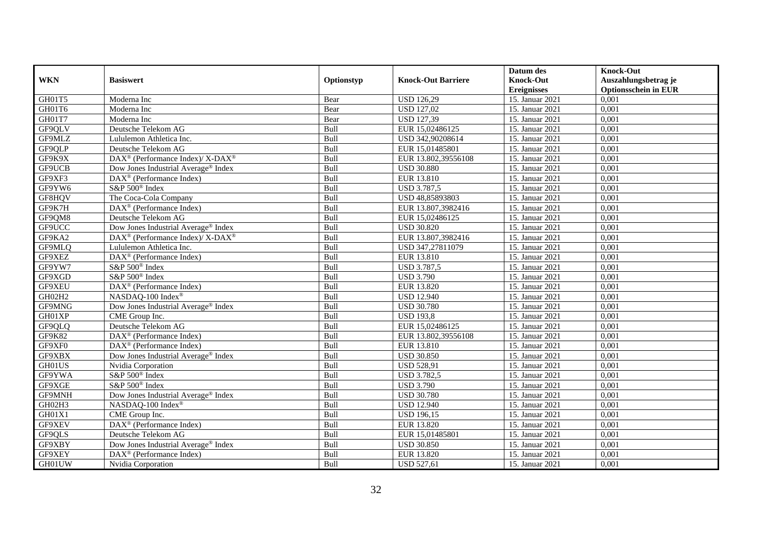| WKN | Basiswert | Optionstyp | Knock-Out Barriere | Datum des Knock-Out Ereignisses | Knock-Out Auszahlungsbetrag je Optionsschein in EUR |
|---|---|---|---|---|---|
| GH01T5 | Moderna Inc | Bear | USD 126,29 | 15. Januar 2021 | 0,001 |
| GH01T6 | Moderna Inc | Bear | USD 127,02 | 15. Januar 2021 | 0,001 |
| GH01T7 | Moderna Inc | Bear | USD 127,39 | 15. Januar 2021 | 0,001 |
| GF9QLV | Deutsche Telekom AG | Bull | EUR 15,02486125 | 15. Januar 2021 | 0,001 |
| GF9MLZ | Lululemon Athletica Inc. | Bull | USD 342,90208614 | 15. Januar 2021 | 0,001 |
| GF9QLP | Deutsche Telekom AG | Bull | EUR 15,01485801 | 15. Januar 2021 | 0,001 |
| GF9K9X | DAX® (Performance Index)/ X-DAX® | Bull | EUR 13.802,39556108 | 15. Januar 2021 | 0,001 |
| GF9UCB | Dow Jones Industrial Average® Index | Bull | USD 30.880 | 15. Januar 2021 | 0,001 |
| GF9XF3 | DAX® (Performance Index) | Bull | EUR 13.810 | 15. Januar 2021 | 0,001 |
| GF9YW6 | S&P 500® Index | Bull | USD 3.787,5 | 15. Januar 2021 | 0,001 |
| GF8HQV | The Coca-Cola Company | Bull | USD 48,85893803 | 15. Januar 2021 | 0,001 |
| GF9K7H | DAX® (Performance Index) | Bull | EUR 13.807,3982416 | 15. Januar 2021 | 0,001 |
| GF9QM8 | Deutsche Telekom AG | Bull | EUR 15,02486125 | 15. Januar 2021 | 0,001 |
| GF9UCC | Dow Jones Industrial Average® Index | Bull | USD 30.820 | 15. Januar 2021 | 0,001 |
| GF9KA2 | DAX® (Performance Index)/ X-DAX® | Bull | EUR 13.807,3982416 | 15. Januar 2021 | 0,001 |
| GF9MLQ | Lululemon Athletica Inc. | Bull | USD 347,27811079 | 15. Januar 2021 | 0,001 |
| GF9XEZ | DAX® (Performance Index) | Bull | EUR 13.810 | 15. Januar 2021 | 0,001 |
| GF9YW7 | S&P 500® Index | Bull | USD 3.787,5 | 15. Januar 2021 | 0,001 |
| GF9XGD | S&P 500® Index | Bull | USD 3.790 | 15. Januar 2021 | 0,001 |
| GF9XEU | DAX® (Performance Index) | Bull | EUR 13.820 | 15. Januar 2021 | 0,001 |
| GH02H2 | NASDAQ-100 Index® | Bull | USD 12.940 | 15. Januar 2021 | 0,001 |
| GF9MNG | Dow Jones Industrial Average® Index | Bull | USD 30.780 | 15. Januar 2021 | 0,001 |
| GH01XP | CME Group Inc. | Bull | USD 193,8 | 15. Januar 2021 | 0,001 |
| GF9QLQ | Deutsche Telekom AG | Bull | EUR 15,02486125 | 15. Januar 2021 | 0,001 |
| GF9K82 | DAX® (Performance Index) | Bull | EUR 13.802,39556108 | 15. Januar 2021 | 0,001 |
| GF9XF0 | DAX® (Performance Index) | Bull | EUR 13.810 | 15. Januar 2021 | 0,001 |
| GF9XBX | Dow Jones Industrial Average® Index | Bull | USD 30.850 | 15. Januar 2021 | 0,001 |
| GH01US | Nvidia Corporation | Bull | USD 528,91 | 15. Januar 2021 | 0,001 |
| GF9YWA | S&P 500® Index | Bull | USD 3.782,5 | 15. Januar 2021 | 0,001 |
| GF9XGE | S&P 500® Index | Bull | USD 3.790 | 15. Januar 2021 | 0,001 |
| GF9MNH | Dow Jones Industrial Average® Index | Bull | USD 30.780 | 15. Januar 2021 | 0,001 |
| GH02H3 | NASDAQ-100 Index® | Bull | USD 12.940 | 15. Januar 2021 | 0,001 |
| GH01X1 | CME Group Inc. | Bull | USD 196,15 | 15. Januar 2021 | 0,001 |
| GF9XEV | DAX® (Performance Index) | Bull | EUR 13.820 | 15. Januar 2021 | 0,001 |
| GF9QLS | Deutsche Telekom AG | Bull | EUR 15,01485801 | 15. Januar 2021 | 0,001 |
| GF9XBY | Dow Jones Industrial Average® Index | Bull | USD 30.850 | 15. Januar 2021 | 0,001 |
| GF9XEY | DAX® (Performance Index) | Bull | EUR 13.820 | 15. Januar 2021 | 0,001 |
| GH01UW | Nvidia Corporation | Bull | USD 527,61 | 15. Januar 2021 | 0,001 |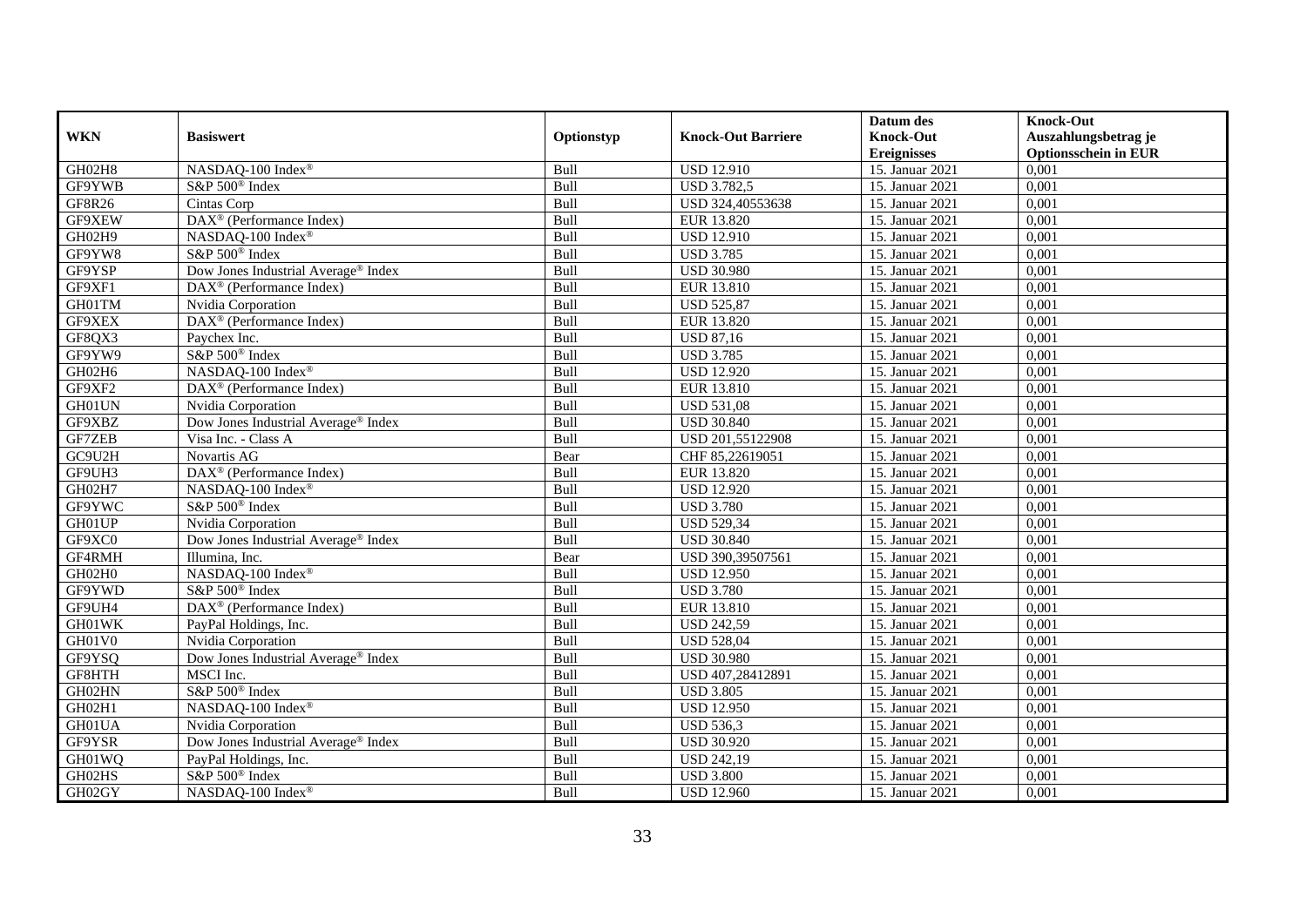| WKN | Basiswert | Optionstyp | Knock-Out Barriere | Datum des Knock-Out Ereignisses | Knock-Out Auszahlungsbetrag je Optionsschein in EUR |
|---|---|---|---|---|---|
| GH02H8 | NASDAQ-100 Index® | Bull | USD 12.910 | 15. Januar 2021 | 0,001 |
| GF9YWB | S&P 500® Index | Bull | USD 3.782,5 | 15. Januar 2021 | 0,001 |
| GF8R26 | Cintas Corp | Bull | USD 324,40553638 | 15. Januar 2021 | 0,001 |
| GF9XEW | DAX® (Performance Index) | Bull | EUR 13.820 | 15. Januar 2021 | 0,001 |
| GH02H9 | NASDAQ-100 Index® | Bull | USD 12.910 | 15. Januar 2021 | 0,001 |
| GF9YW8 | S&P 500® Index | Bull | USD 3.785 | 15. Januar 2021 | 0,001 |
| GF9YSP | Dow Jones Industrial Average® Index | Bull | USD 30.980 | 15. Januar 2021 | 0,001 |
| GF9XF1 | DAX® (Performance Index) | Bull | EUR 13.810 | 15. Januar 2021 | 0,001 |
| GH01TM | Nvidia Corporation | Bull | USD 525,87 | 15. Januar 2021 | 0,001 |
| GF9XEX | DAX® (Performance Index) | Bull | EUR 13.820 | 15. Januar 2021 | 0,001 |
| GF8QX3 | Paychex Inc. | Bull | USD 87,16 | 15. Januar 2021 | 0,001 |
| GF9YW9 | S&P 500® Index | Bull | USD 3.785 | 15. Januar 2021 | 0,001 |
| GH02H6 | NASDAQ-100 Index® | Bull | USD 12.920 | 15. Januar 2021 | 0,001 |
| GF9XF2 | DAX® (Performance Index) | Bull | EUR 13.810 | 15. Januar 2021 | 0,001 |
| GH01UN | Nvidia Corporation | Bull | USD 531,08 | 15. Januar 2021 | 0,001 |
| GF9XBZ | Dow Jones Industrial Average® Index | Bull | USD 30.840 | 15. Januar 2021 | 0,001 |
| GF7ZEB | Visa Inc. - Class A | Bull | USD 201,55122908 | 15. Januar 2021 | 0,001 |
| GC9U2H | Novartis AG | Bear | CHF 85,22619051 | 15. Januar 2021 | 0,001 |
| GF9UH3 | DAX® (Performance Index) | Bull | EUR 13.820 | 15. Januar 2021 | 0,001 |
| GH02H7 | NASDAQ-100 Index® | Bull | USD 12.920 | 15. Januar 2021 | 0,001 |
| GF9YWC | S&P 500® Index | Bull | USD 3.780 | 15. Januar 2021 | 0,001 |
| GH01UP | Nvidia Corporation | Bull | USD 529,34 | 15. Januar 2021 | 0,001 |
| GF9XC0 | Dow Jones Industrial Average® Index | Bull | USD 30.840 | 15. Januar 2021 | 0,001 |
| GF4RMH | Illumina, Inc. | Bear | USD 390,39507561 | 15. Januar 2021 | 0,001 |
| GH02H0 | NASDAQ-100 Index® | Bull | USD 12.950 | 15. Januar 2021 | 0,001 |
| GF9YWD | S&P 500® Index | Bull | USD 3.780 | 15. Januar 2021 | 0,001 |
| GF9UH4 | DAX® (Performance Index) | Bull | EUR 13.810 | 15. Januar 2021 | 0,001 |
| GH01WK | PayPal Holdings, Inc. | Bull | USD 242,59 | 15. Januar 2021 | 0,001 |
| GH01V0 | Nvidia Corporation | Bull | USD 528,04 | 15. Januar 2021 | 0,001 |
| GF9YSQ | Dow Jones Industrial Average® Index | Bull | USD 30.980 | 15. Januar 2021 | 0,001 |
| GF8HTH | MSCI Inc. | Bull | USD 407,28412891 | 15. Januar 2021 | 0,001 |
| GH02HN | S&P 500® Index | Bull | USD 3.805 | 15. Januar 2021 | 0,001 |
| GH02H1 | NASDAQ-100 Index® | Bull | USD 12.950 | 15. Januar 2021 | 0,001 |
| GH01UA | Nvidia Corporation | Bull | USD 536,3 | 15. Januar 2021 | 0,001 |
| GF9YSR | Dow Jones Industrial Average® Index | Bull | USD 30.920 | 15. Januar 2021 | 0,001 |
| GH01WQ | PayPal Holdings, Inc. | Bull | USD 242,19 | 15. Januar 2021 | 0,001 |
| GH02HS | S&P 500® Index | Bull | USD 3.800 | 15. Januar 2021 | 0,001 |
| GH02GY | NASDAQ-100 Index® | Bull | USD 12.960 | 15. Januar 2021 | 0,001 |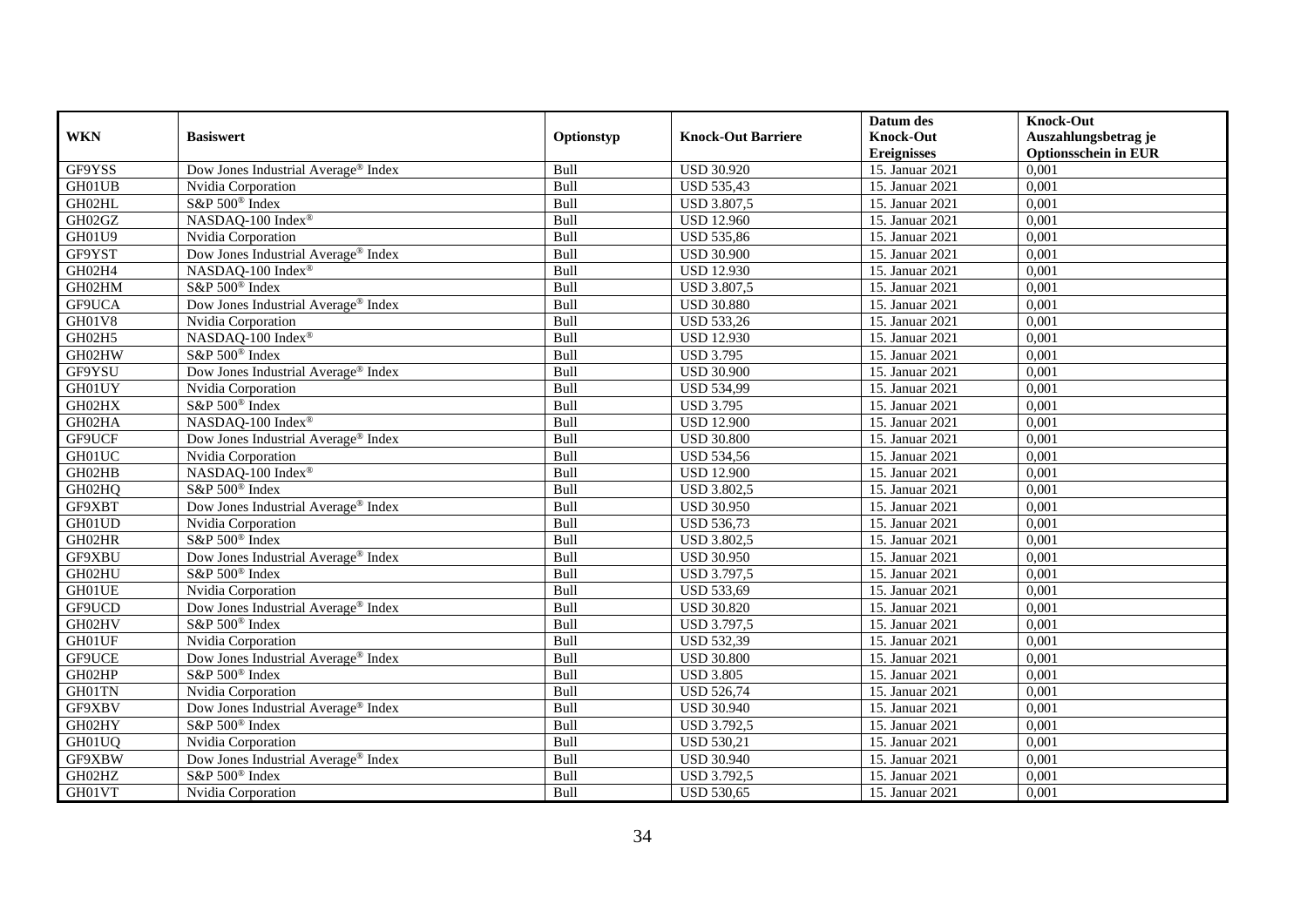| WKN | Basiswert | Optionstyp | Knock-Out Barriere | Datum des Knock-Out Ereignisses | Knock-Out Auszahlungsbetrag je Optionsschein in EUR |
|---|---|---|---|---|---|
| GF9YSS | Dow Jones Industrial Average® Index | Bull | USD 30.920 | 15. Januar 2021 | 0,001 |
| GH01UB | Nvidia Corporation | Bull | USD 535,43 | 15. Januar 2021 | 0,001 |
| GH02HL | S&P 500® Index | Bull | USD 3.807,5 | 15. Januar 2021 | 0,001 |
| GH02GZ | NASDAQ-100 Index® | Bull | USD 12.960 | 15. Januar 2021 | 0,001 |
| GH01U9 | Nvidia Corporation | Bull | USD 535,86 | 15. Januar 2021 | 0,001 |
| GF9YST | Dow Jones Industrial Average® Index | Bull | USD 30.900 | 15. Januar 2021 | 0,001 |
| GH02H4 | NASDAQ-100 Index® | Bull | USD 12.930 | 15. Januar 2021 | 0,001 |
| GH02HM | S&P 500® Index | Bull | USD 3.807,5 | 15. Januar 2021 | 0,001 |
| GF9UCA | Dow Jones Industrial Average® Index | Bull | USD 30.880 | 15. Januar 2021 | 0,001 |
| GH01V8 | Nvidia Corporation | Bull | USD 533,26 | 15. Januar 2021 | 0,001 |
| GH02H5 | NASDAQ-100 Index® | Bull | USD 12.930 | 15. Januar 2021 | 0,001 |
| GH02HW | S&P 500® Index | Bull | USD 3.795 | 15. Januar 2021 | 0,001 |
| GF9YSU | Dow Jones Industrial Average® Index | Bull | USD 30.900 | 15. Januar 2021 | 0,001 |
| GH01UY | Nvidia Corporation | Bull | USD 534,99 | 15. Januar 2021 | 0,001 |
| GH02HX | S&P 500® Index | Bull | USD 3.795 | 15. Januar 2021 | 0,001 |
| GH02HA | NASDAQ-100 Index® | Bull | USD 12.900 | 15. Januar 2021 | 0,001 |
| GF9UCF | Dow Jones Industrial Average® Index | Bull | USD 30.800 | 15. Januar 2021 | 0,001 |
| GH01UC | Nvidia Corporation | Bull | USD 534,56 | 15. Januar 2021 | 0,001 |
| GH02HB | NASDAQ-100 Index® | Bull | USD 12.900 | 15. Januar 2021 | 0,001 |
| GH02HQ | S&P 500® Index | Bull | USD 3.802,5 | 15. Januar 2021 | 0,001 |
| GF9XBT | Dow Jones Industrial Average® Index | Bull | USD 30.950 | 15. Januar 2021 | 0,001 |
| GH01UD | Nvidia Corporation | Bull | USD 536,73 | 15. Januar 2021 | 0,001 |
| GH02HR | S&P 500® Index | Bull | USD 3.802,5 | 15. Januar 2021 | 0,001 |
| GF9XBU | Dow Jones Industrial Average® Index | Bull | USD 30.950 | 15. Januar 2021 | 0,001 |
| GH02HU | S&P 500® Index | Bull | USD 3.797,5 | 15. Januar 2021 | 0,001 |
| GH01UE | Nvidia Corporation | Bull | USD 533,69 | 15. Januar 2021 | 0,001 |
| GF9UCD | Dow Jones Industrial Average® Index | Bull | USD 30.820 | 15. Januar 2021 | 0,001 |
| GH02HV | S&P 500® Index | Bull | USD 3.797,5 | 15. Januar 2021 | 0,001 |
| GH01UF | Nvidia Corporation | Bull | USD 532,39 | 15. Januar 2021 | 0,001 |
| GF9UCE | Dow Jones Industrial Average® Index | Bull | USD 30.800 | 15. Januar 2021 | 0,001 |
| GH02HP | S&P 500® Index | Bull | USD 3.805 | 15. Januar 2021 | 0,001 |
| GH01TN | Nvidia Corporation | Bull | USD 526,74 | 15. Januar 2021 | 0,001 |
| GF9XBV | Dow Jones Industrial Average® Index | Bull | USD 30.940 | 15. Januar 2021 | 0,001 |
| GH02HY | S&P 500® Index | Bull | USD 3.792,5 | 15. Januar 2021 | 0,001 |
| GH01UQ | Nvidia Corporation | Bull | USD 530,21 | 15. Januar 2021 | 0,001 |
| GF9XBW | Dow Jones Industrial Average® Index | Bull | USD 30.940 | 15. Januar 2021 | 0,001 |
| GH02HZ | S&P 500® Index | Bull | USD 3.792,5 | 15. Januar 2021 | 0,001 |
| GH01VT | Nvidia Corporation | Bull | USD 530,65 | 15. Januar 2021 | 0,001 |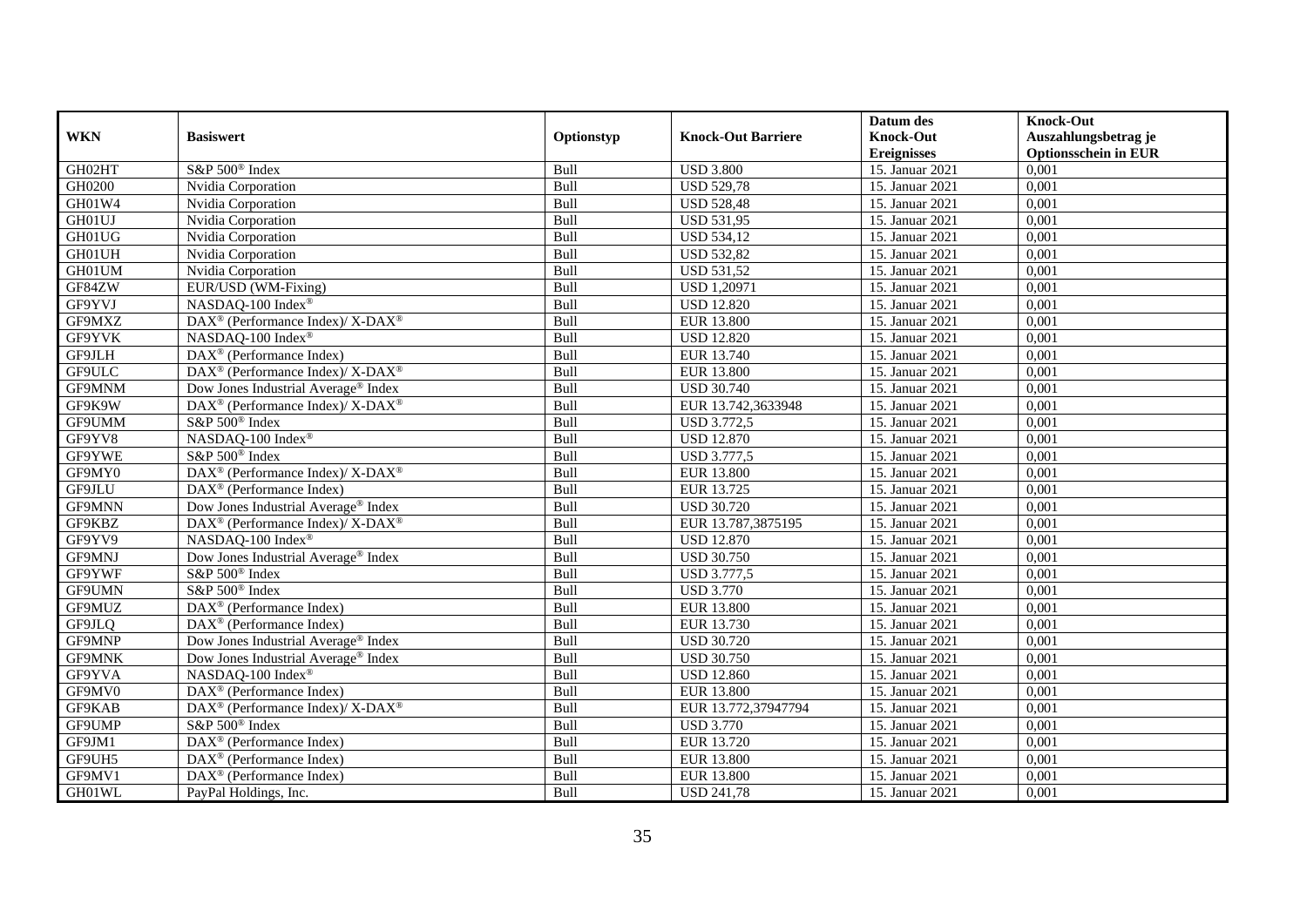| WKN | Basiswert | Optionstyp | Knock-Out Barriere | Datum des Knock-Out Ereignisses | Knock-Out Auszahlungsbetrag je Optionsschein in EUR |
|---|---|---|---|---|---|
| GH02HT | S&P 500® Index | Bull | USD 3.800 | 15. Januar 2021 | 0,001 |
| GH0200 | Nvidia Corporation | Bull | USD 529,78 | 15. Januar 2021 | 0,001 |
| GH01W4 | Nvidia Corporation | Bull | USD 528,48 | 15. Januar 2021 | 0,001 |
| GH01UJ | Nvidia Corporation | Bull | USD 531,95 | 15. Januar 2021 | 0,001 |
| GH01UG | Nvidia Corporation | Bull | USD 534,12 | 15. Januar 2021 | 0,001 |
| GH01UH | Nvidia Corporation | Bull | USD 532,82 | 15. Januar 2021 | 0,001 |
| GH01UM | Nvidia Corporation | Bull | USD 531,52 | 15. Januar 2021 | 0,001 |
| GF84ZW | EUR/USD (WM-Fixing) | Bull | USD 1,20971 | 15. Januar 2021 | 0,001 |
| GF9YVJ | NASDAQ-100 Index® | Bull | USD 12.820 | 15. Januar 2021 | 0,001 |
| GF9MXZ | DAX® (Performance Index)/ X-DAX® | Bull | EUR 13.800 | 15. Januar 2021 | 0,001 |
| GF9YVK | NASDAQ-100 Index® | Bull | USD 12.820 | 15. Januar 2021 | 0,001 |
| GF9JLH | DAX® (Performance Index) | Bull | EUR 13.740 | 15. Januar 2021 | 0,001 |
| GF9ULC | DAX® (Performance Index)/ X-DAX® | Bull | EUR 13.800 | 15. Januar 2021 | 0,001 |
| GF9MNM | Dow Jones Industrial Average® Index | Bull | USD 30.740 | 15. Januar 2021 | 0,001 |
| GF9K9W | DAX® (Performance Index)/ X-DAX® | Bull | EUR 13.742,3633948 | 15. Januar 2021 | 0,001 |
| GF9UMM | S&P 500® Index | Bull | USD 3.772,5 | 15. Januar 2021 | 0,001 |
| GF9YV8 | NASDAQ-100 Index® | Bull | USD 12.870 | 15. Januar 2021 | 0,001 |
| GF9YWE | S&P 500® Index | Bull | USD 3.777,5 | 15. Januar 2021 | 0,001 |
| GF9MY0 | DAX® (Performance Index)/ X-DAX® | Bull | EUR 13.800 | 15. Januar 2021 | 0,001 |
| GF9JLU | DAX® (Performance Index) | Bull | EUR 13.725 | 15. Januar 2021 | 0,001 |
| GF9MNN | Dow Jones Industrial Average® Index | Bull | USD 30.720 | 15. Januar 2021 | 0,001 |
| GF9KBZ | DAX® (Performance Index)/ X-DAX® | Bull | EUR 13.787,3875195 | 15. Januar 2021 | 0,001 |
| GF9YV9 | NASDAQ-100 Index® | Bull | USD 12.870 | 15. Januar 2021 | 0,001 |
| GF9MNJ | Dow Jones Industrial Average® Index | Bull | USD 30.750 | 15. Januar 2021 | 0,001 |
| GF9YWF | S&P 500® Index | Bull | USD 3.777,5 | 15. Januar 2021 | 0,001 |
| GF9UMN | S&P 500® Index | Bull | USD 3.770 | 15. Januar 2021 | 0,001 |
| GF9MUZ | DAX® (Performance Index) | Bull | EUR 13.800 | 15. Januar 2021 | 0,001 |
| GF9JLQ | DAX® (Performance Index) | Bull | EUR 13.730 | 15. Januar 2021 | 0,001 |
| GF9MNP | Dow Jones Industrial Average® Index | Bull | USD 30.720 | 15. Januar 2021 | 0,001 |
| GF9MNK | Dow Jones Industrial Average® Index | Bull | USD 30.750 | 15. Januar 2021 | 0,001 |
| GF9YVA | NASDAQ-100 Index® | Bull | USD 12.860 | 15. Januar 2021 | 0,001 |
| GF9MV0 | DAX® (Performance Index) | Bull | EUR 13.800 | 15. Januar 2021 | 0,001 |
| GF9KAB | DAX® (Performance Index)/ X-DAX® | Bull | EUR 13.772,37947794 | 15. Januar 2021 | 0,001 |
| GF9UMP | S&P 500® Index | Bull | USD 3.770 | 15. Januar 2021 | 0,001 |
| GF9JM1 | DAX® (Performance Index) | Bull | EUR 13.720 | 15. Januar 2021 | 0,001 |
| GF9UH5 | DAX® (Performance Index) | Bull | EUR 13.800 | 15. Januar 2021 | 0,001 |
| GF9MV1 | DAX® (Performance Index) | Bull | EUR 13.800 | 15. Januar 2021 | 0,001 |
| GH01WL | PayPal Holdings, Inc. | Bull | USD 241,78 | 15. Januar 2021 | 0,001 |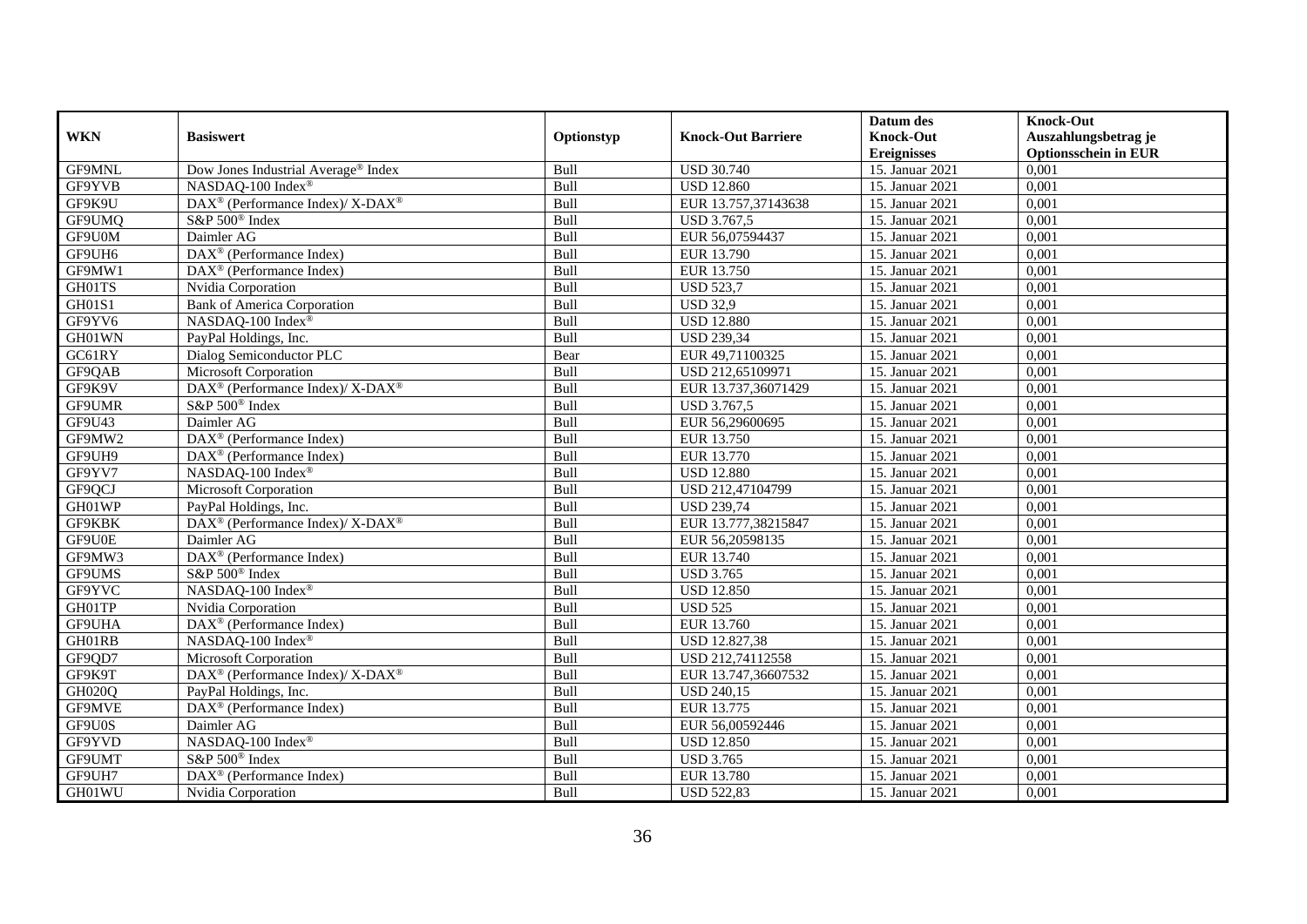| WKN | Basiswert | Optionstyp | Knock-Out Barriere | Datum des Knock-Out Ereignisses | Knock-Out Auszahlungsbetrag je Optionsschein in EUR |
|---|---|---|---|---|---|
| GF9MNL | Dow Jones Industrial Average® Index | Bull | USD 30.740 | 15. Januar 2021 | 0,001 |
| GF9YVB | NASDAQ-100 Index® | Bull | USD 12.860 | 15. Januar 2021 | 0,001 |
| GF9K9U | DAX® (Performance Index)/ X-DAX® | Bull | EUR 13.757,37143638 | 15. Januar 2021 | 0,001 |
| GF9UMQ | S&P 500® Index | Bull | USD 3.767,5 | 15. Januar 2021 | 0,001 |
| GF9U0M | Daimler AG | Bull | EUR 56,07594437 | 15. Januar 2021 | 0,001 |
| GF9UH6 | DAX® (Performance Index) | Bull | EUR 13.790 | 15. Januar 2021 | 0,001 |
| GF9MW1 | DAX® (Performance Index) | Bull | EUR 13.750 | 15. Januar 2021 | 0,001 |
| GH01TS | Nvidia Corporation | Bull | USD 523,7 | 15. Januar 2021 | 0,001 |
| GH01S1 | Bank of America Corporation | Bull | USD 32,9 | 15. Januar 2021 | 0,001 |
| GF9YV6 | NASDAQ-100 Index® | Bull | USD 12.880 | 15. Januar 2021 | 0,001 |
| GH01WN | PayPal Holdings, Inc. | Bull | USD 239,34 | 15. Januar 2021 | 0,001 |
| GC61RY | Dialog Semiconductor PLC | Bear | EUR 49,71100325 | 15. Januar 2021 | 0,001 |
| GF9QAB | Microsoft Corporation | Bull | USD 212,65109971 | 15. Januar 2021 | 0,001 |
| GF9K9V | DAX® (Performance Index)/ X-DAX® | Bull | EUR 13.737,36071429 | 15. Januar 2021 | 0,001 |
| GF9UMR | S&P 500® Index | Bull | USD 3.767,5 | 15. Januar 2021 | 0,001 |
| GF9U43 | Daimler AG | Bull | EUR 56,29600695 | 15. Januar 2021 | 0,001 |
| GF9MW2 | DAX® (Performance Index) | Bull | EUR 13.750 | 15. Januar 2021 | 0,001 |
| GF9UH9 | DAX® (Performance Index) | Bull | EUR 13.770 | 15. Januar 2021 | 0,001 |
| GF9YV7 | NASDAQ-100 Index® | Bull | USD 12.880 | 15. Januar 2021 | 0,001 |
| GF9QCJ | Microsoft Corporation | Bull | USD 212,47104799 | 15. Januar 2021 | 0,001 |
| GH01WP | PayPal Holdings, Inc. | Bull | USD 239,74 | 15. Januar 2021 | 0,001 |
| GF9KBK | DAX® (Performance Index)/ X-DAX® | Bull | EUR 13.777,38215847 | 15. Januar 2021 | 0,001 |
| GF9U0E | Daimler AG | Bull | EUR 56,20598135 | 15. Januar 2021 | 0,001 |
| GF9MW3 | DAX® (Performance Index) | Bull | EUR 13.740 | 15. Januar 2021 | 0,001 |
| GF9UMS | S&P 500® Index | Bull | USD 3.765 | 15. Januar 2021 | 0,001 |
| GF9YVC | NASDAQ-100 Index® | Bull | USD 12.850 | 15. Januar 2021 | 0,001 |
| GH01TP | Nvidia Corporation | Bull | USD 525 | 15. Januar 2021 | 0,001 |
| GF9UHA | DAX® (Performance Index) | Bull | EUR 13.760 | 15. Januar 2021 | 0,001 |
| GH01RB | NASDAQ-100 Index® | Bull | USD 12.827,38 | 15. Januar 2021 | 0,001 |
| GF9QD7 | Microsoft Corporation | Bull | USD 212,74112558 | 15. Januar 2021 | 0,001 |
| GF9K9T | DAX® (Performance Index)/ X-DAX® | Bull | EUR 13.747,36607532 | 15. Januar 2021 | 0,001 |
| GH020Q | PayPal Holdings, Inc. | Bull | USD 240,15 | 15. Januar 2021 | 0,001 |
| GF9MVE | DAX® (Performance Index) | Bull | EUR 13.775 | 15. Januar 2021 | 0,001 |
| GF9U0S | Daimler AG | Bull | EUR 56,00592446 | 15. Januar 2021 | 0,001 |
| GF9YVD | NASDAQ-100 Index® | Bull | USD 12.850 | 15. Januar 2021 | 0,001 |
| GF9UMT | S&P 500® Index | Bull | USD 3.765 | 15. Januar 2021 | 0,001 |
| GF9UH7 | DAX® (Performance Index) | Bull | EUR 13.780 | 15. Januar 2021 | 0,001 |
| GH01WU | Nvidia Corporation | Bull | USD 522,83 | 15. Januar 2021 | 0,001 |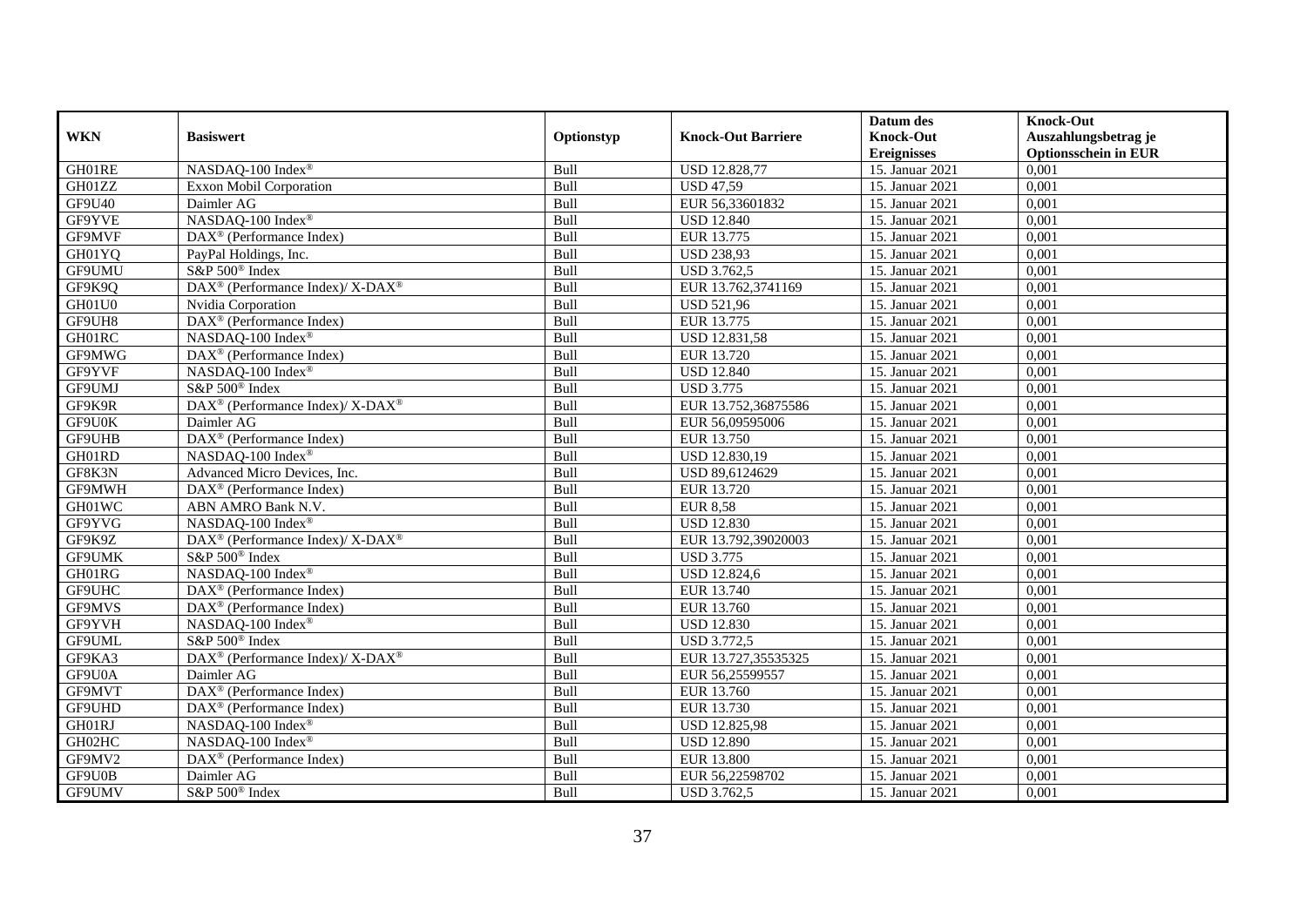| WKN | Basiswert | Optionstyp | Knock-Out Barriere | Datum des Knock-Out Ereignisses | Knock-Out Auszahlungsbetrag je Optionsschein in EUR |
|---|---|---|---|---|---|
| GH01RE | NASDAQ-100 Index® | Bull | USD 12.828,77 | 15. Januar 2021 | 0,001 |
| GH01ZZ | Exxon Mobil Corporation | Bull | USD 47,59 | 15. Januar 2021 | 0,001 |
| GF9U40 | Daimler AG | Bull | EUR 56,33601832 | 15. Januar 2021 | 0,001 |
| GF9YVE | NASDAQ-100 Index® | Bull | USD 12.840 | 15. Januar 2021 | 0,001 |
| GF9MVF | DAX® (Performance Index) | Bull | EUR 13.775 | 15. Januar 2021 | 0,001 |
| GH01YQ | PayPal Holdings, Inc. | Bull | USD 238,93 | 15. Januar 2021 | 0,001 |
| GF9UMU | S&P 500® Index | Bull | USD 3.762,5 | 15. Januar 2021 | 0,001 |
| GF9K9Q | DAX® (Performance Index)/ X-DAX® | Bull | EUR 13.762,3741169 | 15. Januar 2021 | 0,001 |
| GH01U0 | Nvidia Corporation | Bull | USD 521,96 | 15. Januar 2021 | 0,001 |
| GF9UH8 | DAX® (Performance Index) | Bull | EUR 13.775 | 15. Januar 2021 | 0,001 |
| GH01RC | NASDAQ-100 Index® | Bull | USD 12.831,58 | 15. Januar 2021 | 0,001 |
| GF9MWG | DAX® (Performance Index) | Bull | EUR 13.720 | 15. Januar 2021 | 0,001 |
| GF9YVF | NASDAQ-100 Index® | Bull | USD 12.840 | 15. Januar 2021 | 0,001 |
| GF9UMJ | S&P 500® Index | Bull | USD 3.775 | 15. Januar 2021 | 0,001 |
| GF9K9R | DAX® (Performance Index)/ X-DAX® | Bull | EUR 13.752,36875586 | 15. Januar 2021 | 0,001 |
| GF9U0K | Daimler AG | Bull | EUR 56,09595006 | 15. Januar 2021 | 0,001 |
| GF9UHB | DAX® (Performance Index) | Bull | EUR 13.750 | 15. Januar 2021 | 0,001 |
| GH01RD | NASDAQ-100 Index® | Bull | USD 12.830,19 | 15. Januar 2021 | 0,001 |
| GF8K3N | Advanced Micro Devices, Inc. | Bull | USD 89,6124629 | 15. Januar 2021 | 0,001 |
| GF9MWH | DAX® (Performance Index) | Bull | EUR 13.720 | 15. Januar 2021 | 0,001 |
| GH01WC | ABN AMRO Bank N.V. | Bull | EUR 8,58 | 15. Januar 2021 | 0,001 |
| GF9YVG | NASDAQ-100 Index® | Bull | USD 12.830 | 15. Januar 2021 | 0,001 |
| GF9K9Z | DAX® (Performance Index)/ X-DAX® | Bull | EUR 13.792,39020003 | 15. Januar 2021 | 0,001 |
| GF9UMK | S&P 500® Index | Bull | USD 3.775 | 15. Januar 2021 | 0,001 |
| GH01RG | NASDAQ-100 Index® | Bull | USD 12.824,6 | 15. Januar 2021 | 0,001 |
| GF9UHC | DAX® (Performance Index) | Bull | EUR 13.740 | 15. Januar 2021 | 0,001 |
| GF9MVS | DAX® (Performance Index) | Bull | EUR 13.760 | 15. Januar 2021 | 0,001 |
| GF9YVH | NASDAQ-100 Index® | Bull | USD 12.830 | 15. Januar 2021 | 0,001 |
| GF9UML | S&P 500® Index | Bull | USD 3.772,5 | 15. Januar 2021 | 0,001 |
| GF9KA3 | DAX® (Performance Index)/ X-DAX® | Bull | EUR 13.727,35535325 | 15. Januar 2021 | 0,001 |
| GF9U0A | Daimler AG | Bull | EUR 56,25599557 | 15. Januar 2021 | 0,001 |
| GF9MVT | DAX® (Performance Index) | Bull | EUR 13.760 | 15. Januar 2021 | 0,001 |
| GF9UHD | DAX® (Performance Index) | Bull | EUR 13.730 | 15. Januar 2021 | 0,001 |
| GH01RJ | NASDAQ-100 Index® | Bull | USD 12.825,98 | 15. Januar 2021 | 0,001 |
| GH02HC | NASDAQ-100 Index® | Bull | USD 12.890 | 15. Januar 2021 | 0,001 |
| GF9MV2 | DAX® (Performance Index) | Bull | EUR 13.800 | 15. Januar 2021 | 0,001 |
| GF9U0B | Daimler AG | Bull | EUR 56,22598702 | 15. Januar 2021 | 0,001 |
| GF9UMV | S&P 500® Index | Bull | USD 3.762,5 | 15. Januar 2021 | 0,001 |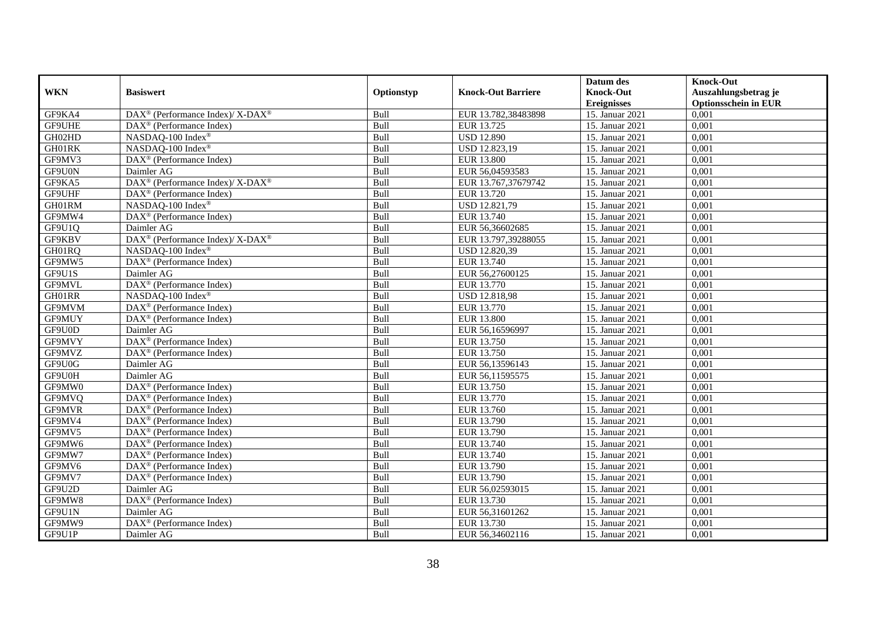| WKN | Basiswert | Optionstyp | Knock-Out Barriere | Datum des Knock-Out Ereignisses | Knock-Out Auszahlungsbetrag je Optionsschein in EUR |
|---|---|---|---|---|---|
| GF9KA4 | DAX® (Performance Index)/ X-DAX® | Bull | EUR 13.782,38483898 | 15. Januar 2021 | 0,001 |
| GF9UHE | DAX® (Performance Index) | Bull | EUR 13.725 | 15. Januar 2021 | 0,001 |
| GH02HD | NASDAQ-100 Index® | Bull | USD 12.890 | 15. Januar 2021 | 0,001 |
| GH01RK | NASDAQ-100 Index® | Bull | USD 12.823,19 | 15. Januar 2021 | 0,001 |
| GF9MV3 | DAX® (Performance Index) | Bull | EUR 13.800 | 15. Januar 2021 | 0,001 |
| GF9U0N | Daimler AG | Bull | EUR 56,04593583 | 15. Januar 2021 | 0,001 |
| GF9KA5 | DAX® (Performance Index)/ X-DAX® | Bull | EUR 13.767,37679742 | 15. Januar 2021 | 0,001 |
| GF9UHF | DAX® (Performance Index) | Bull | EUR 13.720 | 15. Januar 2021 | 0,001 |
| GH01RM | NASDAQ-100 Index® | Bull | USD 12.821,79 | 15. Januar 2021 | 0,001 |
| GF9MW4 | DAX® (Performance Index) | Bull | EUR 13.740 | 15. Januar 2021 | 0,001 |
| GF9U1Q | Daimler AG | Bull | EUR 56,36602685 | 15. Januar 2021 | 0,001 |
| GF9KBV | DAX® (Performance Index)/ X-DAX® | Bull | EUR 13.797,39288055 | 15. Januar 2021 | 0,001 |
| GH01RQ | NASDAQ-100 Index® | Bull | USD 12.820,39 | 15. Januar 2021 | 0,001 |
| GF9MW5 | DAX® (Performance Index) | Bull | EUR 13.740 | 15. Januar 2021 | 0,001 |
| GF9U1S | Daimler AG | Bull | EUR 56,27600125 | 15. Januar 2021 | 0,001 |
| GF9MVL | DAX® (Performance Index) | Bull | EUR 13.770 | 15. Januar 2021 | 0,001 |
| GH01RR | NASDAQ-100 Index® | Bull | USD 12.818,98 | 15. Januar 2021 | 0,001 |
| GF9MVM | DAX® (Performance Index) | Bull | EUR 13.770 | 15. Januar 2021 | 0,001 |
| GF9MUY | DAX® (Performance Index) | Bull | EUR 13.800 | 15. Januar 2021 | 0,001 |
| GF9U0D | Daimler AG | Bull | EUR 56,16596997 | 15. Januar 2021 | 0,001 |
| GF9MVY | DAX® (Performance Index) | Bull | EUR 13.750 | 15. Januar 2021 | 0,001 |
| GF9MVZ | DAX® (Performance Index) | Bull | EUR 13.750 | 15. Januar 2021 | 0,001 |
| GF9U0G | Daimler AG | Bull | EUR 56,13596143 | 15. Januar 2021 | 0,001 |
| GF9U0H | Daimler AG | Bull | EUR 56,11595575 | 15. Januar 2021 | 0,001 |
| GF9MW0 | DAX® (Performance Index) | Bull | EUR 13.750 | 15. Januar 2021 | 0,001 |
| GF9MVQ | DAX® (Performance Index) | Bull | EUR 13.770 | 15. Januar 2021 | 0,001 |
| GF9MVR | DAX® (Performance Index) | Bull | EUR 13.760 | 15. Januar 2021 | 0,001 |
| GF9MV4 | DAX® (Performance Index) | Bull | EUR 13.790 | 15. Januar 2021 | 0,001 |
| GF9MV5 | DAX® (Performance Index) | Bull | EUR 13.790 | 15. Januar 2021 | 0,001 |
| GF9MW6 | DAX® (Performance Index) | Bull | EUR 13.740 | 15. Januar 2021 | 0,001 |
| GF9MW7 | DAX® (Performance Index) | Bull | EUR 13.740 | 15. Januar 2021 | 0,001 |
| GF9MV6 | DAX® (Performance Index) | Bull | EUR 13.790 | 15. Januar 2021 | 0,001 |
| GF9MV7 | DAX® (Performance Index) | Bull | EUR 13.790 | 15. Januar 2021 | 0,001 |
| GF9U2D | Daimler AG | Bull | EUR 56,02593015 | 15. Januar 2021 | 0,001 |
| GF9MW8 | DAX® (Performance Index) | Bull | EUR 13.730 | 15. Januar 2021 | 0,001 |
| GF9U1N | Daimler AG | Bull | EUR 56,31601262 | 15. Januar 2021 | 0,001 |
| GF9MW9 | DAX® (Performance Index) | Bull | EUR 13.730 | 15. Januar 2021 | 0,001 |
| GF9U1P | Daimler AG | Bull | EUR 56,34602116 | 15. Januar 2021 | 0,001 |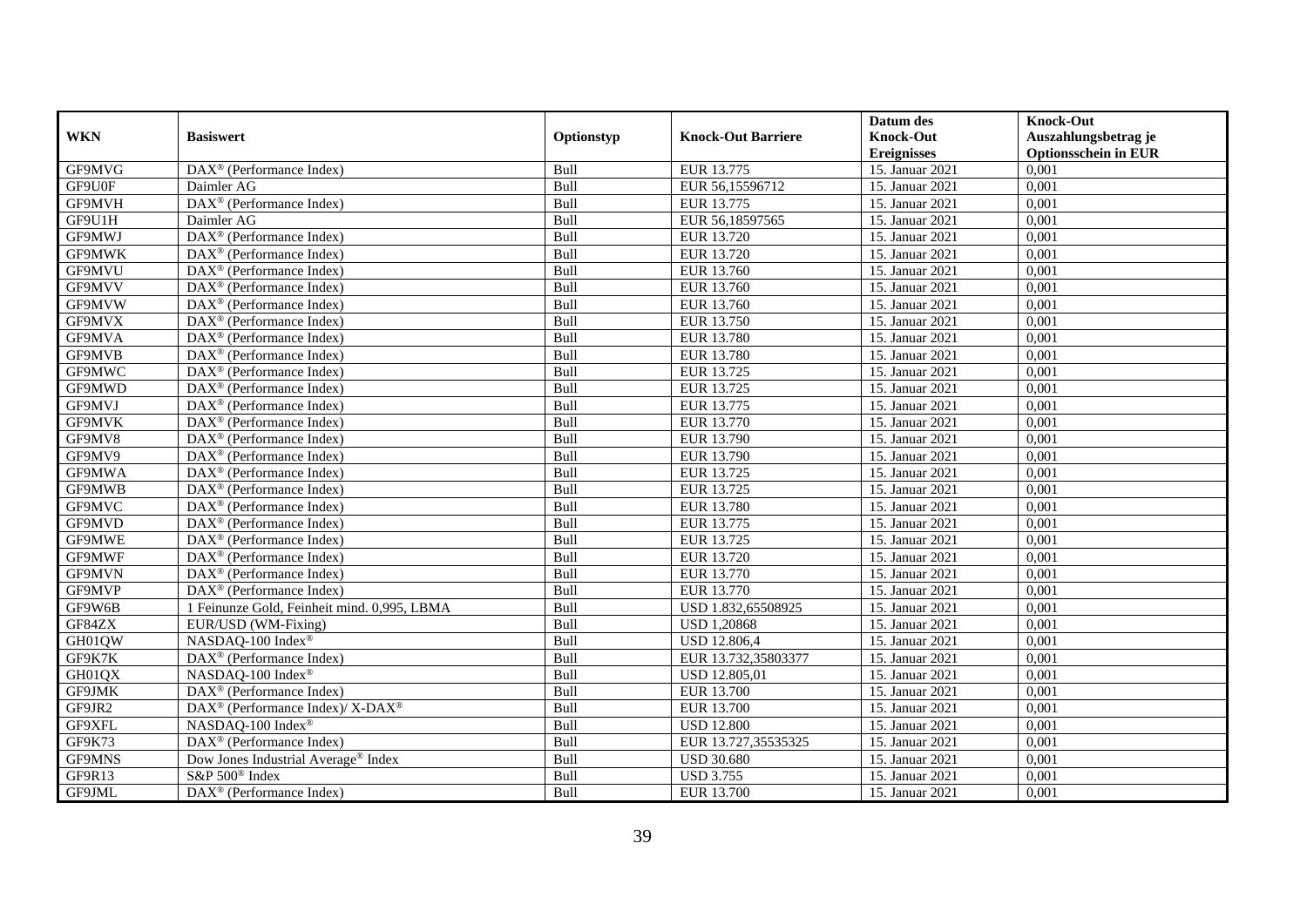| WKN | Basiswert | Optionstyp | Knock-Out Barriere | Datum des Knock-Out Ereignisses | Knock-Out Auszahlungsbetrag je Optionsschein in EUR |
|---|---|---|---|---|---|
| GF9MVG | DAX® (Performance Index) | Bull | EUR 13.775 | 15. Januar 2021 | 0,001 |
| GF9U0F | Daimler AG | Bull | EUR 56,15596712 | 15. Januar 2021 | 0,001 |
| GF9MVH | DAX® (Performance Index) | Bull | EUR 13.775 | 15. Januar 2021 | 0,001 |
| GF9U1H | Daimler AG | Bull | EUR 56,18597565 | 15. Januar 2021 | 0,001 |
| GF9MWJ | DAX® (Performance Index) | Bull | EUR 13.720 | 15. Januar 2021 | 0,001 |
| GF9MWK | DAX® (Performance Index) | Bull | EUR 13.720 | 15. Januar 2021 | 0,001 |
| GF9MVU | DAX® (Performance Index) | Bull | EUR 13.760 | 15. Januar 2021 | 0,001 |
| GF9MVV | DAX® (Performance Index) | Bull | EUR 13.760 | 15. Januar 2021 | 0,001 |
| GF9MVW | DAX® (Performance Index) | Bull | EUR 13.760 | 15. Januar 2021 | 0,001 |
| GF9MVX | DAX® (Performance Index) | Bull | EUR 13.750 | 15. Januar 2021 | 0,001 |
| GF9MVA | DAX® (Performance Index) | Bull | EUR 13.780 | 15. Januar 2021 | 0,001 |
| GF9MVB | DAX® (Performance Index) | Bull | EUR 13.780 | 15. Januar 2021 | 0,001 |
| GF9MWC | DAX® (Performance Index) | Bull | EUR 13.725 | 15. Januar 2021 | 0,001 |
| GF9MWD | DAX® (Performance Index) | Bull | EUR 13.725 | 15. Januar 2021 | 0,001 |
| GF9MVJ | DAX® (Performance Index) | Bull | EUR 13.775 | 15. Januar 2021 | 0,001 |
| GF9MVK | DAX® (Performance Index) | Bull | EUR 13.770 | 15. Januar 2021 | 0,001 |
| GF9MV8 | DAX® (Performance Index) | Bull | EUR 13.790 | 15. Januar 2021 | 0,001 |
| GF9MV9 | DAX® (Performance Index) | Bull | EUR 13.790 | 15. Januar 2021 | 0,001 |
| GF9MWA | DAX® (Performance Index) | Bull | EUR 13.725 | 15. Januar 2021 | 0,001 |
| GF9MWB | DAX® (Performance Index) | Bull | EUR 13.725 | 15. Januar 2021 | 0,001 |
| GF9MVC | DAX® (Performance Index) | Bull | EUR 13.780 | 15. Januar 2021 | 0,001 |
| GF9MVD | DAX® (Performance Index) | Bull | EUR 13.775 | 15. Januar 2021 | 0,001 |
| GF9MWE | DAX® (Performance Index) | Bull | EUR 13.725 | 15. Januar 2021 | 0,001 |
| GF9MWF | DAX® (Performance Index) | Bull | EUR 13.720 | 15. Januar 2021 | 0,001 |
| GF9MVN | DAX® (Performance Index) | Bull | EUR 13.770 | 15. Januar 2021 | 0,001 |
| GF9MVP | DAX® (Performance Index) | Bull | EUR 13.770 | 15. Januar 2021 | 0,001 |
| GF9W6B | 1 Feinunze Gold, Feinheit mind. 0,995, LBMA | Bull | USD 1.832,65508925 | 15. Januar 2021 | 0,001 |
| GF84ZX | EUR/USD (WM-Fixing) | Bull | USD 1,20868 | 15. Januar 2021 | 0,001 |
| GH01QW | NASDAQ-100 Index® | Bull | USD 12.806,4 | 15. Januar 2021 | 0,001 |
| GF9K7K | DAX® (Performance Index) | Bull | EUR 13.732,35803377 | 15. Januar 2021 | 0,001 |
| GH01QX | NASDAQ-100 Index® | Bull | USD 12.805,01 | 15. Januar 2021 | 0,001 |
| GF9JMK | DAX® (Performance Index) | Bull | EUR 13.700 | 15. Januar 2021 | 0,001 |
| GF9JR2 | DAX® (Performance Index)/ X-DAX® | Bull | EUR 13.700 | 15. Januar 2021 | 0,001 |
| GF9XFL | NASDAQ-100 Index® | Bull | USD 12.800 | 15. Januar 2021 | 0,001 |
| GF9K73 | DAX® (Performance Index) | Bull | EUR 13.727,35535325 | 15. Januar 2021 | 0,001 |
| GF9MNS | Dow Jones Industrial Average® Index | Bull | USD 30.680 | 15. Januar 2021 | 0,001 |
| GF9R13 | S&P 500® Index | Bull | USD 3.755 | 15. Januar 2021 | 0,001 |
| GF9JML | DAX® (Performance Index) | Bull | EUR 13.700 | 15. Januar 2021 | 0,001 |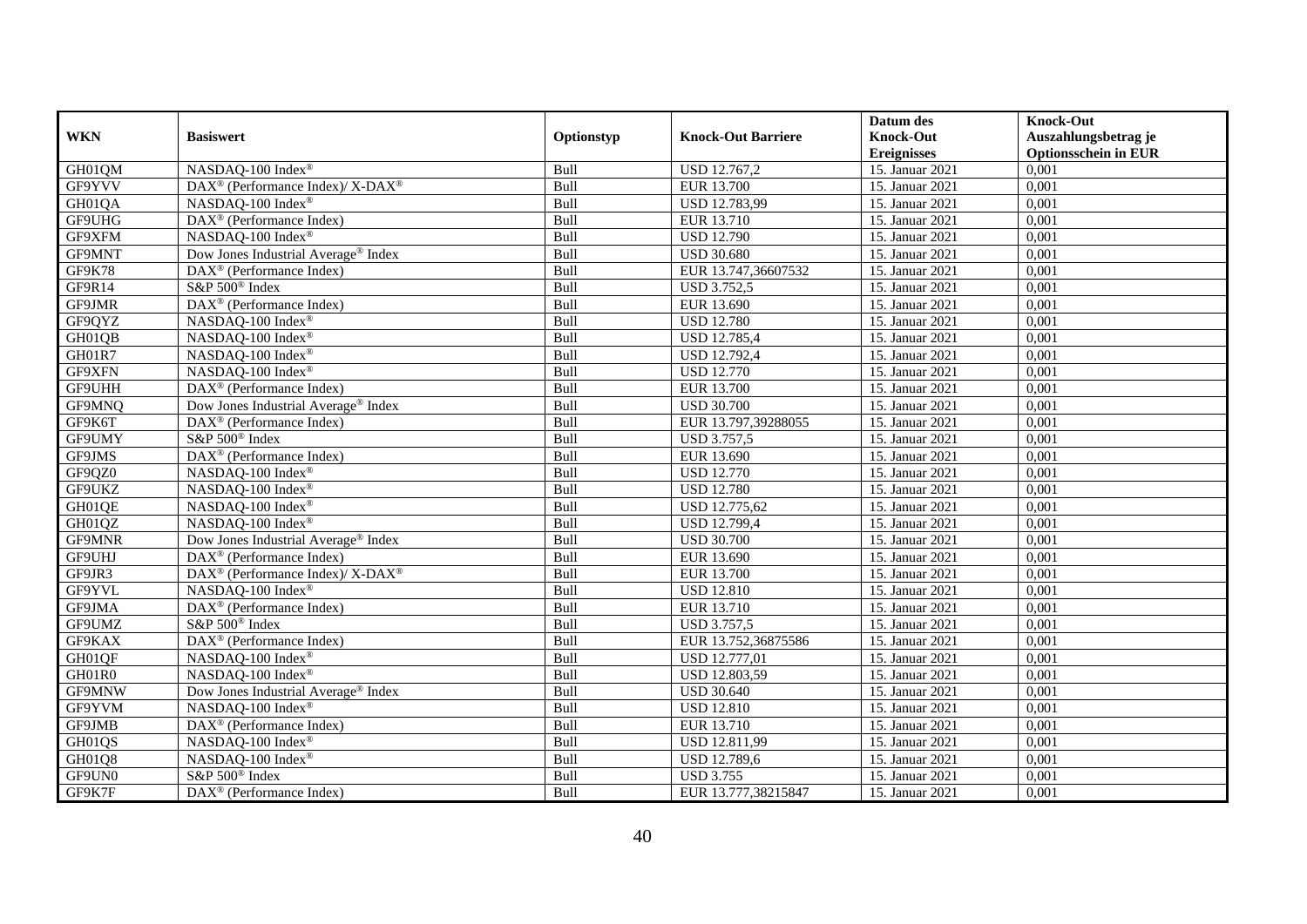| WKN | Basiswert | Optionstyp | Knock-Out Barriere | Datum des Knock-Out Ereignisses | Knock-Out Auszahlungsbetrag je Optionsschein in EUR |
|---|---|---|---|---|---|
| GH01QM | NASDAQ-100 Index® | Bull | USD 12.767,2 | 15. Januar 2021 | 0,001 |
| GF9YVV | DAX® (Performance Index)/ X-DAX® | Bull | EUR 13.700 | 15. Januar 2021 | 0,001 |
| GH01QA | NASDAQ-100 Index® | Bull | USD 12.783,99 | 15. Januar 2021 | 0,001 |
| GF9UHG | DAX® (Performance Index) | Bull | EUR 13.710 | 15. Januar 2021 | 0,001 |
| GF9XFM | NASDAQ-100 Index® | Bull | USD 12.790 | 15. Januar 2021 | 0,001 |
| GF9MNT | Dow Jones Industrial Average® Index | Bull | USD 30.680 | 15. Januar 2021 | 0,001 |
| GF9K78 | DAX® (Performance Index) | Bull | EUR 13.747,36607532 | 15. Januar 2021 | 0,001 |
| GF9R14 | S&P 500® Index | Bull | USD 3.752,5 | 15. Januar 2021 | 0,001 |
| GF9JMR | DAX® (Performance Index) | Bull | EUR 13.690 | 15. Januar 2021 | 0,001 |
| GF9QYZ | NASDAQ-100 Index® | Bull | USD 12.780 | 15. Januar 2021 | 0,001 |
| GH01QB | NASDAQ-100 Index® | Bull | USD 12.785,4 | 15. Januar 2021 | 0,001 |
| GH01R7 | NASDAQ-100 Index® | Bull | USD 12.792,4 | 15. Januar 2021 | 0,001 |
| GF9XFN | NASDAQ-100 Index® | Bull | USD 12.770 | 15. Januar 2021 | 0,001 |
| GF9UHH | DAX® (Performance Index) | Bull | EUR 13.700 | 15. Januar 2021 | 0,001 |
| GF9MNQ | Dow Jones Industrial Average® Index | Bull | USD 30.700 | 15. Januar 2021 | 0,001 |
| GF9K6T | DAX® (Performance Index) | Bull | EUR 13.797,39288055 | 15. Januar 2021 | 0,001 |
| GF9UMY | S&P 500® Index | Bull | USD 3.757,5 | 15. Januar 2021 | 0,001 |
| GF9JMS | DAX® (Performance Index) | Bull | EUR 13.690 | 15. Januar 2021 | 0,001 |
| GF9QZ0 | NASDAQ-100 Index® | Bull | USD 12.770 | 15. Januar 2021 | 0,001 |
| GF9UKZ | NASDAQ-100 Index® | Bull | USD 12.780 | 15. Januar 2021 | 0,001 |
| GH01QE | NASDAQ-100 Index® | Bull | USD 12.775,62 | 15. Januar 2021 | 0,001 |
| GH01QZ | NASDAQ-100 Index® | Bull | USD 12.799,4 | 15. Januar 2021 | 0,001 |
| GF9MNR | Dow Jones Industrial Average® Index | Bull | USD 30.700 | 15. Januar 2021 | 0,001 |
| GF9UHJ | DAX® (Performance Index) | Bull | EUR 13.690 | 15. Januar 2021 | 0,001 |
| GF9JR3 | DAX® (Performance Index)/ X-DAX® | Bull | EUR 13.700 | 15. Januar 2021 | 0,001 |
| GF9YVL | NASDAQ-100 Index® | Bull | USD 12.810 | 15. Januar 2021 | 0,001 |
| GF9JMA | DAX® (Performance Index) | Bull | EUR 13.710 | 15. Januar 2021 | 0,001 |
| GF9UMZ | S&P 500® Index | Bull | USD 3.757,5 | 15. Januar 2021 | 0,001 |
| GF9KAX | DAX® (Performance Index) | Bull | EUR 13.752,36875586 | 15. Januar 2021 | 0,001 |
| GH01QF | NASDAQ-100 Index® | Bull | USD 12.777,01 | 15. Januar 2021 | 0,001 |
| GH01R0 | NASDAQ-100 Index® | Bull | USD 12.803,59 | 15. Januar 2021 | 0,001 |
| GF9MNW | Dow Jones Industrial Average® Index | Bull | USD 30.640 | 15. Januar 2021 | 0,001 |
| GF9YVM | NASDAQ-100 Index® | Bull | USD 12.810 | 15. Januar 2021 | 0,001 |
| GF9JMB | DAX® (Performance Index) | Bull | EUR 13.710 | 15. Januar 2021 | 0,001 |
| GH01QS | NASDAQ-100 Index® | Bull | USD 12.811,99 | 15. Januar 2021 | 0,001 |
| GH01Q8 | NASDAQ-100 Index® | Bull | USD 12.789,6 | 15. Januar 2021 | 0,001 |
| GF9UN0 | S&P 500® Index | Bull | USD 3.755 | 15. Januar 2021 | 0,001 |
| GF9K7F | DAX® (Performance Index) | Bull | EUR 13.777,38215847 | 15. Januar 2021 | 0,001 |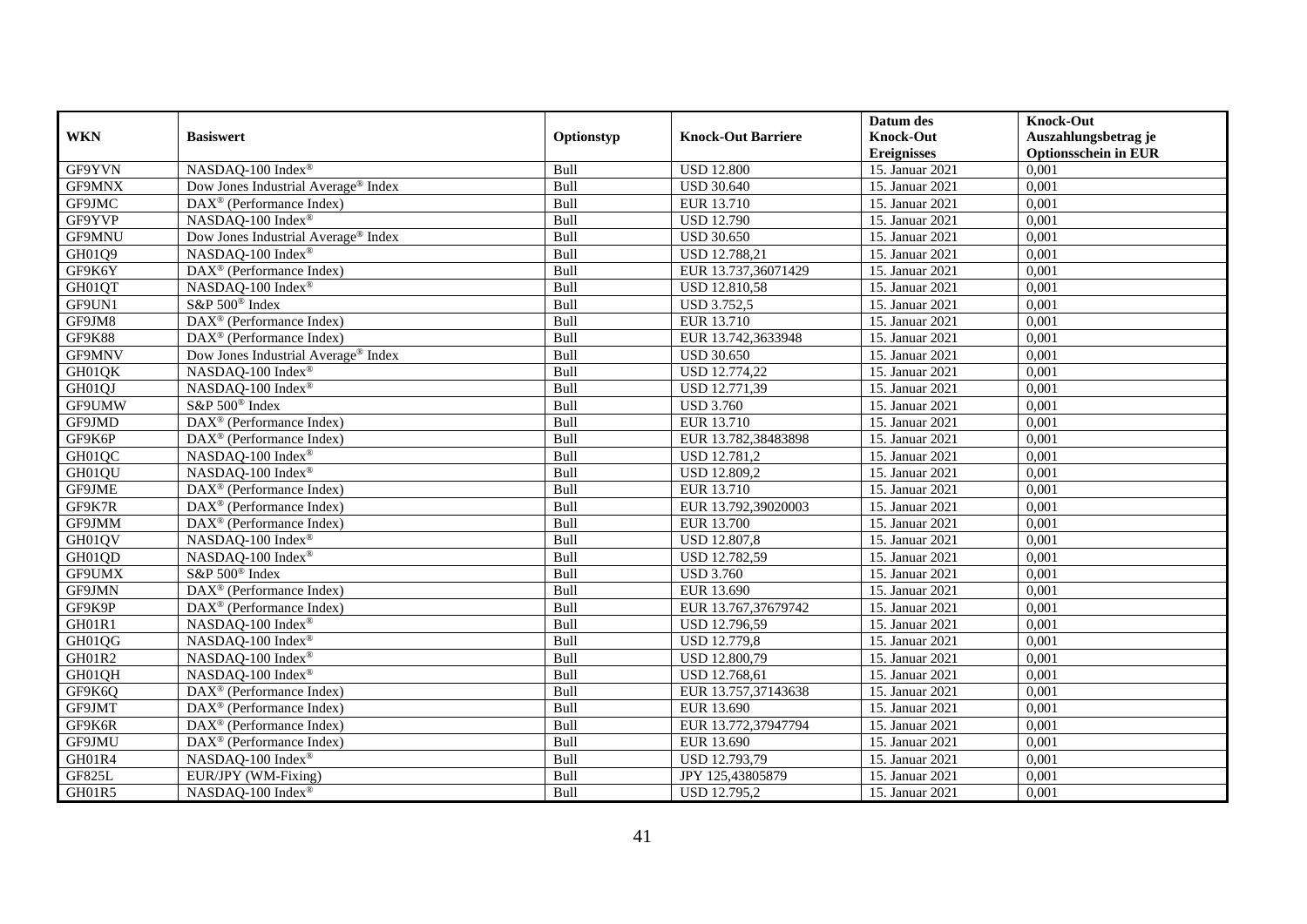| WKN | Basiswert | Optionstyp | Knock-Out Barriere | Datum des Knock-Out Ereignisses | Knock-Out Auszahlungsbetrag je Optionsschein in EUR |
|---|---|---|---|---|---|
| GF9YVN | NASDAQ-100 Index® | Bull | USD 12.800 | 15. Januar 2021 | 0,001 |
| GF9MNX | Dow Jones Industrial Average® Index | Bull | USD 30.640 | 15. Januar 2021 | 0,001 |
| GF9JMC | DAX® (Performance Index) | Bull | EUR 13.710 | 15. Januar 2021 | 0,001 |
| GF9YVP | NASDAQ-100 Index® | Bull | USD 12.790 | 15. Januar 2021 | 0,001 |
| GF9MNU | Dow Jones Industrial Average® Index | Bull | USD 30.650 | 15. Januar 2021 | 0,001 |
| GH01Q9 | NASDAQ-100 Index® | Bull | USD 12.788,21 | 15. Januar 2021 | 0,001 |
| GF9K6Y | DAX® (Performance Index) | Bull | EUR 13.737,36071429 | 15. Januar 2021 | 0,001 |
| GH01QT | NASDAQ-100 Index® | Bull | USD 12.810,58 | 15. Januar 2021 | 0,001 |
| GF9UN1 | S&P 500® Index | Bull | USD 3.752,5 | 15. Januar 2021 | 0,001 |
| GF9JM8 | DAX® (Performance Index) | Bull | EUR 13.710 | 15. Januar 2021 | 0,001 |
| GF9K88 | DAX® (Performance Index) | Bull | EUR 13.742,3633948 | 15. Januar 2021 | 0,001 |
| GF9MNV | Dow Jones Industrial Average® Index | Bull | USD 30.650 | 15. Januar 2021 | 0,001 |
| GH01QK | NASDAQ-100 Index® | Bull | USD 12.774,22 | 15. Januar 2021 | 0,001 |
| GH01QJ | NASDAQ-100 Index® | Bull | USD 12.771,39 | 15. Januar 2021 | 0,001 |
| GF9UMW | S&P 500® Index | Bull | USD 3.760 | 15. Januar 2021 | 0,001 |
| GF9JMD | DAX® (Performance Index) | Bull | EUR 13.710 | 15. Januar 2021 | 0,001 |
| GF9K6P | DAX® (Performance Index) | Bull | EUR 13.782,38483898 | 15. Januar 2021 | 0,001 |
| GH01QC | NASDAQ-100 Index® | Bull | USD 12.781,2 | 15. Januar 2021 | 0,001 |
| GH01QU | NASDAQ-100 Index® | Bull | USD 12.809,2 | 15. Januar 2021 | 0,001 |
| GF9JME | DAX® (Performance Index) | Bull | EUR 13.710 | 15. Januar 2021 | 0,001 |
| GF9K7R | DAX® (Performance Index) | Bull | EUR 13.792,39020003 | 15. Januar 2021 | 0,001 |
| GF9JMM | DAX® (Performance Index) | Bull | EUR 13.700 | 15. Januar 2021 | 0,001 |
| GH01QV | NASDAQ-100 Index® | Bull | USD 12.807,8 | 15. Januar 2021 | 0,001 |
| GH01QD | NASDAQ-100 Index® | Bull | USD 12.782,59 | 15. Januar 2021 | 0,001 |
| GF9UMX | S&P 500® Index | Bull | USD 3.760 | 15. Januar 2021 | 0,001 |
| GF9JMN | DAX® (Performance Index) | Bull | EUR 13.690 | 15. Januar 2021 | 0,001 |
| GF9K9P | DAX® (Performance Index) | Bull | EUR 13.767,37679742 | 15. Januar 2021 | 0,001 |
| GH01R1 | NASDAQ-100 Index® | Bull | USD 12.796,59 | 15. Januar 2021 | 0,001 |
| GH01QG | NASDAQ-100 Index® | Bull | USD 12.779,8 | 15. Januar 2021 | 0,001 |
| GH01R2 | NASDAQ-100 Index® | Bull | USD 12.800,79 | 15. Januar 2021 | 0,001 |
| GH01QH | NASDAQ-100 Index® | Bull | USD 12.768,61 | 15. Januar 2021 | 0,001 |
| GF9K6Q | DAX® (Performance Index) | Bull | EUR 13.757,37143638 | 15. Januar 2021 | 0,001 |
| GF9JMT | DAX® (Performance Index) | Bull | EUR 13.690 | 15. Januar 2021 | 0,001 |
| GF9K6R | DAX® (Performance Index) | Bull | EUR 13.772,37947794 | 15. Januar 2021 | 0,001 |
| GF9JMU | DAX® (Performance Index) | Bull | EUR 13.690 | 15. Januar 2021 | 0,001 |
| GH01R4 | NASDAQ-100 Index® | Bull | USD 12.793,79 | 15. Januar 2021 | 0,001 |
| GF825L | EUR/JPY (WM-Fixing) | Bull | JPY 125,43805879 | 15. Januar 2021 | 0,001 |
| GH01R5 | NASDAQ-100 Index® | Bull | USD 12.795,2 | 15. Januar 2021 | 0,001 |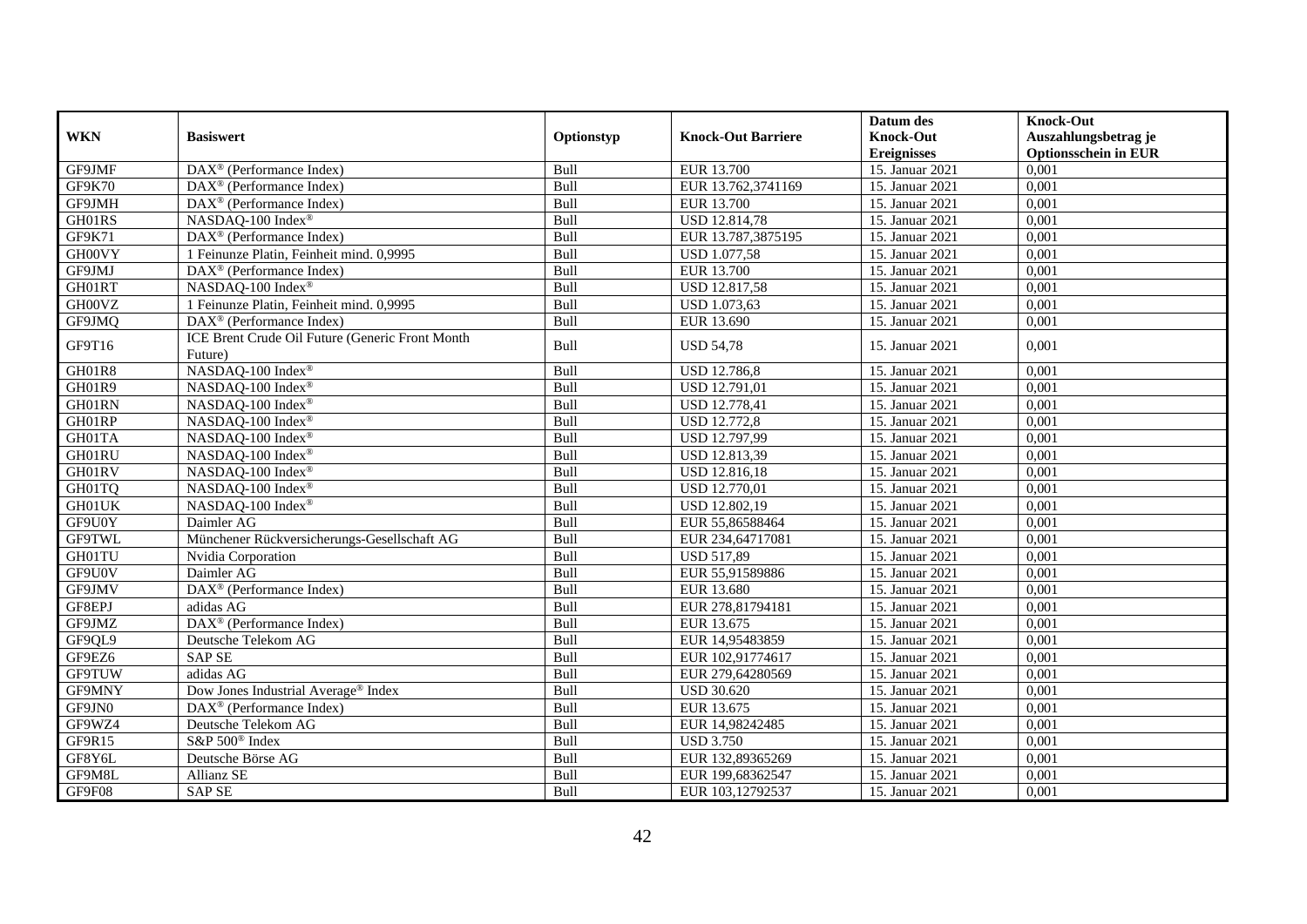| WKN | Basiswert | Optionstyp | Knock-Out Barriere | Datum des Knock-Out Ereignisses | Knock-Out Auszahlungsbetrag je Optionsschein in EUR |
|---|---|---|---|---|---|
| GF9JMF | DAX® (Performance Index) | Bull | EUR 13.700 | 15. Januar 2021 | 0,001 |
| GF9K70 | DAX® (Performance Index) | Bull | EUR 13.762,3741169 | 15. Januar 2021 | 0,001 |
| GF9JMH | DAX® (Performance Index) | Bull | EUR 13.700 | 15. Januar 2021 | 0,001 |
| GH01RS | NASDAQ-100 Index® | Bull | USD 12.814,78 | 15. Januar 2021 | 0,001 |
| GF9K71 | DAX® (Performance Index) | Bull | EUR 13.787,3875195 | 15. Januar 2021 | 0,001 |
| GH00VY | 1 Feinunze Platin, Feinheit mind. 0,9995 | Bull | USD 1.077,58 | 15. Januar 2021 | 0,001 |
| GF9JMJ | DAX® (Performance Index) | Bull | EUR 13.700 | 15. Januar 2021 | 0,001 |
| GH01RT | NASDAQ-100 Index® | Bull | USD 12.817,58 | 15. Januar 2021 | 0,001 |
| GH00VZ | 1 Feinunze Platin, Feinheit mind. 0,9995 | Bull | USD 1.073,63 | 15. Januar 2021 | 0,001 |
| GF9JMQ | DAX® (Performance Index) | Bull | EUR 13.690 | 15. Januar 2021 | 0,001 |
| GF9T16 | ICE Brent Crude Oil Future (Generic Front Month Future) | Bull | USD 54,78 | 15. Januar 2021 | 0,001 |
| GH01R8 | NASDAQ-100 Index® | Bull | USD 12.786,8 | 15. Januar 2021 | 0,001 |
| GH01R9 | NASDAQ-100 Index® | Bull | USD 12.791,01 | 15. Januar 2021 | 0,001 |
| GH01RN | NASDAQ-100 Index® | Bull | USD 12.778,41 | 15. Januar 2021 | 0,001 |
| GH01RP | NASDAQ-100 Index® | Bull | USD 12.772,8 | 15. Januar 2021 | 0,001 |
| GH01TA | NASDAQ-100 Index® | Bull | USD 12.797,99 | 15. Januar 2021 | 0,001 |
| GH01RU | NASDAQ-100 Index® | Bull | USD 12.813,39 | 15. Januar 2021 | 0,001 |
| GH01RV | NASDAQ-100 Index® | Bull | USD 12.816,18 | 15. Januar 2021 | 0,001 |
| GH01TQ | NASDAQ-100 Index® | Bull | USD 12.770,01 | 15. Januar 2021 | 0,001 |
| GH01UK | NASDAQ-100 Index® | Bull | USD 12.802,19 | 15. Januar 2021 | 0,001 |
| GF9U0Y | Daimler AG | Bull | EUR 55,86588464 | 15. Januar 2021 | 0,001 |
| GF9TWL | Münchener Rückversicherungs-Gesellschaft AG | Bull | EUR 234,64717081 | 15. Januar 2021 | 0,001 |
| GH01TU | Nvidia Corporation | Bull | USD 517,89 | 15. Januar 2021 | 0,001 |
| GF9U0V | Daimler AG | Bull | EUR 55,91589886 | 15. Januar 2021 | 0,001 |
| GF9JMV | DAX® (Performance Index) | Bull | EUR 13.680 | 15. Januar 2021 | 0,001 |
| GF8EPJ | adidas AG | Bull | EUR 278,81794181 | 15. Januar 2021 | 0,001 |
| GF9JMZ | DAX® (Performance Index) | Bull | EUR 13.675 | 15. Januar 2021 | 0,001 |
| GF9QL9 | Deutsche Telekom AG | Bull | EUR 14,95483859 | 15. Januar 2021 | 0,001 |
| GF9EZ6 | SAP SE | Bull | EUR 102,91774617 | 15. Januar 2021 | 0,001 |
| GF9TUW | adidas AG | Bull | EUR 279,64280569 | 15. Januar 2021 | 0,001 |
| GF9MNY | Dow Jones Industrial Average® Index | Bull | USD 30.620 | 15. Januar 2021 | 0,001 |
| GF9JN0 | DAX® (Performance Index) | Bull | EUR 13.675 | 15. Januar 2021 | 0,001 |
| GF9WZ4 | Deutsche Telekom AG | Bull | EUR 14,98242485 | 15. Januar 2021 | 0,001 |
| GF9R15 | S&P 500® Index | Bull | USD 3.750 | 15. Januar 2021 | 0,001 |
| GF8Y6L | Deutsche Börse AG | Bull | EUR 132,89365269 | 15. Januar 2021 | 0,001 |
| GF9M8L | Allianz SE | Bull | EUR 199,68362547 | 15. Januar 2021 | 0,001 |
| GF9F08 | SAP SE | Bull | EUR 103,12792537 | 15. Januar 2021 | 0,001 |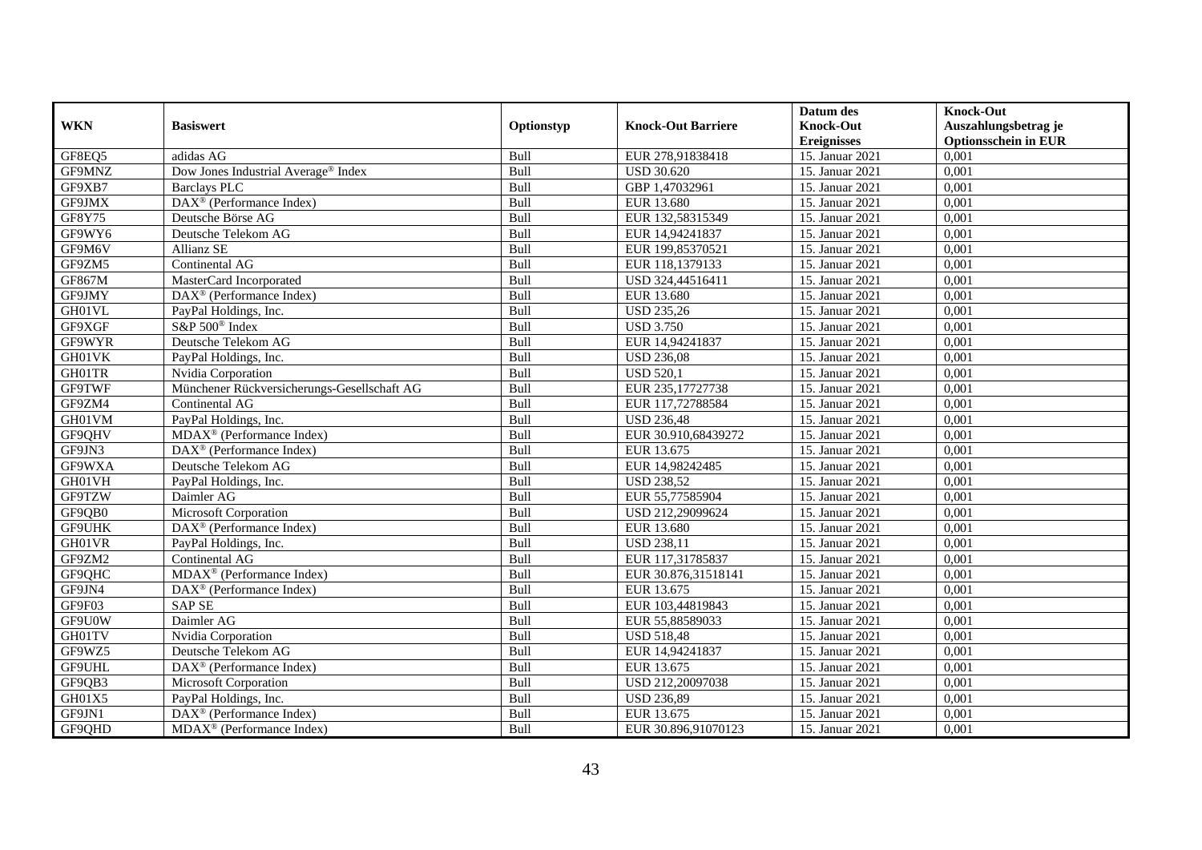| WKN | Basiswert | Optionstyp | Knock-Out Barriere | Datum des Knock-Out Ereignisses | Knock-Out Auszahlungsbetrag je Optionsschein in EUR |
|---|---|---|---|---|---|
| GF8EQ5 | adidas AG | Bull | EUR 278,91838418 | 15. Januar 2021 | 0,001 |
| GF9MNZ | Dow Jones Industrial Average® Index | Bull | USD 30.620 | 15. Januar 2021 | 0,001 |
| GF9XB7 | Barclays PLC | Bull | GBP 1,47032961 | 15. Januar 2021 | 0,001 |
| GF9JMX | DAX® (Performance Index) | Bull | EUR 13.680 | 15. Januar 2021 | 0,001 |
| GF8Y75 | Deutsche Börse AG | Bull | EUR 132,58315349 | 15. Januar 2021 | 0,001 |
| GF9WY6 | Deutsche Telekom AG | Bull | EUR 14,94241837 | 15. Januar 2021 | 0,001 |
| GF9M6V | Allianz SE | Bull | EUR 199,85370521 | 15. Januar 2021 | 0,001 |
| GF9ZM5 | Continental AG | Bull | EUR 118,1379133 | 15. Januar 2021 | 0,001 |
| GF867M | MasterCard Incorporated | Bull | USD 324,44516411 | 15. Januar 2021 | 0,001 |
| GF9JMY | DAX® (Performance Index) | Bull | EUR 13.680 | 15. Januar 2021 | 0,001 |
| GH01VL | PayPal Holdings, Inc. | Bull | USD 235,26 | 15. Januar 2021 | 0,001 |
| GF9XGF | S&P 500® Index | Bull | USD 3.750 | 15. Januar 2021 | 0,001 |
| GF9WYR | Deutsche Telekom AG | Bull | EUR 14,94241837 | 15. Januar 2021 | 0,001 |
| GH01VK | PayPal Holdings, Inc. | Bull | USD 236,08 | 15. Januar 2021 | 0,001 |
| GH01TR | Nvidia Corporation | Bull | USD 520,1 | 15. Januar 2021 | 0,001 |
| GF9TWF | Münchener Rückversicherungs-Gesellschaft AG | Bull | EUR 235,17727738 | 15. Januar 2021 | 0,001 |
| GF9ZM4 | Continental AG | Bull | EUR 117,72788584 | 15. Januar 2021 | 0,001 |
| GH01VM | PayPal Holdings, Inc. | Bull | USD 236,48 | 15. Januar 2021 | 0,001 |
| GF9QHV | MDAX® (Performance Index) | Bull | EUR 30.910,68439272 | 15. Januar 2021 | 0,001 |
| GF9JN3 | DAX® (Performance Index) | Bull | EUR 13.675 | 15. Januar 2021 | 0,001 |
| GF9WXA | Deutsche Telekom AG | Bull | EUR 14,98242485 | 15. Januar 2021 | 0,001 |
| GH01VH | PayPal Holdings, Inc. | Bull | USD 238,52 | 15. Januar 2021 | 0,001 |
| GF9TZW | Daimler AG | Bull | EUR 55,77585904 | 15. Januar 2021 | 0,001 |
| GF9QB0 | Microsoft Corporation | Bull | USD 212,29099624 | 15. Januar 2021 | 0,001 |
| GF9UHK | DAX® (Performance Index) | Bull | EUR 13.680 | 15. Januar 2021 | 0,001 |
| GH01VR | PayPal Holdings, Inc. | Bull | USD 238,11 | 15. Januar 2021 | 0,001 |
| GF9ZM2 | Continental AG | Bull | EUR 117,31785837 | 15. Januar 2021 | 0,001 |
| GF9QHC | MDAX® (Performance Index) | Bull | EUR 30.876,31518141 | 15. Januar 2021 | 0,001 |
| GF9JN4 | DAX® (Performance Index) | Bull | EUR 13.675 | 15. Januar 2021 | 0,001 |
| GF9F03 | SAP SE | Bull | EUR 103,44819843 | 15. Januar 2021 | 0,001 |
| GF9U0W | Daimler AG | Bull | EUR 55,88589033 | 15. Januar 2021 | 0,001 |
| GH01TV | Nvidia Corporation | Bull | USD 518,48 | 15. Januar 2021 | 0,001 |
| GF9WZ5 | Deutsche Telekom AG | Bull | EUR 14,94241837 | 15. Januar 2021 | 0,001 |
| GF9UHL | DAX® (Performance Index) | Bull | EUR 13.675 | 15. Januar 2021 | 0,001 |
| GF9QB3 | Microsoft Corporation | Bull | USD 212,20097038 | 15. Januar 2021 | 0,001 |
| GH01X5 | PayPal Holdings, Inc. | Bull | USD 236,89 | 15. Januar 2021 | 0,001 |
| GF9JN1 | DAX® (Performance Index) | Bull | EUR 13.675 | 15. Januar 2021 | 0,001 |
| GF9QHD | MDAX® (Performance Index) | Bull | EUR 30.896,91070123 | 15. Januar 2021 | 0,001 |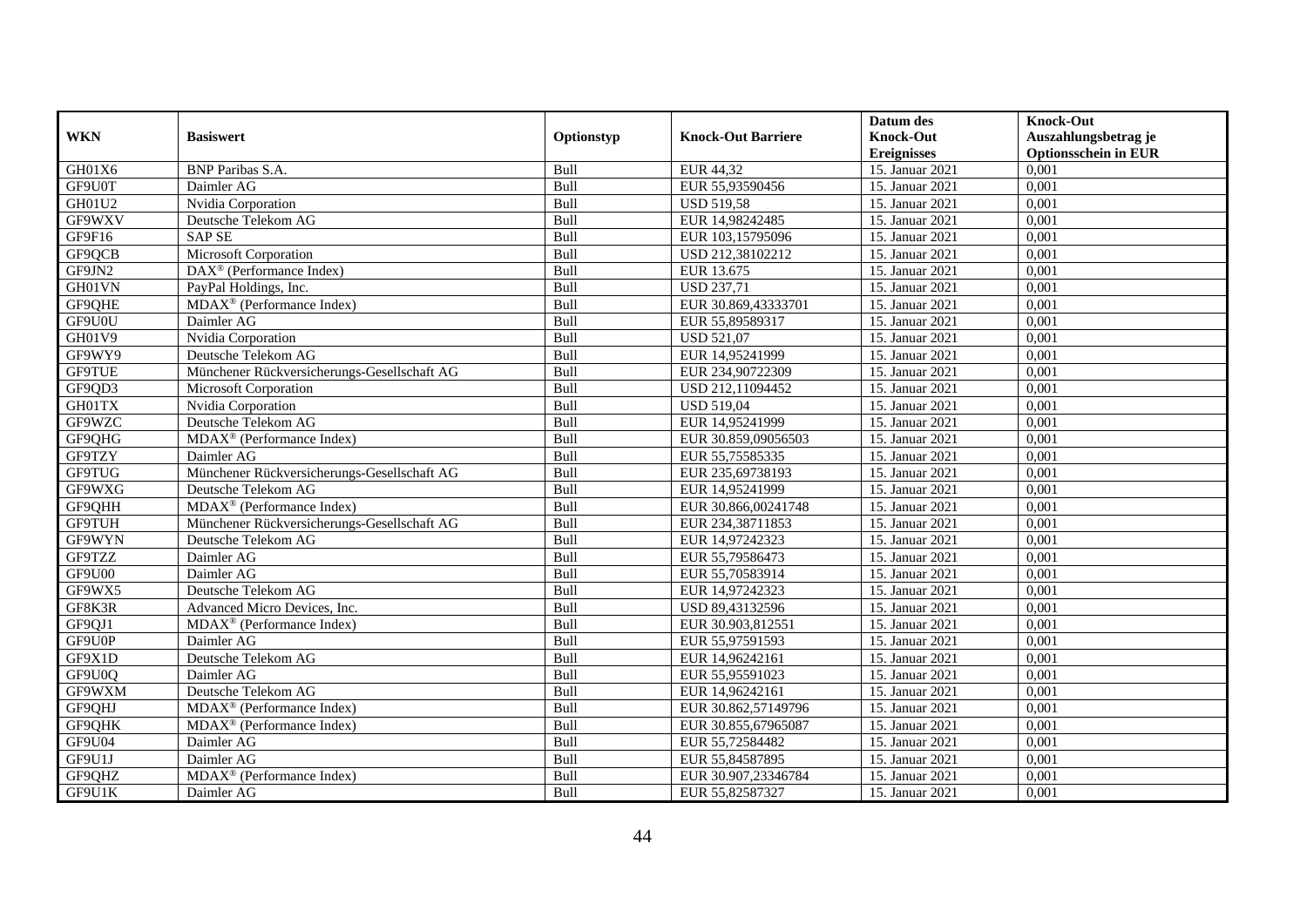| WKN | Basiswert | Optionstyp | Knock-Out Barriere | Datum des Knock-Out Ereignisses | Knock-Out Auszahlungsbetrag je Optionsschein in EUR |
|---|---|---|---|---|---|
| GH01X6 | BNP Paribas S.A. | Bull | EUR 44,32 | 15. Januar 2021 | 0,001 |
| GF9U0T | Daimler AG | Bull | EUR 55,93590456 | 15. Januar 2021 | 0,001 |
| GH01U2 | Nvidia Corporation | Bull | USD 519,58 | 15. Januar 2021 | 0,001 |
| GF9WXV | Deutsche Telekom AG | Bull | EUR 14,98242485 | 15. Januar 2021 | 0,001 |
| GF9F16 | SAP SE | Bull | EUR 103,15795096 | 15. Januar 2021 | 0,001 |
| GF9QCB | Microsoft Corporation | Bull | USD 212,38102212 | 15. Januar 2021 | 0,001 |
| GF9JN2 | DAX® (Performance Index) | Bull | EUR 13.675 | 15. Januar 2021 | 0,001 |
| GH01VN | PayPal Holdings, Inc. | Bull | USD 237,71 | 15. Januar 2021 | 0,001 |
| GF9QHE | MDAX® (Performance Index) | Bull | EUR 30.869,43333701 | 15. Januar 2021 | 0,001 |
| GF9U0U | Daimler AG | Bull | EUR 55,89589317 | 15. Januar 2021 | 0,001 |
| GH01V9 | Nvidia Corporation | Bull | USD 521,07 | 15. Januar 2021 | 0,001 |
| GF9WY9 | Deutsche Telekom AG | Bull | EUR 14,95241999 | 15. Januar 2021 | 0,001 |
| GF9TUE | Münchener Rückversicherungs-Gesellschaft AG | Bull | EUR 234,90722309 | 15. Januar 2021 | 0,001 |
| GF9QD3 | Microsoft Corporation | Bull | USD 212,11094452 | 15. Januar 2021 | 0,001 |
| GH01TX | Nvidia Corporation | Bull | USD 519,04 | 15. Januar 2021 | 0,001 |
| GF9WZC | Deutsche Telekom AG | Bull | EUR 14,95241999 | 15. Januar 2021 | 0,001 |
| GF9QHG | MDAX® (Performance Index) | Bull | EUR 30.859,09056503 | 15. Januar 2021 | 0,001 |
| GF9TZY | Daimler AG | Bull | EUR 55,75585335 | 15. Januar 2021 | 0,001 |
| GF9TUG | Münchener Rückversicherungs-Gesellschaft AG | Bull | EUR 235,69738193 | 15. Januar 2021 | 0,001 |
| GF9WXG | Deutsche Telekom AG | Bull | EUR 14,95241999 | 15. Januar 2021 | 0,001 |
| GF9QHH | MDAX® (Performance Index) | Bull | EUR 30.866,00241748 | 15. Januar 2021 | 0,001 |
| GF9TUH | Münchener Rückversicherungs-Gesellschaft AG | Bull | EUR 234,38711853 | 15. Januar 2021 | 0,001 |
| GF9WYN | Deutsche Telekom AG | Bull | EUR 14,97242323 | 15. Januar 2021 | 0,001 |
| GF9TZZ | Daimler AG | Bull | EUR 55,79586473 | 15. Januar 2021 | 0,001 |
| GF9U00 | Daimler AG | Bull | EUR 55,70583914 | 15. Januar 2021 | 0,001 |
| GF9WX5 | Deutsche Telekom AG | Bull | EUR 14,97242323 | 15. Januar 2021 | 0,001 |
| GF8K3R | Advanced Micro Devices, Inc. | Bull | USD 89,43132596 | 15. Januar 2021 | 0,001 |
| GF9QJ1 | MDAX® (Performance Index) | Bull | EUR 30.903,812551 | 15. Januar 2021 | 0,001 |
| GF9U0P | Daimler AG | Bull | EUR 55,97591593 | 15. Januar 2021 | 0,001 |
| GF9X1D | Deutsche Telekom AG | Bull | EUR 14,96242161 | 15. Januar 2021 | 0,001 |
| GF9U0Q | Daimler AG | Bull | EUR 55,95591023 | 15. Januar 2021 | 0,001 |
| GF9WXM | Deutsche Telekom AG | Bull | EUR 14,96242161 | 15. Januar 2021 | 0,001 |
| GF9QHJ | MDAX® (Performance Index) | Bull | EUR 30.862,57149796 | 15. Januar 2021 | 0,001 |
| GF9QHK | MDAX® (Performance Index) | Bull | EUR 30.855,67965087 | 15. Januar 2021 | 0,001 |
| GF9U04 | Daimler AG | Bull | EUR 55,72584482 | 15. Januar 2021 | 0,001 |
| GF9U1J | Daimler AG | Bull | EUR 55,84587895 | 15. Januar 2021 | 0,001 |
| GF9QHZ | MDAX® (Performance Index) | Bull | EUR 30.907,23346784 | 15. Januar 2021 | 0,001 |
| GF9U1K | Daimler AG | Bull | EUR 55,82587327 | 15. Januar 2021 | 0,001 |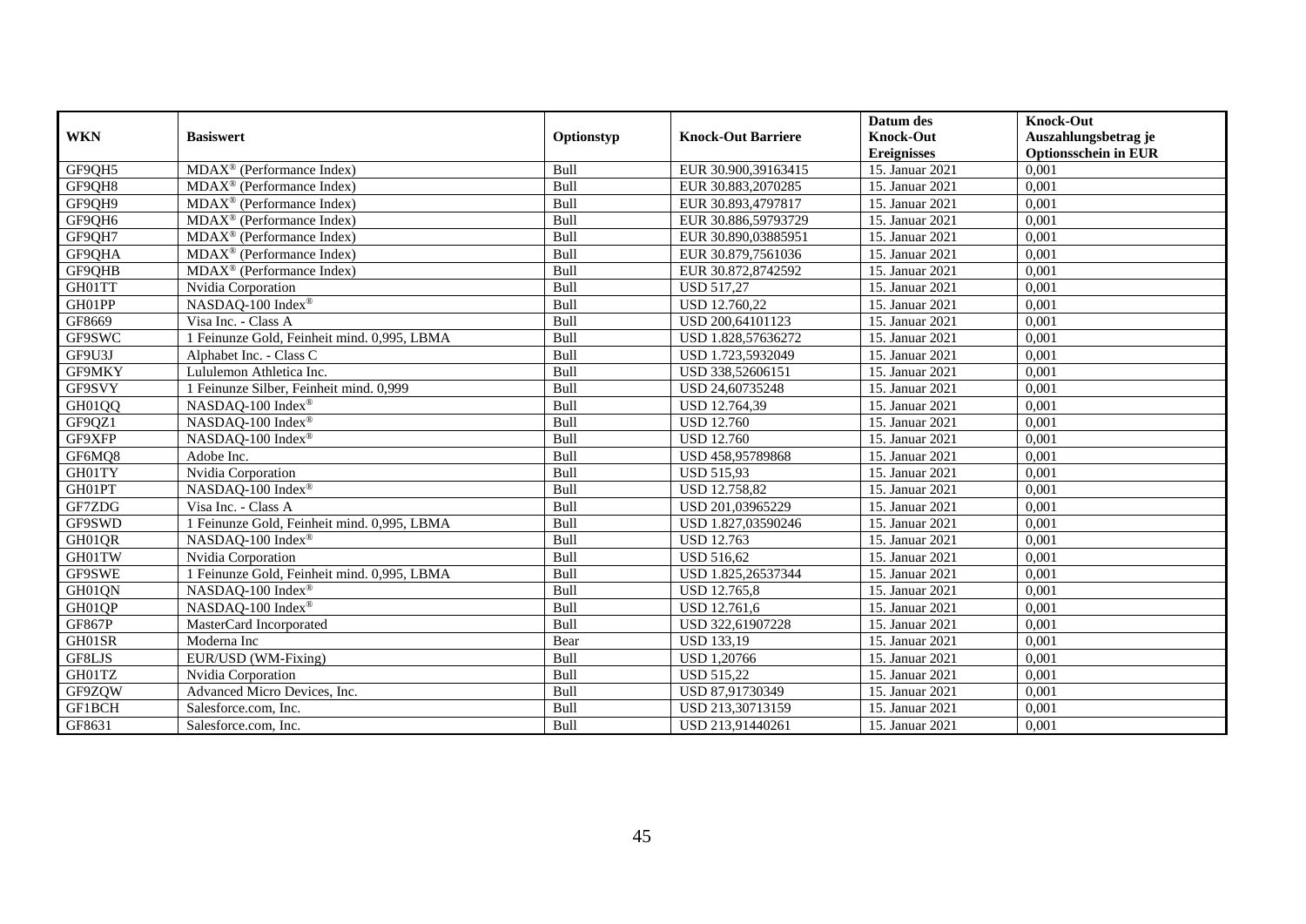| WKN | Basiswert | Optionstyp | Knock-Out Barriere | Datum des Knock-Out Ereignisses | Knock-Out Auszahlungsbetrag je Optionsschein in EUR |
|---|---|---|---|---|---|
| GF9QH5 | MDAX® (Performance Index) | Bull | EUR 30.900,39163415 | 15. Januar 2021 | 0,001 |
| GF9QH8 | MDAX® (Performance Index) | Bull | EUR 30.883,2070285 | 15. Januar 2021 | 0,001 |
| GF9QH9 | MDAX® (Performance Index) | Bull | EUR 30.893,4797817 | 15. Januar 2021 | 0,001 |
| GF9QH6 | MDAX® (Performance Index) | Bull | EUR 30.886,59793729 | 15. Januar 2021 | 0,001 |
| GF9QH7 | MDAX® (Performance Index) | Bull | EUR 30.890,03885951 | 15. Januar 2021 | 0,001 |
| GF9QHA | MDAX® (Performance Index) | Bull | EUR 30.879,7561036 | 15. Januar 2021 | 0,001 |
| GF9QHB | MDAX® (Performance Index) | Bull | EUR 30.872,8742592 | 15. Januar 2021 | 0,001 |
| GH01TT | Nvidia Corporation | Bull | USD 517,27 | 15. Januar 2021 | 0,001 |
| GH01PP | NASDAQ-100 Index® | Bull | USD 12.760,22 | 15. Januar 2021 | 0,001 |
| GF8669 | Visa Inc. - Class A | Bull | USD 200,64101123 | 15. Januar 2021 | 0,001 |
| GF9SWC | 1 Feinunze Gold, Feinheit mind. 0,995, LBMA | Bull | USD 1.828,57636272 | 15. Januar 2021 | 0,001 |
| GF9U3J | Alphabet Inc. - Class C | Bull | USD 1.723,5932049 | 15. Januar 2021 | 0,001 |
| GF9MKY | Lululemon Athletica Inc. | Bull | USD 338,52606151 | 15. Januar 2021 | 0,001 |
| GF9SVY | 1 Feinunze Silber, Feinheit mind. 0,999 | Bull | USD 24,60735248 | 15. Januar 2021 | 0,001 |
| GH01QQ | NASDAQ-100 Index® | Bull | USD 12.764,39 | 15. Januar 2021 | 0,001 |
| GF9QZ1 | NASDAQ-100 Index® | Bull | USD 12.760 | 15. Januar 2021 | 0,001 |
| GF9XFP | NASDAQ-100 Index® | Bull | USD 12.760 | 15. Januar 2021 | 0,001 |
| GF6MQ8 | Adobe Inc. | Bull | USD 458,95789868 | 15. Januar 2021 | 0,001 |
| GH01TY | Nvidia Corporation | Bull | USD 515,93 | 15. Januar 2021 | 0,001 |
| GH01PT | NASDAQ-100 Index® | Bull | USD 12.758,82 | 15. Januar 2021 | 0,001 |
| GF7ZDG | Visa Inc. - Class A | Bull | USD 201,03965229 | 15. Januar 2021 | 0,001 |
| GF9SWD | 1 Feinunze Gold, Feinheit mind. 0,995, LBMA | Bull | USD 1.827,03590246 | 15. Januar 2021 | 0,001 |
| GH01QR | NASDAQ-100 Index® | Bull | USD 12.763 | 15. Januar 2021 | 0,001 |
| GH01TW | Nvidia Corporation | Bull | USD 516,62 | 15. Januar 2021 | 0,001 |
| GF9SWE | 1 Feinunze Gold, Feinheit mind. 0,995, LBMA | Bull | USD 1.825,26537344 | 15. Januar 2021 | 0,001 |
| GH01QN | NASDAQ-100 Index® | Bull | USD 12.765,8 | 15. Januar 2021 | 0,001 |
| GH01QP | NASDAQ-100 Index® | Bull | USD 12.761,6 | 15. Januar 2021 | 0,001 |
| GF867P | MasterCard Incorporated | Bull | USD 322,61907228 | 15. Januar 2021 | 0,001 |
| GH01SR | Moderna Inc | Bear | USD 133,19 | 15. Januar 2021 | 0,001 |
| GF8LJS | EUR/USD (WM-Fixing) | Bull | USD 1,20766 | 15. Januar 2021 | 0,001 |
| GH01TZ | Nvidia Corporation | Bull | USD 515,22 | 15. Januar 2021 | 0,001 |
| GF9ZQW | Advanced Micro Devices, Inc. | Bull | USD 87,91730349 | 15. Januar 2021 | 0,001 |
| GF1BCH | Salesforce.com, Inc. | Bull | USD 213,30713159 | 15. Januar 2021 | 0,001 |
| GF8631 | Salesforce.com, Inc. | Bull | USD 213,91440261 | 15. Januar 2021 | 0,001 |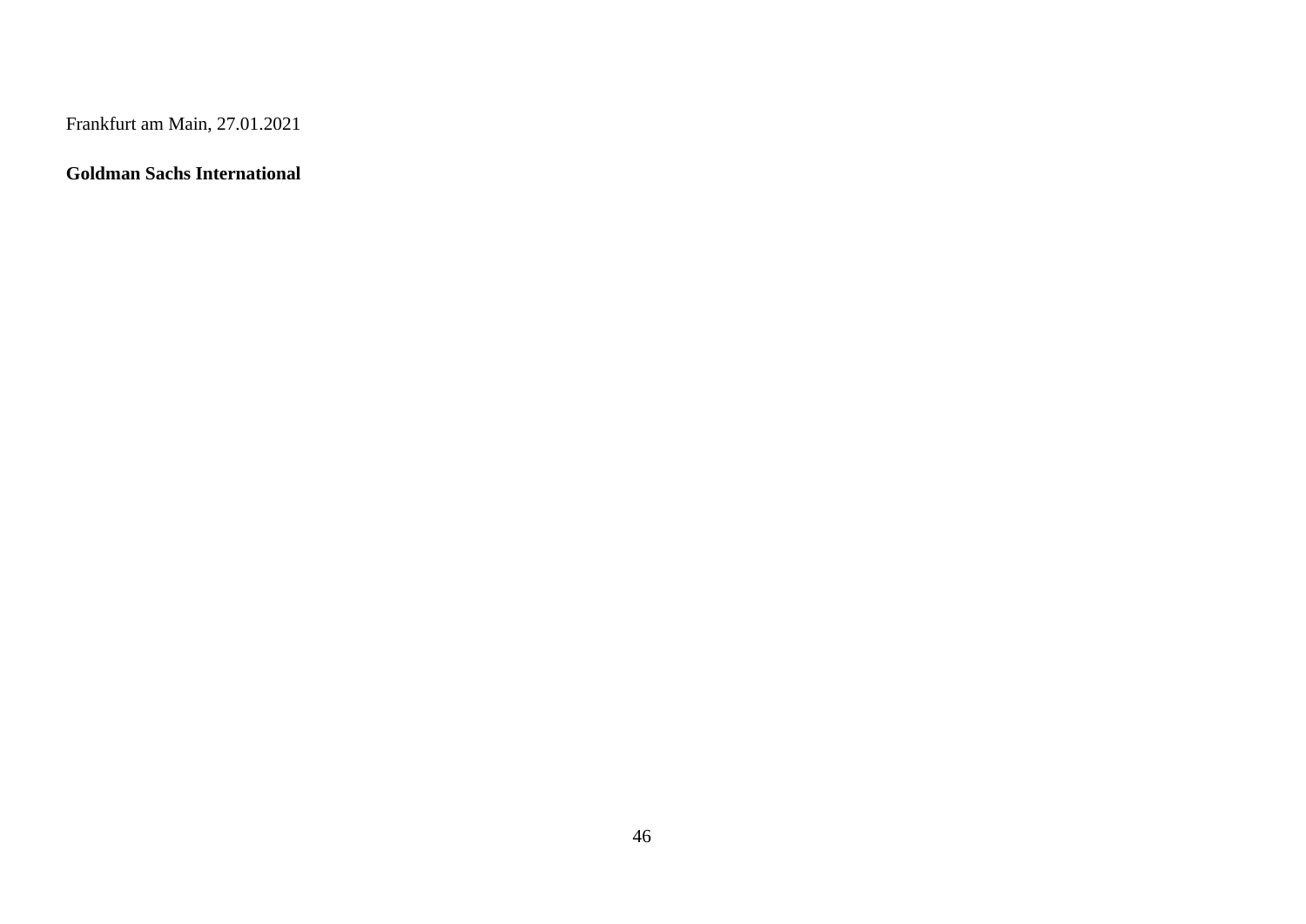Frankfurt am Main, 27.01.2021

**Goldman Sachs International**